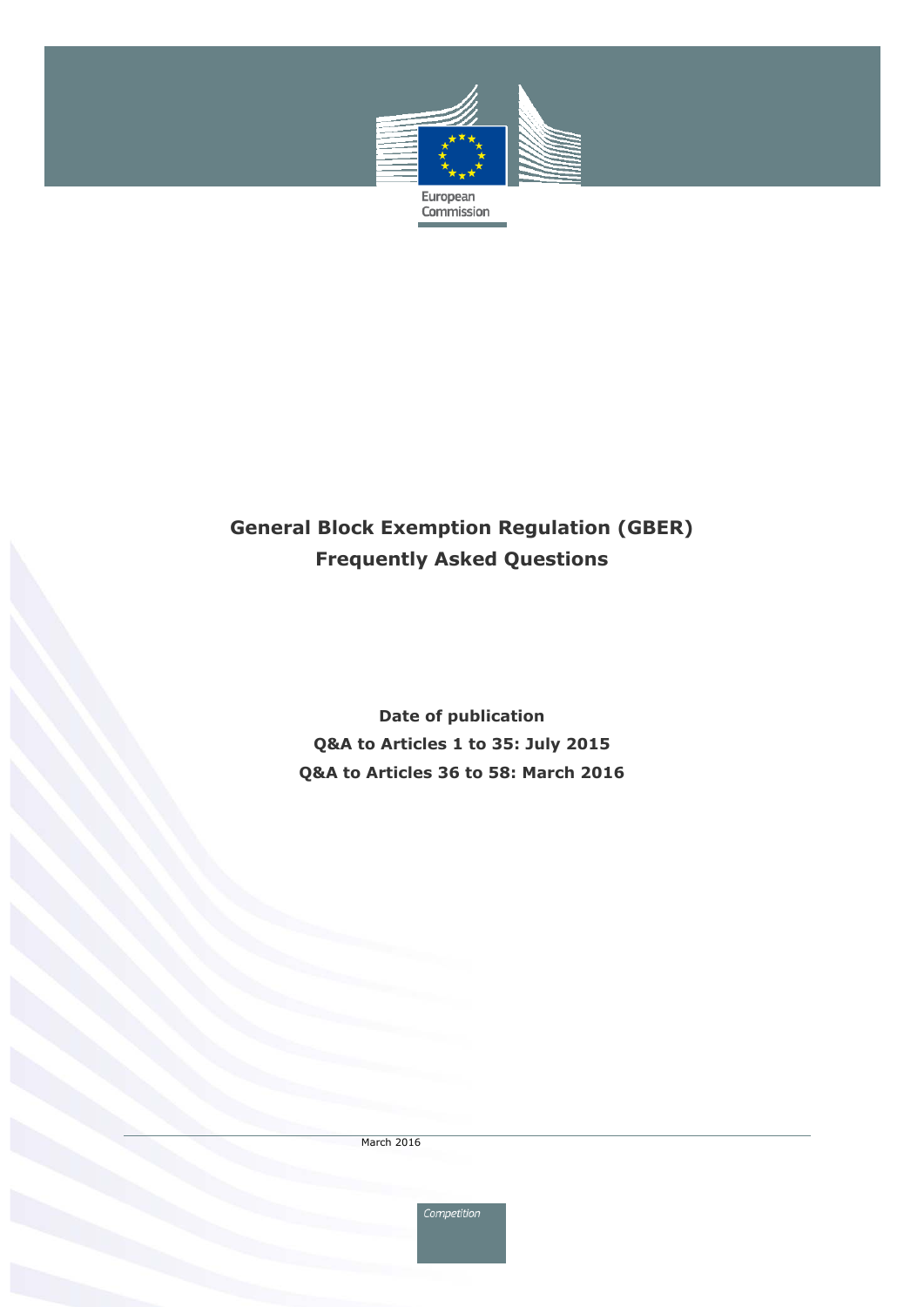European Commission

# General Block Exemption Regulation (GBER)
# Frequently Asked Questions

**Date of publication**

**Q&A to Articles 1 to 35: July 2015**

**Q&A to Articles 36 to 58: March 2016**

March 2016

Competition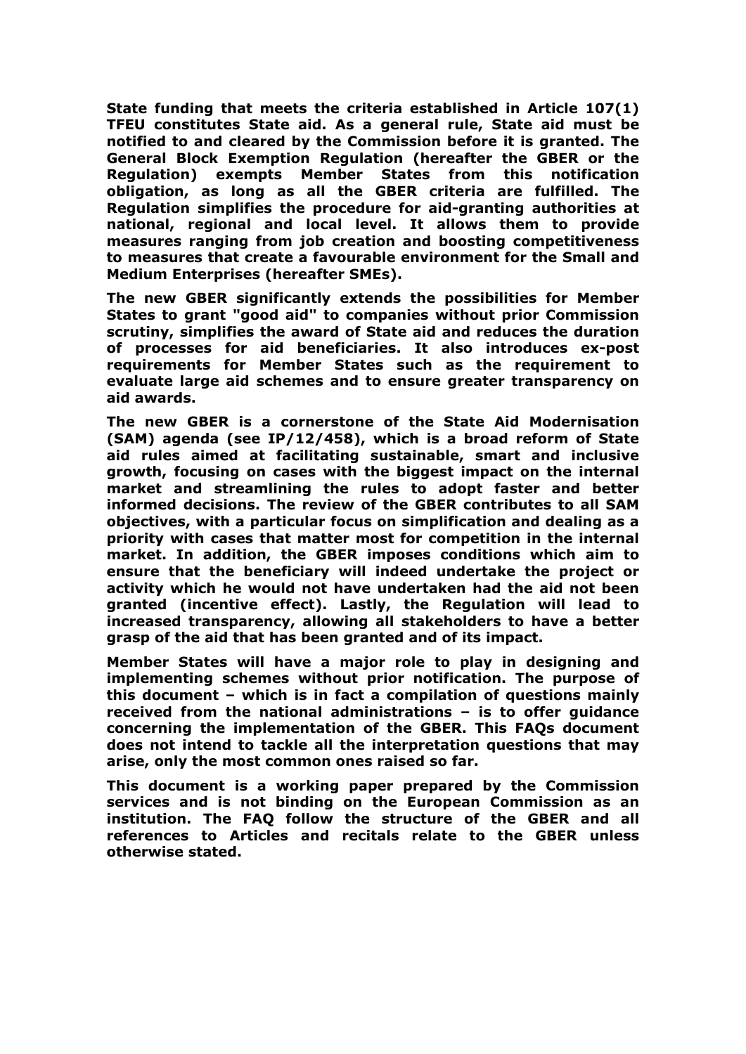**State funding that meets the criteria established in Article 107(1) TFEU constitutes State aid. As a general rule, State aid must be notified to and cleared by the Commission before it is granted. The General Block Exemption Regulation (hereafter the GBER or the Regulation) exempts Member States from this notification obligation, as long as all the GBER criteria are fulfilled. The Regulation simplifies the procedure for aid-granting authorities at national, regional and local level. It allows them to provide measures ranging from job creation and boosting competitiveness to measures that create a favourable environment for the Small and Medium Enterprises (hereafter SMEs).**

**The new GBER significantly extends the possibilities for Member States to grant "good aid" to companies without prior Commission scrutiny, simplifies the award of State aid and reduces the duration of processes for aid beneficiaries. It also introduces ex-post requirements for Member States such as the requirement to evaluate large aid schemes and to ensure greater transparency on aid awards.**

**The new GBER is a cornerstone of the State Aid Modernisation (SAM) agenda (see IP/12/458), which is a broad reform of State aid rules aimed at facilitating sustainable, smart and inclusive growth, focusing on cases with the biggest impact on the internal market and streamlining the rules to adopt faster and better informed decisions. The review of the GBER contributes to all SAM objectives, with a particular focus on simplification and dealing as a priority with cases that matter most for competition in the internal market. In addition, the GBER imposes conditions which aim to ensure that the beneficiary will indeed undertake the project or activity which he would not have undertaken had the aid not been granted (incentive effect). Lastly, the Regulation will lead to increased transparency, allowing all stakeholders to have a better grasp of the aid that has been granted and of its impact.**

**Member States will have a major role to play in designing and implementing schemes without prior notification. The purpose of this document – which is in fact a compilation of questions mainly received from the national administrations – is to offer guidance concerning the implementation of the GBER. This FAQs document does not intend to tackle all the interpretation questions that may arise, only the most common ones raised so far.**

**This document is a working paper prepared by the Commission services and is not binding on the European Commission as an institution. The FAQ follow the structure of the GBER and all references to Articles and recitals relate to the GBER unless otherwise stated.**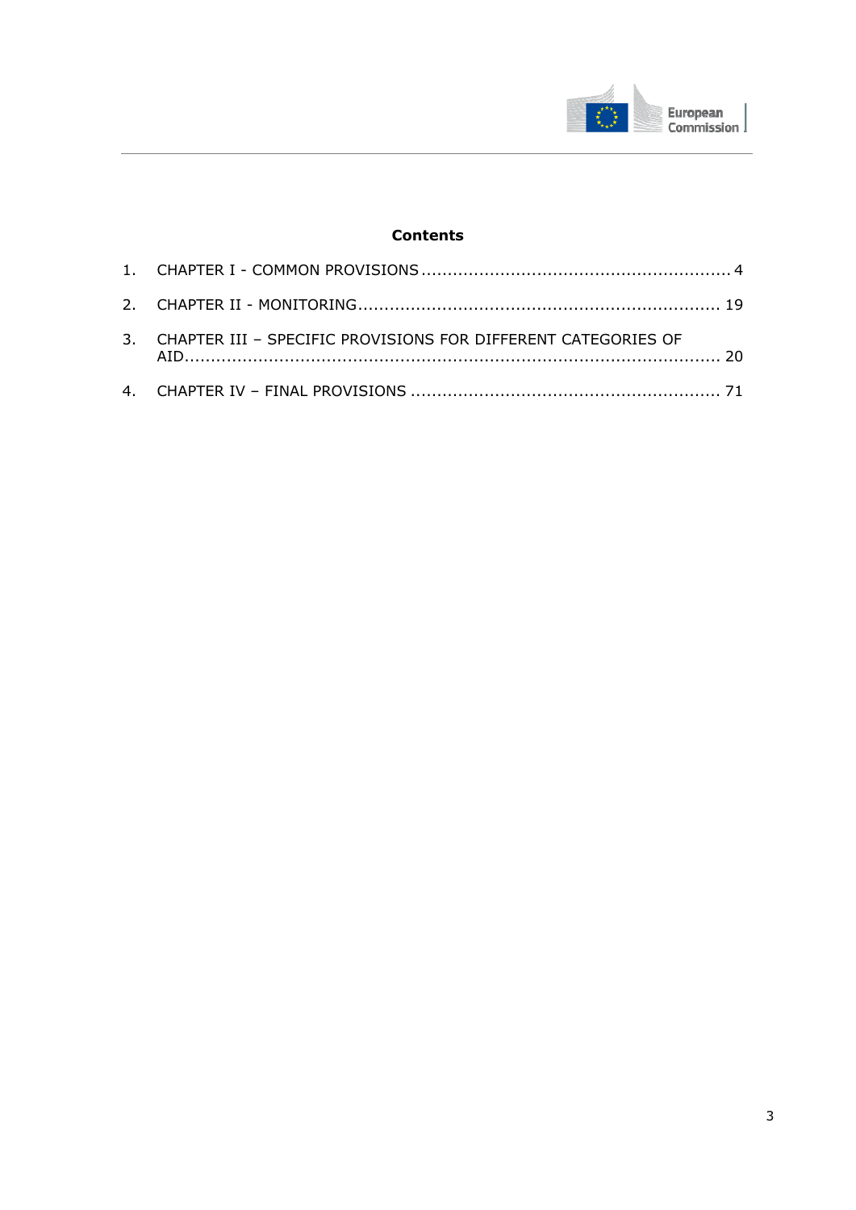**Contents**

1. CHAPTER I - COMMON PROVISIONS .......................................................... 4
2. CHAPTER II - MONITORING.................................................................... 19
3. CHAPTER III – SPECIFIC PROVISIONS FOR DIFFERENT CATEGORIES OF AID........................................................................................................ 20
4. CHAPTER IV – FINAL PROVISIONS ......................................................... 71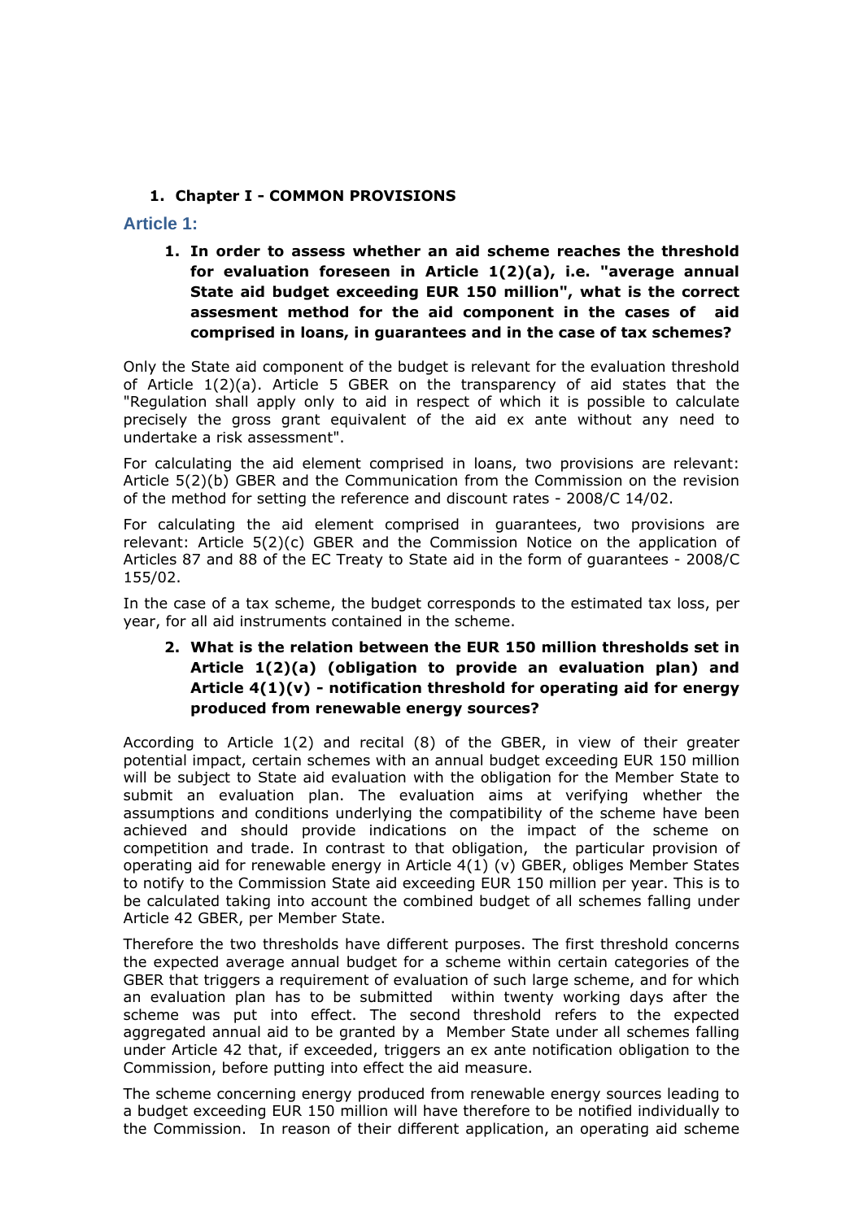1. **Chapter I - COMMON PROVISIONS**

## Article 1:

1. **In order to assess whether an aid scheme reaches the threshold for evaluation foreseen in Article 1(2)(a), i.e. "average annual State aid budget exceeding EUR 150 million", what is the correct assesment method for the aid component in the cases of aid comprised in loans, in guarantees and in the case of tax schemes?**

Only the State aid component of the budget is relevant for the evaluation threshold of Article 1(2)(a). Article 5 GBER on the transparency of aid states that the "Regulation shall apply only to aid in respect of which it is possible to calculate precisely the gross grant equivalent of the aid ex ante without any need to undertake a risk assessment".

For calculating the aid element comprised in loans, two provisions are relevant: Article 5(2)(b) GBER and the Communication from the Commission on the revision of the method for setting the reference and discount rates - 2008/C 14/02.

For calculating the aid element comprised in guarantees, two provisions are relevant: Article 5(2)(c) GBER and the Commission Notice on the application of Articles 87 and 88 of the EC Treaty to State aid in the form of guarantees - 2008/C 155/02.

In the case of a tax scheme, the budget corresponds to the estimated tax loss, per year, for all aid instruments contained in the scheme.

2. **What is the relation between the EUR 150 million thresholds set in Article 1(2)(a) (obligation to provide an evaluation plan) and Article 4(1)(v) - notification threshold for operating aid for energy produced from renewable energy sources?**

According to Article 1(2) and recital (8) of the GBER, in view of their greater potential impact, certain schemes with an annual budget exceeding EUR 150 million will be subject to State aid evaluation with the obligation for the Member State to submit an evaluation plan. The evaluation aims at verifying whether the assumptions and conditions underlying the compatibility of the scheme have been achieved and should provide indications on the impact of the scheme on competition and trade. In contrast to that obligation, the particular provision of operating aid for renewable energy in Article 4(1) (v) GBER, obliges Member States to notify to the Commission State aid exceeding EUR 150 million per year. This is to be calculated taking into account the combined budget of all schemes falling under Article 42 GBER, per Member State.

Therefore the two thresholds have different purposes. The first threshold concerns the expected average annual budget for a scheme within certain categories of the GBER that triggers a requirement of evaluation of such large scheme, and for which an evaluation plan has to be submitted within twenty working days after the scheme was put into effect. The second threshold refers to the expected aggregated annual aid to be granted by a Member State under all schemes falling under Article 42 that, if exceeded, triggers an ex ante notification obligation to the Commission, before putting into effect the aid measure.

The scheme concerning energy produced from renewable energy sources leading to a budget exceeding EUR 150 million will have therefore to be notified individually to the Commission. In reason of their different application, an operating aid scheme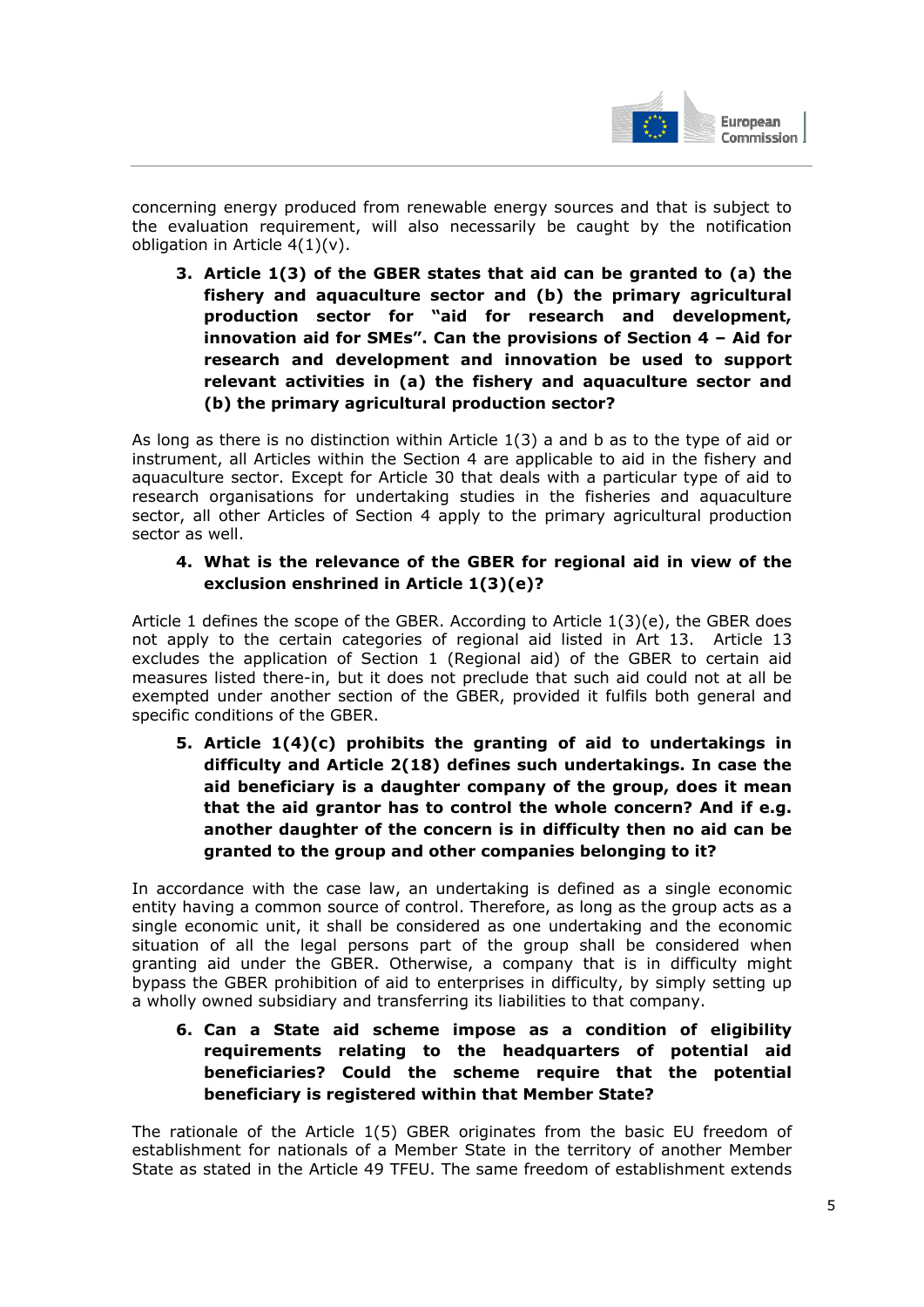concerning energy produced from renewable energy sources and that is subject to the evaluation requirement, will also necessarily be caught by the notification obligation in Article 4(1)(v).

3. **Article 1(3) of the GBER states that aid can be granted to (a) the fishery and aquaculture sector and (b) the primary agricultural production sector for "aid for research and development, innovation aid for SMEs". Can the provisions of Section 4 – Aid for research and development and innovation be used to support relevant activities in (a) the fishery and aquaculture sector and (b) the primary agricultural production sector?**

As long as there is no distinction within Article 1(3) a and b as to the type of aid or instrument, all Articles within the Section 4 are applicable to aid in the fishery and aquaculture sector. Except for Article 30 that deals with a particular type of aid to research organisations for undertaking studies in the fisheries and aquaculture sector, all other Articles of Section 4 apply to the primary agricultural production sector as well.

4. **What is the relevance of the GBER for regional aid in view of the exclusion enshrined in Article 1(3)(e)?**

Article 1 defines the scope of the GBER. According to Article 1(3)(e), the GBER does not apply to the certain categories of regional aid listed in Art 13. Article 13 excludes the application of Section 1 (Regional aid) of the GBER to certain aid measures listed there-in, but it does not preclude that such aid could not at all be exempted under another section of the GBER, provided it fulfils both general and specific conditions of the GBER.

5. **Article 1(4)(c) prohibits the granting of aid to undertakings in difficulty and Article 2(18) defines such undertakings. In case the aid beneficiary is a daughter company of the group, does it mean that the aid grantor has to control the whole concern? And if e.g. another daughter of the concern is in difficulty then no aid can be granted to the group and other companies belonging to it?**

In accordance with the case law, an undertaking is defined as a single economic entity having a common source of control. Therefore, as long as the group acts as a single economic unit, it shall be considered as one undertaking and the economic situation of all the legal persons part of the group shall be considered when granting aid under the GBER. Otherwise, a company that is in difficulty might bypass the GBER prohibition of aid to enterprises in difficulty, by simply setting up a wholly owned subsidiary and transferring its liabilities to that company.

6. **Can a State aid scheme impose as a condition of eligibility requirements relating to the headquarters of potential aid beneficiaries? Could the scheme require that the potential beneficiary is registered within that Member State?**

The rationale of the Article 1(5) GBER originates from the basic EU freedom of establishment for nationals of a Member State in the territory of another Member State as stated in the Article 49 TFEU. The same freedom of establishment extends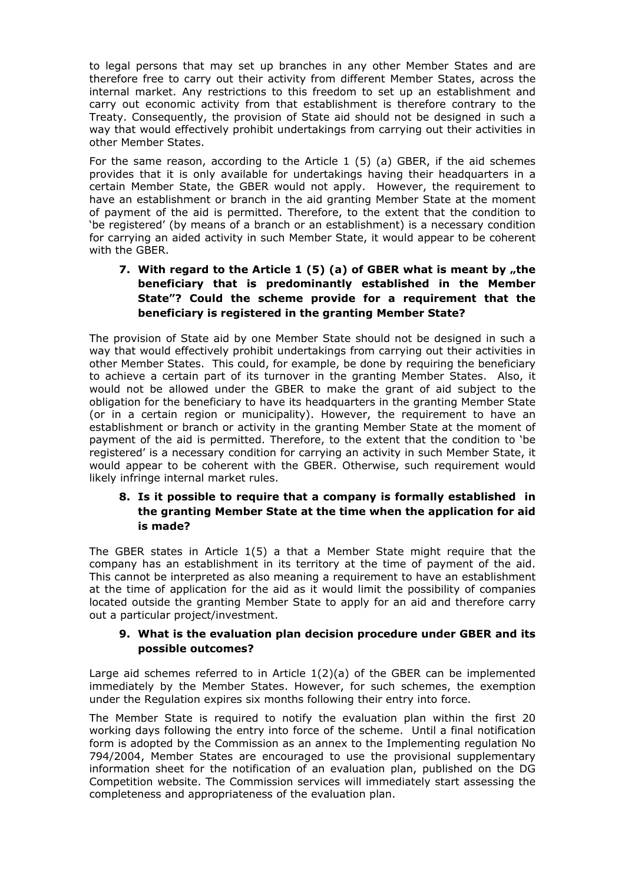to legal persons that may set up branches in any other Member States and are therefore free to carry out their activity from different Member States, across the internal market. Any restrictions to this freedom to set up an establishment and carry out economic activity from that establishment is therefore contrary to the Treaty. Consequently, the provision of State aid should not be designed in such a way that would effectively prohibit undertakings from carrying out their activities in other Member States.

For the same reason, according to the Article 1 (5) (a) GBER, if the aid schemes provides that it is only available for undertakings having their headquarters in a certain Member State, the GBER would not apply. However, the requirement to have an establishment or branch in the aid granting Member State at the moment of payment of the aid is permitted. Therefore, to the extent that the condition to 'be registered' (by means of a branch or an establishment) is a necessary condition for carrying an aided activity in such Member State, it would appear to be coherent with the GBER.

### 7. With regard to the Article 1 (5) (a) of GBER what is meant by „the beneficiary that is predominantly established in the Member State"? Could the scheme provide for a requirement that the beneficiary is registered in the granting Member State?

The provision of State aid by one Member State should not be designed in such a way that would effectively prohibit undertakings from carrying out their activities in other Member States. This could, for example, be done by requiring the beneficiary to achieve a certain part of its turnover in the granting Member States. Also, it would not be allowed under the GBER to make the grant of aid subject to the obligation for the beneficiary to have its headquarters in the granting Member State (or in a certain region or municipality). However, the requirement to have an establishment or branch or activity in the granting Member State at the moment of payment of the aid is permitted. Therefore, to the extent that the condition to 'be registered' is a necessary condition for carrying an activity in such Member State, it would appear to be coherent with the GBER. Otherwise, such requirement would likely infringe internal market rules.

### 8. Is it possible to require that a company is formally established in the granting Member State at the time when the application for aid is made?

The GBER states in Article 1(5) a that a Member State might require that the company has an establishment in its territory at the time of payment of the aid. This cannot be interpreted as also meaning a requirement to have an establishment at the time of application for the aid as it would limit the possibility of companies located outside the granting Member State to apply for an aid and therefore carry out a particular project/investment.

### 9. What is the evaluation plan decision procedure under GBER and its possible outcomes?

Large aid schemes referred to in Article 1(2)(a) of the GBER can be implemented immediately by the Member States. However, for such schemes, the exemption under the Regulation expires six months following their entry into force.

The Member State is required to notify the evaluation plan within the first 20 working days following the entry into force of the scheme. Until a final notification form is adopted by the Commission as an annex to the Implementing regulation No 794/2004, Member States are encouraged to use the provisional supplementary information sheet for the notification of an evaluation plan, published on the DG Competition website. The Commission services will immediately start assessing the completeness and appropriateness of the evaluation plan.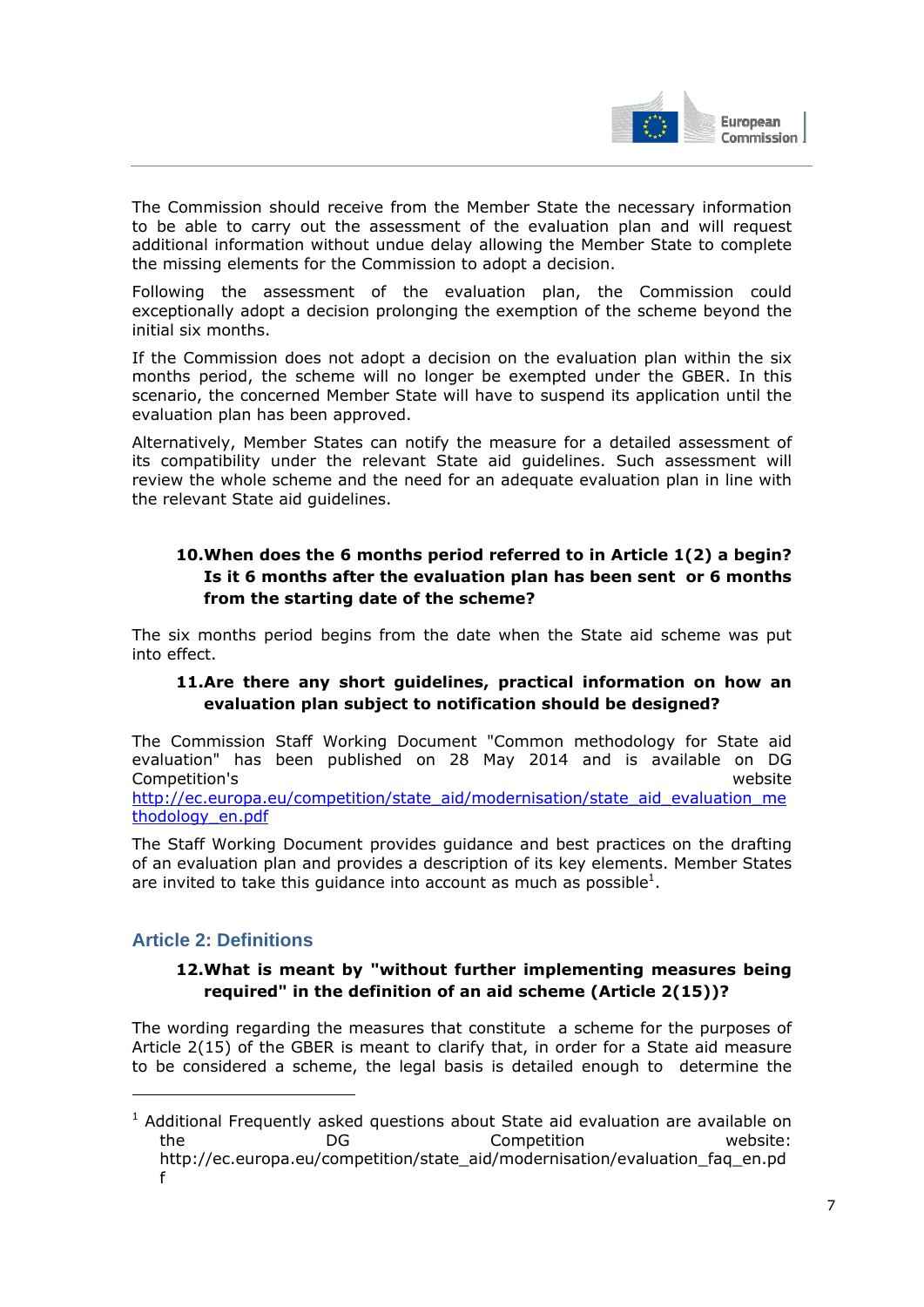The Commission should receive from the Member State the necessary information to be able to carry out the assessment of the evaluation plan and will request additional information without undue delay allowing the Member State to complete the missing elements for the Commission to adopt a decision.

Following the assessment of the evaluation plan, the Commission could exceptionally adopt a decision prolonging the exemption of the scheme beyond the initial six months.

If the Commission does not adopt a decision on the evaluation plan within the six months period, the scheme will no longer be exempted under the GBER. In this scenario, the concerned Member State will have to suspend its application until the evaluation plan has been approved.

Alternatively, Member States can notify the measure for a detailed assessment of its compatibility under the relevant State aid guidelines. Such assessment will review the whole scheme and the need for an adequate evaluation plan in line with the relevant State aid guidelines.

**10. When does the 6 months period referred to in Article 1(2) a begin? Is it 6 months after the evaluation plan has been sent or 6 months from the starting date of the scheme?**

The six months period begins from the date when the State aid scheme was put into effect.

**11. Are there any short guidelines, practical information on how an evaluation plan subject to notification should be designed?**

The Commission Staff Working Document "Common methodology for State aid evaluation" has been published on 28 May 2014 and is available on DG Competition's website http://ec.europa.eu/competition/state_aid/modernisation/state_aid_evaluation_methodology_en.pdf

The Staff Working Document provides guidance and best practices on the drafting of an evaluation plan and provides a description of its key elements. Member States are invited to take this guidance into account as much as possible[1].

## Article 2: Definitions

**12. What is meant by "without further implementing measures being required" in the definition of an aid scheme (Article 2(15))?**

The wording regarding the measures that constitute a scheme for the purposes of Article 2(15) of the GBER is meant to clarify that, in order for a State aid measure to be considered a scheme, the legal basis is detailed enough to determine the

---

[1] Additional Frequently asked questions about State aid evaluation are available on the DG Competition website: http://ec.europa.eu/competition/state_aid/modernisation/evaluation_faq_en.pdf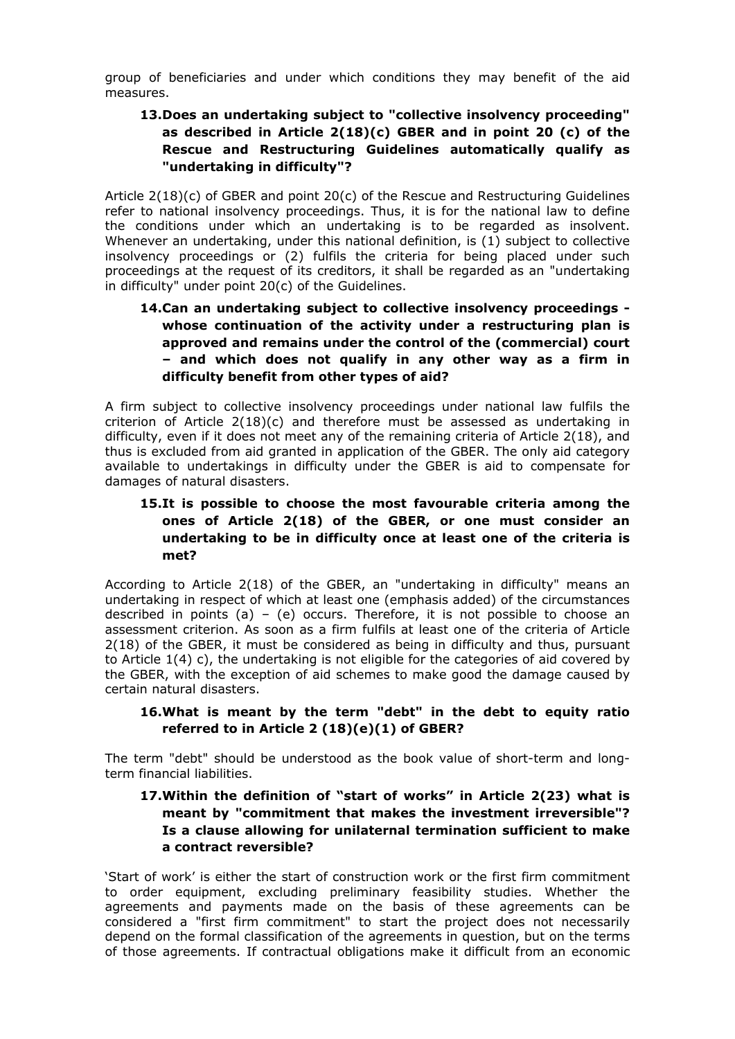group of beneficiaries and under which conditions they may benefit of the aid measures.

### 13. Does an undertaking subject to "collective insolvency proceeding" as described in Article 2(18)(c) GBER and in point 20 (c) of the Rescue and Restructuring Guidelines automatically qualify as "undertaking in difficulty"?

Article 2(18)(c) of GBER and point 20(c) of the Rescue and Restructuring Guidelines refer to national insolvency proceedings. Thus, it is for the national law to define the conditions under which an undertaking is to be regarded as insolvent. Whenever an undertaking, under this national definition, is (1) subject to collective insolvency proceedings or (2) fulfils the criteria for being placed under such proceedings at the request of its creditors, it shall be regarded as an "undertaking in difficulty" under point 20(c) of the Guidelines.

### 14. Can an undertaking subject to collective insolvency proceedings - whose continuation of the activity under a restructuring plan is approved and remains under the control of the (commercial) court – and which does not qualify in any other way as a firm in difficulty benefit from other types of aid?

A firm subject to collective insolvency proceedings under national law fulfils the criterion of Article 2(18)(c) and therefore must be assessed as undertaking in difficulty, even if it does not meet any of the remaining criteria of Article 2(18), and thus is excluded from aid granted in application of the GBER. The only aid category available to undertakings in difficulty under the GBER is aid to compensate for damages of natural disasters.

### 15. It is possible to choose the most favourable criteria among the ones of Article 2(18) of the GBER, or one must consider an undertaking to be in difficulty once at least one of the criteria is met?

According to Article 2(18) of the GBER, an "undertaking in difficulty" means an undertaking in respect of which at least one (emphasis added) of the circumstances described in points (a) – (e) occurs. Therefore, it is not possible to choose an assessment criterion. As soon as a firm fulfils at least one of the criteria of Article 2(18) of the GBER, it must be considered as being in difficulty and thus, pursuant to Article 1(4) c), the undertaking is not eligible for the categories of aid covered by the GBER, with the exception of aid schemes to make good the damage caused by certain natural disasters.

### 16. What is meant by the term "debt" in the debt to equity ratio referred to in Article 2 (18)(e)(1) of GBER?

The term "debt" should be understood as the book value of short-term and long-term financial liabilities.

### 17. Within the definition of "start of works" in Article 2(23) what is meant by "commitment that makes the investment irreversible"? Is a clause allowing for unilaternal termination sufficient to make a contract reversible?

'Start of work' is either the start of construction work or the first firm commitment to order equipment, excluding preliminary feasibility studies. Whether the agreements and payments made on the basis of these agreements can be considered a "first firm commitment" to start the project does not necessarily depend on the formal classification of the agreements in question, but on the terms of those agreements. If contractual obligations make it difficult from an economic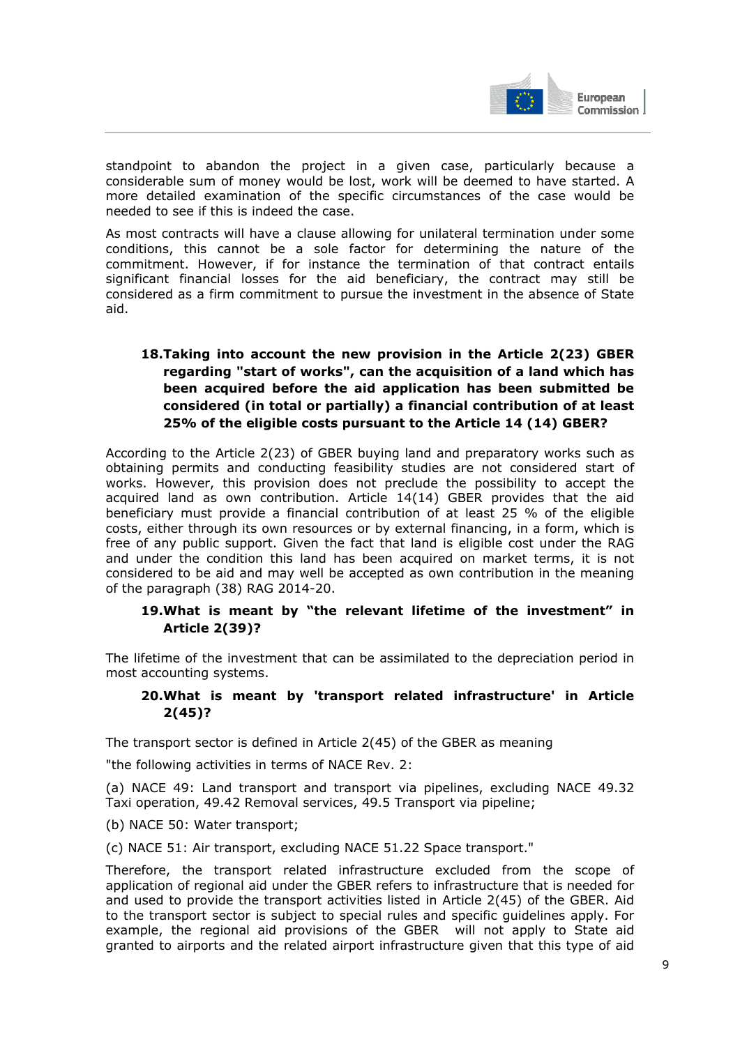standpoint to abandon the project in a given case, particularly because a considerable sum of money would be lost, work will be deemed to have started. A more detailed examination of the specific circumstances of the case would be needed to see if this is indeed the case.

As most contracts will have a clause allowing for unilateral termination under some conditions, this cannot be a sole factor for determining the nature of the commitment. However, if for instance the termination of that contract entails significant financial losses for the aid beneficiary, the contract may still be considered as a firm commitment to pursue the investment in the absence of State aid.

### 18. Taking into account the new provision in the Article 2(23) GBER regarding "start of works", can the acquisition of a land which has been acquired before the aid application has been submitted be considered (in total or partially) a financial contribution of at least 25% of the eligible costs pursuant to the Article 14 (14) GBER?

According to the Article 2(23) of GBER buying land and preparatory works such as obtaining permits and conducting feasibility studies are not considered start of works. However, this provision does not preclude the possibility to accept the acquired land as own contribution. Article 14(14) GBER provides that the aid beneficiary must provide a financial contribution of at least 25 % of the eligible costs, either through its own resources or by external financing, in a form, which is free of any public support. Given the fact that land is eligible cost under the RAG and under the condition this land has been acquired on market terms, it is not considered to be aid and may well be accepted as own contribution in the meaning of the paragraph (38) RAG 2014-20.

### 19. What is meant by "the relevant lifetime of the investment" in Article 2(39)?

The lifetime of the investment that can be assimilated to the depreciation period in most accounting systems.

### 20. What is meant by 'transport related infrastructure' in Article 2(45)?

The transport sector is defined in Article 2(45) of the GBER as meaning

"the following activities in terms of NACE Rev. 2:

(a) NACE 49: Land transport and transport via pipelines, excluding NACE 49.32 Taxi operation, 49.42 Removal services, 49.5 Transport via pipeline;

(b) NACE 50: Water transport;

(c) NACE 51: Air transport, excluding NACE 51.22 Space transport."

Therefore, the transport related infrastructure excluded from the scope of application of regional aid under the GBER refers to infrastructure that is needed for and used to provide the transport activities listed in Article 2(45) of the GBER. Aid to the transport sector is subject to special rules and specific guidelines apply. For example, the regional aid provisions of the GBER will not apply to State aid granted to airports and the related airport infrastructure given that this type of aid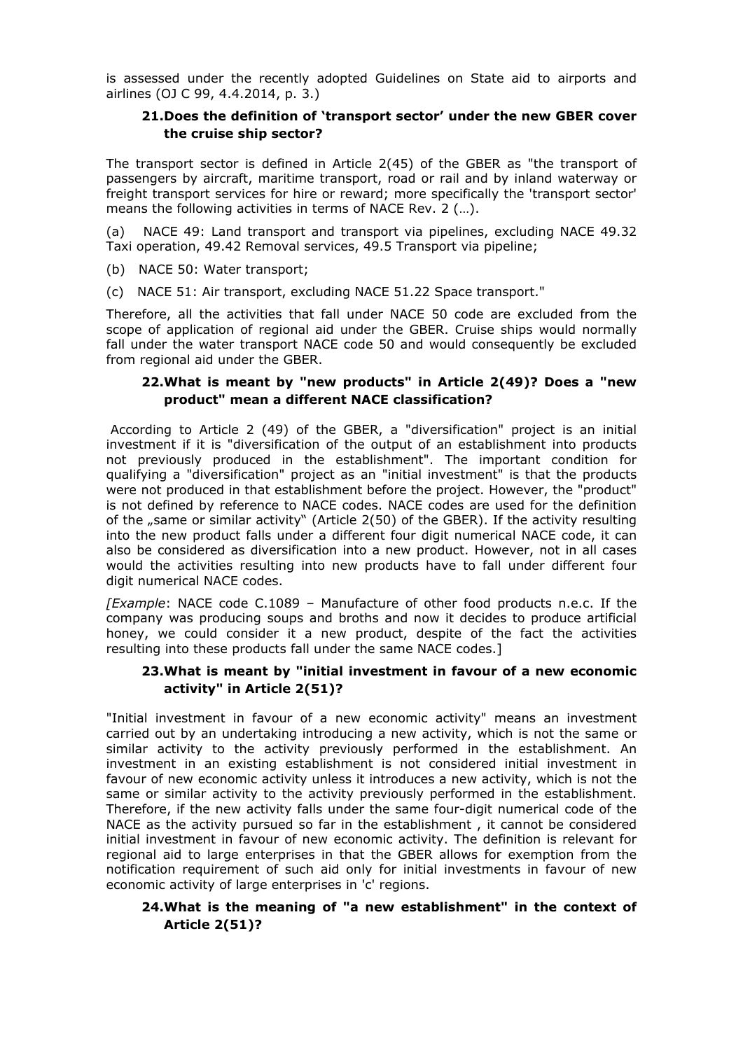is assessed under the recently adopted Guidelines on State aid to airports and airlines (OJ C 99, 4.4.2014, p. 3.)

### 21. Does the definition of 'transport sector' under the new GBER cover the cruise ship sector?

The transport sector is defined in Article 2(45) of the GBER as "the transport of passengers by aircraft, maritime transport, road or rail and by inland waterway or freight transport services for hire or reward; more specifically the 'transport sector' means the following activities in terms of NACE Rev. 2 (…).

(a) NACE 49: Land transport and transport via pipelines, excluding NACE 49.32 Taxi operation, 49.42 Removal services, 49.5 Transport via pipeline;

(b) NACE 50: Water transport;

(c) NACE 51: Air transport, excluding NACE 51.22 Space transport."

Therefore, all the activities that fall under NACE 50 code are excluded from the scope of application of regional aid under the GBER. Cruise ships would normally fall under the water transport NACE code 50 and would consequently be excluded from regional aid under the GBER.

### 22. What is meant by "new products" in Article 2(49)? Does a "new product" mean a different NACE classification?

According to Article 2 (49) of the GBER, a "diversification" project is an initial investment if it is "diversification of the output of an establishment into products not previously produced in the establishment". The important condition for qualifying a "diversification" project as an "initial investment" is that the products were not produced in that establishment before the project. However, the "product" is not defined by reference to NACE codes. NACE codes are used for the definition of the „same or similar activity" (Article 2(50) of the GBER). If the activity resulting into the new product falls under a different four digit numerical NACE code, it can also be considered as diversification into a new product. However, not in all cases would the activities resulting into new products have to fall under different four digit numerical NACE codes.

*[Example*: NACE code C.1089 – Manufacture of other food products n.e.c. If the company was producing soups and broths and now it decides to produce artificial honey, we could consider it a new product, despite of the fact the activities resulting into these products fall under the same NACE codes.]

### 23. What is meant by "initial investment in favour of a new economic activity" in Article 2(51)?

"Initial investment in favour of a new economic activity" means an investment carried out by an undertaking introducing a new activity, which is not the same or similar activity to the activity previously performed in the establishment. An investment in an existing establishment is not considered initial investment in favour of new economic activity unless it introduces a new activity, which is not the same or similar activity to the activity previously performed in the establishment. Therefore, if the new activity falls under the same four-digit numerical code of the NACE as the activity pursued so far in the establishment , it cannot be considered initial investment in favour of new economic activity. The definition is relevant for regional aid to large enterprises in that the GBER allows for exemption from the notification requirement of such aid only for initial investments in favour of new economic activity of large enterprises in 'c' regions.

### 24. What is the meaning of "a new establishment" in the context of Article 2(51)?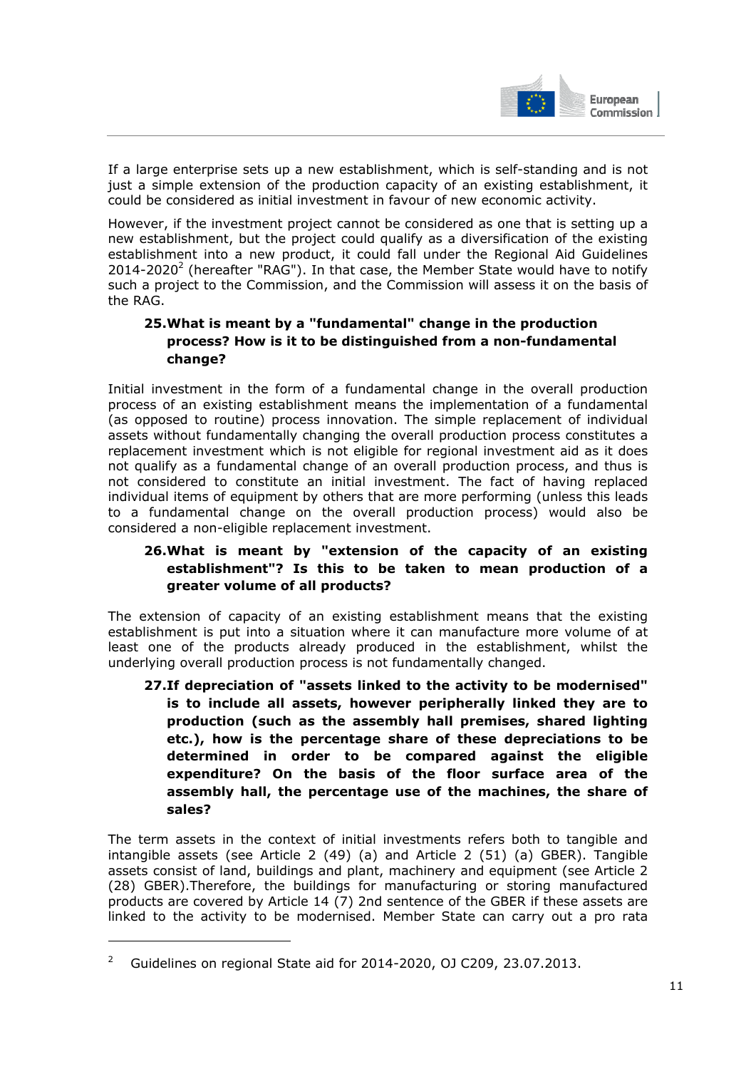If a large enterprise sets up a new establishment, which is self-standing and is not just a simple extension of the production capacity of an existing establishment, it could be considered as initial investment in favour of new economic activity.

However, if the investment project cannot be considered as one that is setting up a new establishment, but the project could qualify as a diversification of the existing establishment into a new product, it could fall under the Regional Aid Guidelines 2014-2020[2] (hereafter "RAG"). In that case, the Member State would have to notify such a project to the Commission, and the Commission will assess it on the basis of the RAG.

### 25. What is meant by a "fundamental" change in the production process? How is it to be distinguished from a non-fundamental change?

Initial investment in the form of a fundamental change in the overall production process of an existing establishment means the implementation of a fundamental (as opposed to routine) process innovation. The simple replacement of individual assets without fundamentally changing the overall production process constitutes a replacement investment which is not eligible for regional investment aid as it does not qualify as a fundamental change of an overall production process, and thus is not considered to constitute an initial investment. The fact of having replaced individual items of equipment by others that are more performing (unless this leads to a fundamental change on the overall production process) would also be considered a non-eligible replacement investment.

### 26. What is meant by "extension of the capacity of an existing establishment"? Is this to be taken to mean production of a greater volume of all products?

The extension of capacity of an existing establishment means that the existing establishment is put into a situation where it can manufacture more volume of at least one of the products already produced in the establishment, whilst the underlying overall production process is not fundamentally changed.

### 27. If depreciation of "assets linked to the activity to be modernised" is to include all assets, however peripherally linked they are to production (such as the assembly hall premises, shared lighting etc.), how is the percentage share of these depreciations to be determined in order to be compared against the eligible expenditure? On the basis of the floor surface area of the assembly hall, the percentage use of the machines, the share of sales?

The term assets in the context of initial investments refers both to tangible and intangible assets (see Article 2 (49) (a) and Article 2 (51) (a) GBER). Tangible assets consist of land, buildings and plant, machinery and equipment (see Article 2 (28) GBER).Therefore, the buildings for manufacturing or storing manufactured products are covered by Article 14 (7) 2nd sentence of the GBER if these assets are linked to the activity to be modernised. Member State can carry out a pro rata

---

[2] Guidelines on regional State aid for 2014-2020, OJ C209, 23.07.2013.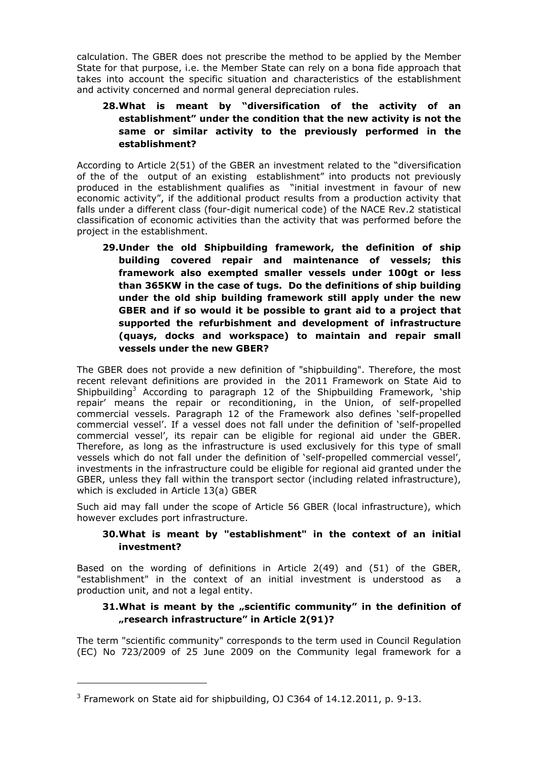calculation. The GBER does not prescribe the method to be applied by the Member State for that purpose, i.e. the Member State can rely on a bona fide approach that takes into account the specific situation and characteristics of the establishment and activity concerned and normal general depreciation rules.

### 28. What is meant by "diversification of the activity of an establishment" under the condition that the new activity is not the same or similar activity to the previously performed in the establishment?

According to Article 2(51) of the GBER an investment related to the "diversification of the of the output of an existing establishment" into products not previously produced in the establishment qualifies as "initial investment in favour of new economic activity", if the additional product results from a production activity that falls under a different class (four-digit numerical code) of the NACE Rev.2 statistical classification of economic activities than the activity that was performed before the project in the establishment.

### 29. Under the old Shipbuilding framework, the definition of ship building covered repair and maintenance of vessels; this framework also exempted smaller vessels under 100gt or less than 365KW in the case of tugs. Do the definitions of ship building under the old ship building framework still apply under the new GBER and if so would it be possible to grant aid to a project that supported the refurbishment and development of infrastructure (quays, docks and workspace) to maintain and repair small vessels under the new GBER?

The GBER does not provide a new definition of "shipbuilding". Therefore, the most recent relevant definitions are provided in the 2011 Framework on State Aid to Shipbuilding[3] According to paragraph 12 of the Shipbuilding Framework, 'ship repair' means the repair or reconditioning, in the Union, of self-propelled commercial vessels. Paragraph 12 of the Framework also defines 'self-propelled commercial vessel'. If a vessel does not fall under the definition of 'self-propelled commercial vessel', its repair can be eligible for regional aid under the GBER. Therefore, as long as the infrastructure is used exclusively for this type of small vessels which do not fall under the definition of 'self-propelled commercial vessel', investments in the infrastructure could be eligible for regional aid granted under the GBER, unless they fall within the transport sector (including related infrastructure), which is excluded in Article 13(a) GBER

Such aid may fall under the scope of Article 56 GBER (local infrastructure), which however excludes port infrastructure.

### 30. What is meant by "establishment" in the context of an initial investment?

Based on the wording of definitions in Article 2(49) and (51) of the GBER, "establishment" in the context of an initial investment is understood as a production unit, and not a legal entity.

### 31. What is meant by the „scientific community" in the definition of „research infrastructure" in Article 2(91)?

The term "scientific community" corresponds to the term used in Council Regulation (EC) No 723/2009 of 25 June 2009 on the Community legal framework for a

---

[3] Framework on State aid for shipbuilding, OJ C364 of 14.12.2011, p. 9-13.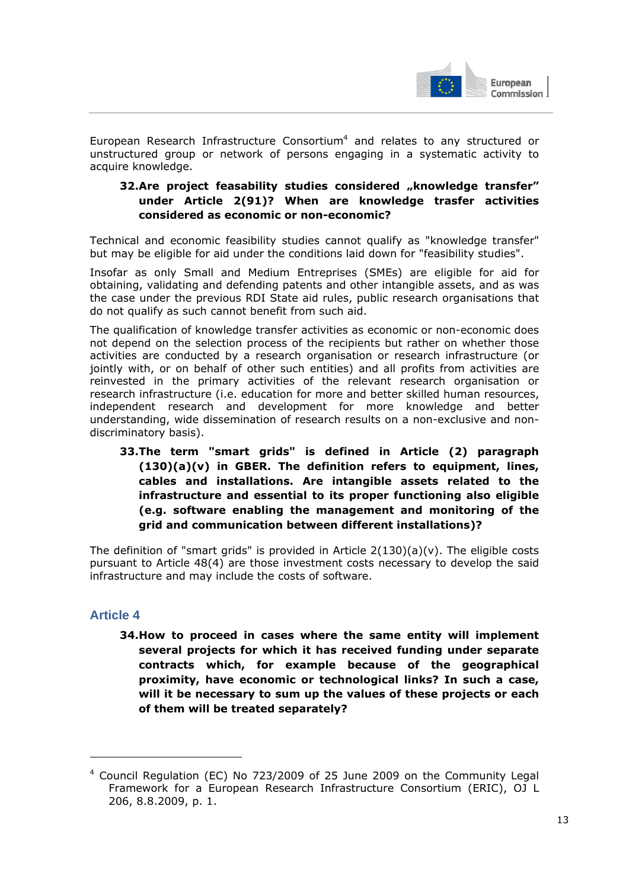European Research Infrastructure Consortium[4] and relates to any structured or unstructured group or network of persons engaging in a systematic activity to acquire knowledge.

**32. Are project feasability studies considered „knowledge transfer" under Article 2(91)? When are knowledge trasfer activities considered as economic or non-economic?**

Technical and economic feasibility studies cannot qualify as "knowledge transfer" but may be eligible for aid under the conditions laid down for "feasibility studies".

Insofar as only Small and Medium Entreprises (SMEs) are eligible for aid for obtaining, validating and defending patents and other intangible assets, and as was the case under the previous RDI State aid rules, public research organisations that do not qualify as such cannot benefit from such aid.

The qualification of knowledge transfer activities as economic or non-economic does not depend on the selection process of the recipients but rather on whether those activities are conducted by a research organisation or research infrastructure (or jointly with, or on behalf of other such entities) and all profits from activities are reinvested in the primary activities of the relevant research organisation or research infrastructure (i.e. education for more and better skilled human resources, independent research and development for more knowledge and better understanding, wide dissemination of research results on a non-exclusive and non-discriminatory basis).

**33. The term "smart grids" is defined in Article (2) paragraph (130)(a)(v) in GBER. The definition refers to equipment, lines, cables and installations. Are intangible assets related to the infrastructure and essential to its proper functioning also eligible (e.g. software enabling the management and monitoring of the grid and communication between different installations)?**

The definition of "smart grids" is provided in Article 2(130)(a)(v). The eligible costs pursuant to Article 48(4) are those investment costs necessary to develop the said infrastructure and may include the costs of software.

## Article 4

**34. How to proceed in cases where the same entity will implement several projects for which it has received funding under separate contracts which, for example because of the geographical proximity, have economic or technological links? In such a case, will it be necessary to sum up the values of these projects or each of them will be treated separately?**

---

[4] Council Regulation (EC) No 723/2009 of 25 June 2009 on the Community Legal Framework for a European Research Infrastructure Consortium (ERIC), OJ L 206, 8.8.2009, p. 1.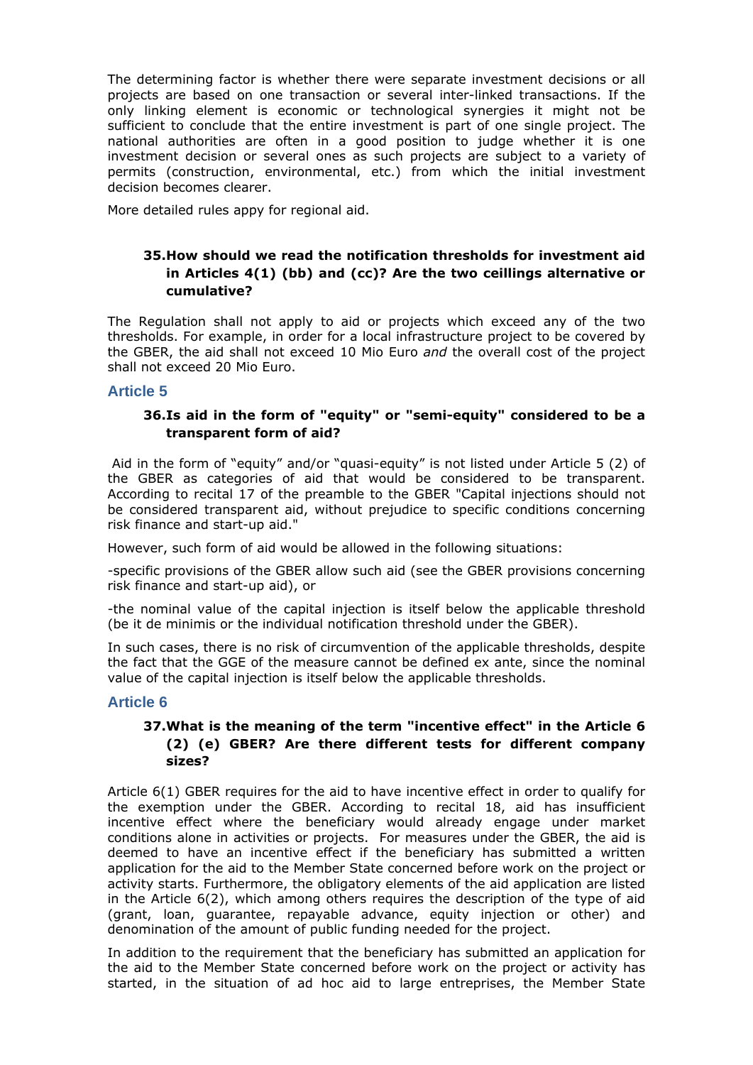The determining factor is whether there were separate investment decisions or all projects are based on one transaction or several inter-linked transactions. If the only linking element is economic or technological synergies it might not be sufficient to conclude that the entire investment is part of one single project. The national authorities are often in a good position to judge whether it is one investment decision or several ones as such projects are subject to a variety of permits (construction, environmental, etc.) from which the initial investment decision becomes clearer.

More detailed rules appy for regional aid.

### 35. How should we read the notification thresholds for investment aid in Articles 4(1) (bb) and (cc)? Are the two ceillings alternative or cumulative?

The Regulation shall not apply to aid or projects which exceed any of the two thresholds. For example, in order for a local infrastructure project to be covered by the GBER, the aid shall not exceed 10 Mio Euro *and* the overall cost of the project shall not exceed 20 Mio Euro.

## Article 5

### 36. Is aid in the form of "equity" or "semi-equity" considered to be a transparent form of aid?

Aid in the form of "equity" and/or "quasi-equity" is not listed under Article 5 (2) of the GBER as categories of aid that would be considered to be transparent. According to recital 17 of the preamble to the GBER "Capital injections should not be considered transparent aid, without prejudice to specific conditions concerning risk finance and start-up aid."

However, such form of aid would be allowed in the following situations:

-specific provisions of the GBER allow such aid (see the GBER provisions concerning risk finance and start-up aid), or

-the nominal value of the capital injection is itself below the applicable threshold (be it de minimis or the individual notification threshold under the GBER).

In such cases, there is no risk of circumvention of the applicable thresholds, despite the fact that the GGE of the measure cannot be defined ex ante, since the nominal value of the capital injection is itself below the applicable thresholds.

## Article 6

### 37. What is the meaning of the term "incentive effect" in the Article 6 (2) (e) GBER? Are there different tests for different company sizes?

Article 6(1) GBER requires for the aid to have incentive effect in order to qualify for the exemption under the GBER. According to recital 18, aid has insufficient incentive effect where the beneficiary would already engage under market conditions alone in activities or projects. For measures under the GBER, the aid is deemed to have an incentive effect if the beneficiary has submitted a written application for the aid to the Member State concerned before work on the project or activity starts. Furthermore, the obligatory elements of the aid application are listed in the Article 6(2), which among others requires the description of the type of aid (grant, loan, guarantee, repayable advance, equity injection or other) and denomination of the amount of public funding needed for the project.

In addition to the requirement that the beneficiary has submitted an application for the aid to the Member State concerned before work on the project or activity has started, in the situation of ad hoc aid to large entreprises, the Member State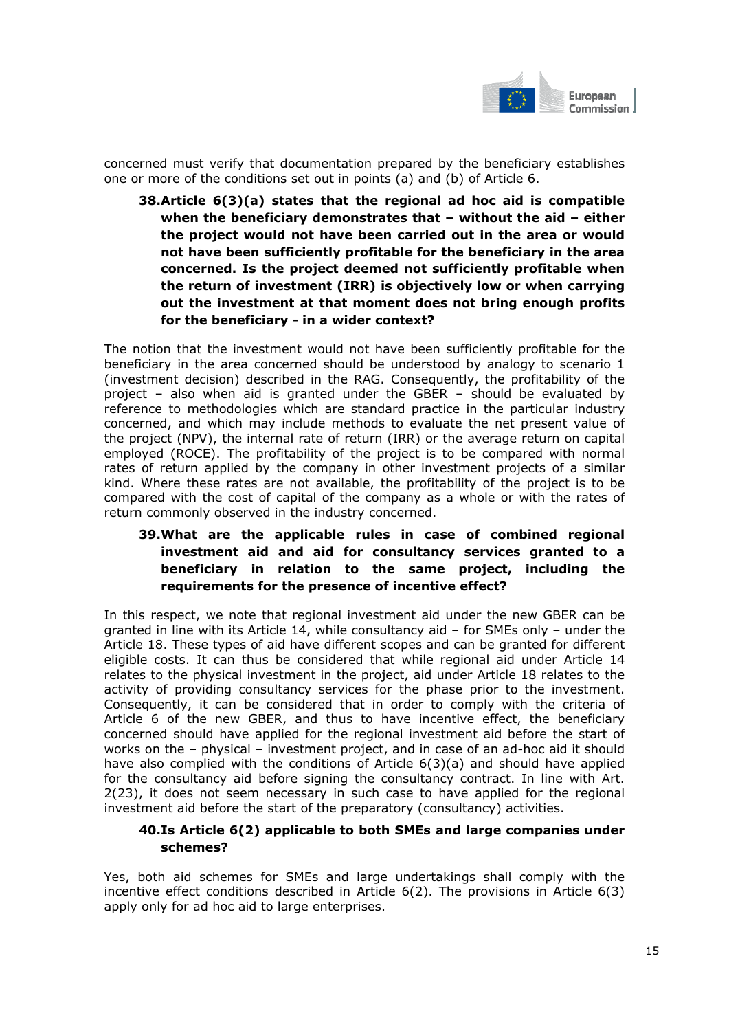concerned must verify that documentation prepared by the beneficiary establishes one or more of the conditions set out in points (a) and (b) of Article 6.

**38. Article 6(3)(a) states that the regional ad hoc aid is compatible when the beneficiary demonstrates that – without the aid – either the project would not have been carried out in the area or would not have been sufficiently profitable for the beneficiary in the area concerned. Is the project deemed not sufficiently profitable when the return of investment (IRR) is objectively low or when carrying out the investment at that moment does not bring enough profits for the beneficiary - in a wider context?**

The notion that the investment would not have been sufficiently profitable for the beneficiary in the area concerned should be understood by analogy to scenario 1 (investment decision) described in the RAG. Consequently, the profitability of the project – also when aid is granted under the GBER – should be evaluated by reference to methodologies which are standard practice in the particular industry concerned, and which may include methods to evaluate the net present value of the project (NPV), the internal rate of return (IRR) or the average return on capital employed (ROCE). The profitability of the project is to be compared with normal rates of return applied by the company in other investment projects of a similar kind. Where these rates are not available, the profitability of the project is to be compared with the cost of capital of the company as a whole or with the rates of return commonly observed in the industry concerned.

**39. What are the applicable rules in case of combined regional investment aid and aid for consultancy services granted to a beneficiary in relation to the same project, including the requirements for the presence of incentive effect?**

In this respect, we note that regional investment aid under the new GBER can be granted in line with its Article 14, while consultancy aid – for SMEs only – under the Article 18. These types of aid have different scopes and can be granted for different eligible costs. It can thus be considered that while regional aid under Article 14 relates to the physical investment in the project, aid under Article 18 relates to the activity of providing consultancy services for the phase prior to the investment. Consequently, it can be considered that in order to comply with the criteria of Article 6 of the new GBER, and thus to have incentive effect, the beneficiary concerned should have applied for the regional investment aid before the start of works on the – physical – investment project, and in case of an ad-hoc aid it should have also complied with the conditions of Article 6(3)(a) and should have applied for the consultancy aid before signing the consultancy contract. In line with Art. 2(23), it does not seem necessary in such case to have applied for the regional investment aid before the start of the preparatory (consultancy) activities.

**40. Is Article 6(2) applicable to both SMEs and large companies under schemes?**

Yes, both aid schemes for SMEs and large undertakings shall comply with the incentive effect conditions described in Article 6(2). The provisions in Article 6(3) apply only for ad hoc aid to large enterprises.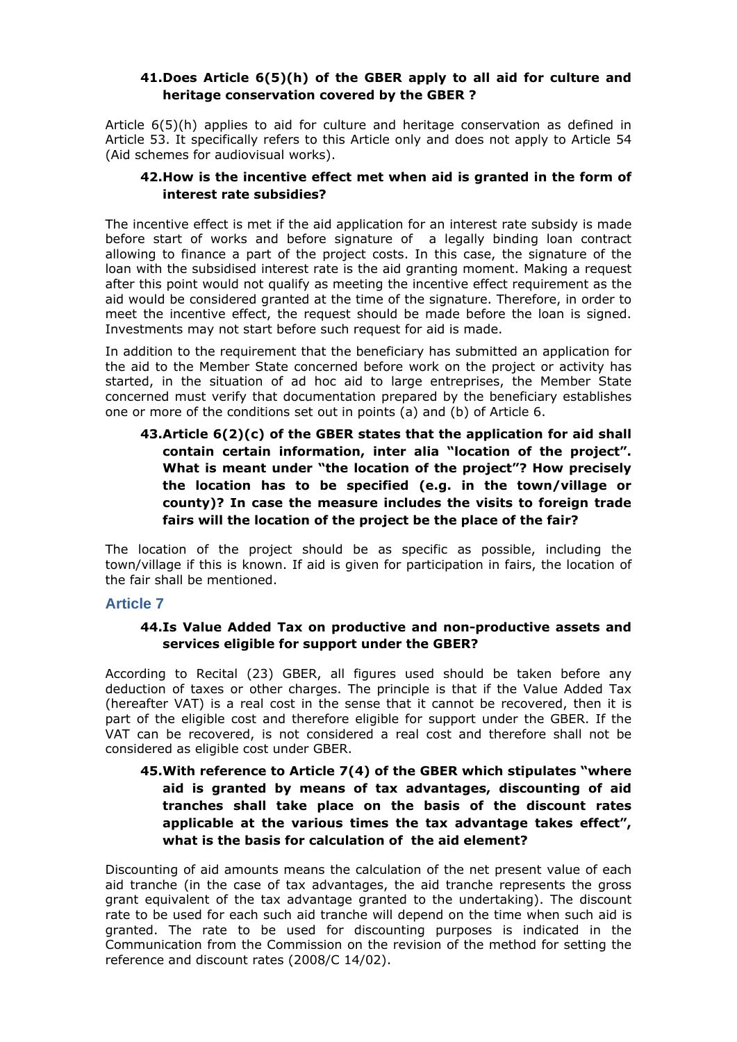### 41. Does Article 6(5)(h) of the GBER apply to all aid for culture and heritage conservation covered by the GBER ?

Article 6(5)(h) applies to aid for culture and heritage conservation as defined in Article 53. It specifically refers to this Article only and does not apply to Article 54 (Aid schemes for audiovisual works).

### 42. How is the incentive effect met when aid is granted in the form of interest rate subsidies?

The incentive effect is met if the aid application for an interest rate subsidy is made before start of works and before signature of a legally binding loan contract allowing to finance a part of the project costs. In this case, the signature of the loan with the subsidised interest rate is the aid granting moment. Making a request after this point would not qualify as meeting the incentive effect requirement as the aid would be considered granted at the time of the signature. Therefore, in order to meet the incentive effect, the request should be made before the loan is signed. Investments may not start before such request for aid is made.

In addition to the requirement that the beneficiary has submitted an application for the aid to the Member State concerned before work on the project or activity has started, in the situation of ad hoc aid to large entreprises, the Member State concerned must verify that documentation prepared by the beneficiary establishes one or more of the conditions set out in points (a) and (b) of Article 6.

### 43. Article 6(2)(c) of the GBER states that the application for aid shall contain certain information, inter alia "location of the project". What is meant under "the location of the project"? How precisely the location has to be specified (e.g. in the town/village or county)? In case the measure includes the visits to foreign trade fairs will the location of the project be the place of the fair?

The location of the project should be as specific as possible, including the town/village if this is known. If aid is given for participation in fairs, the location of the fair shall be mentioned.

## Article 7

### 44. Is Value Added Tax on productive and non-productive assets and services eligible for support under the GBER?

According to Recital (23) GBER, all figures used should be taken before any deduction of taxes or other charges. The principle is that if the Value Added Tax (hereafter VAT) is a real cost in the sense that it cannot be recovered, then it is part of the eligible cost and therefore eligible for support under the GBER. If the VAT can be recovered, is not considered a real cost and therefore shall not be considered as eligible cost under GBER.

### 45. With reference to Article 7(4) of the GBER which stipulates "where aid is granted by means of tax advantages, discounting of aid tranches shall take place on the basis of the discount rates applicable at the various times the tax advantage takes effect", what is the basis for calculation of the aid element?

Discounting of aid amounts means the calculation of the net present value of each aid tranche (in the case of tax advantages, the aid tranche represents the gross grant equivalent of the tax advantage granted to the undertaking). The discount rate to be used for each such aid tranche will depend on the time when such aid is granted. The rate to be used for discounting purposes is indicated in the Communication from the Commission on the revision of the method for setting the reference and discount rates (2008/C 14/02).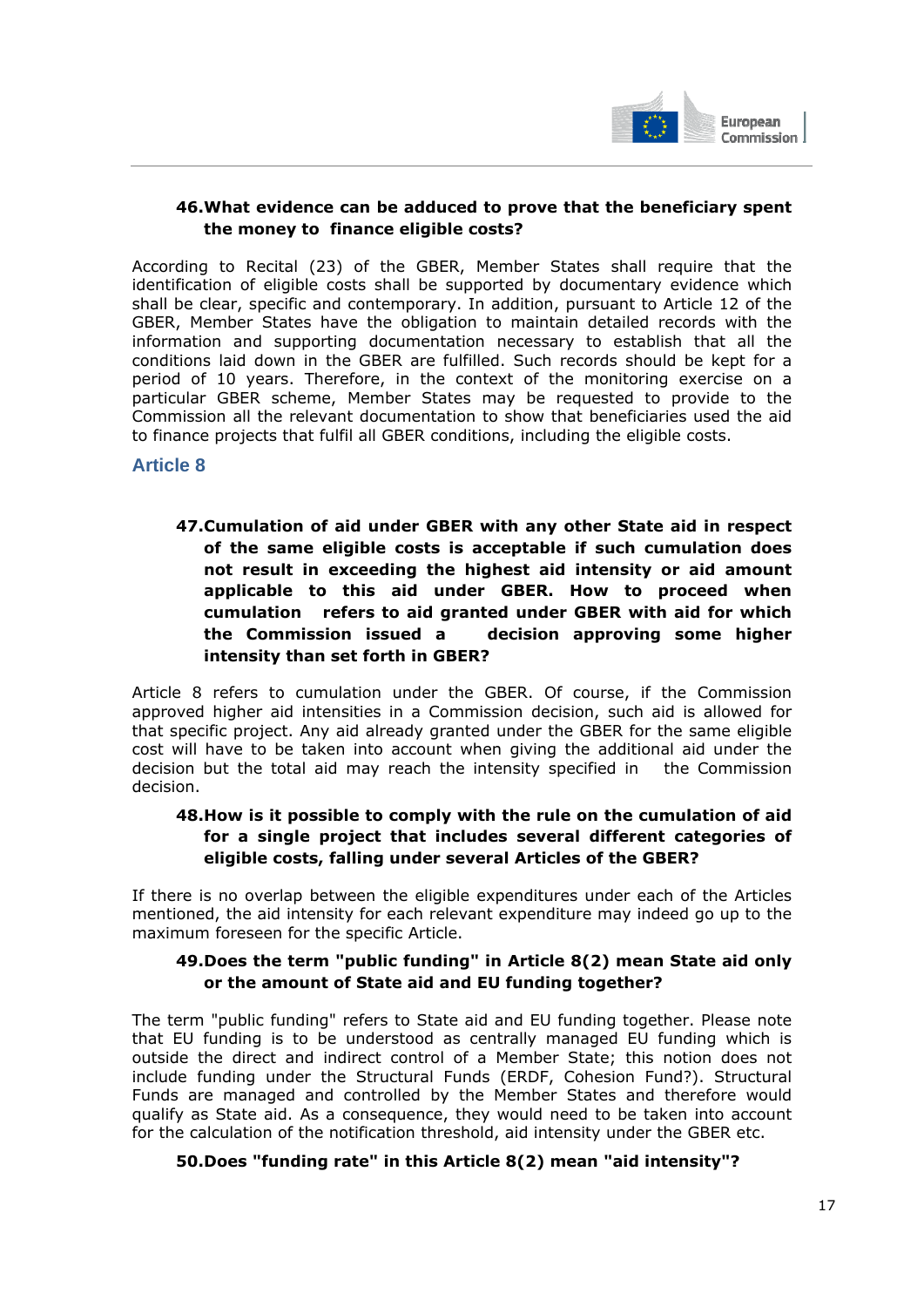**46. What evidence can be adduced to prove that the beneficiary spent the money to finance eligible costs?**

According to Recital (23) of the GBER, Member States shall require that the identification of eligible costs shall be supported by documentary evidence which shall be clear, specific and contemporary. In addition, pursuant to Article 12 of the GBER, Member States have the obligation to maintain detailed records with the information and supporting documentation necessary to establish that all the conditions laid down in the GBER are fulfilled. Such records should be kept for a period of 10 years. Therefore, in the context of the monitoring exercise on a particular GBER scheme, Member States may be requested to provide to the Commission all the relevant documentation to show that beneficiaries used the aid to finance projects that fulfil all GBER conditions, including the eligible costs.

## Article 8

**47. Cumulation of aid under GBER with any other State aid in respect of the same eligible costs is acceptable if such cumulation does not result in exceeding the highest aid intensity or aid amount applicable to this aid under GBER. How to proceed when cumulation refers to aid granted under GBER with aid for which the Commission issued a decision approving some higher intensity than set forth in GBER?**

Article 8 refers to cumulation under the GBER. Of course, if the Commission approved higher aid intensities in a Commission decision, such aid is allowed for that specific project. Any aid already granted under the GBER for the same eligible cost will have to be taken into account when giving the additional aid under the decision but the total aid may reach the intensity specified in the Commission decision.

**48. How is it possible to comply with the rule on the cumulation of aid for a single project that includes several different categories of eligible costs, falling under several Articles of the GBER?**

If there is no overlap between the eligible expenditures under each of the Articles mentioned, the aid intensity for each relevant expenditure may indeed go up to the maximum foreseen for the specific Article.

**49. Does the term "public funding" in Article 8(2) mean State aid only or the amount of State aid and EU funding together?**

The term "public funding" refers to State aid and EU funding together. Please note that EU funding is to be understood as centrally managed EU funding which is outside the direct and indirect control of a Member State; this notion does not include funding under the Structural Funds (ERDF, Cohesion Fund?). Structural Funds are managed and controlled by the Member States and therefore would qualify as State aid. As a consequence, they would need to be taken into account for the calculation of the notification threshold, aid intensity under the GBER etc.

**50. Does "funding rate" in this Article 8(2) mean "aid intensity"?**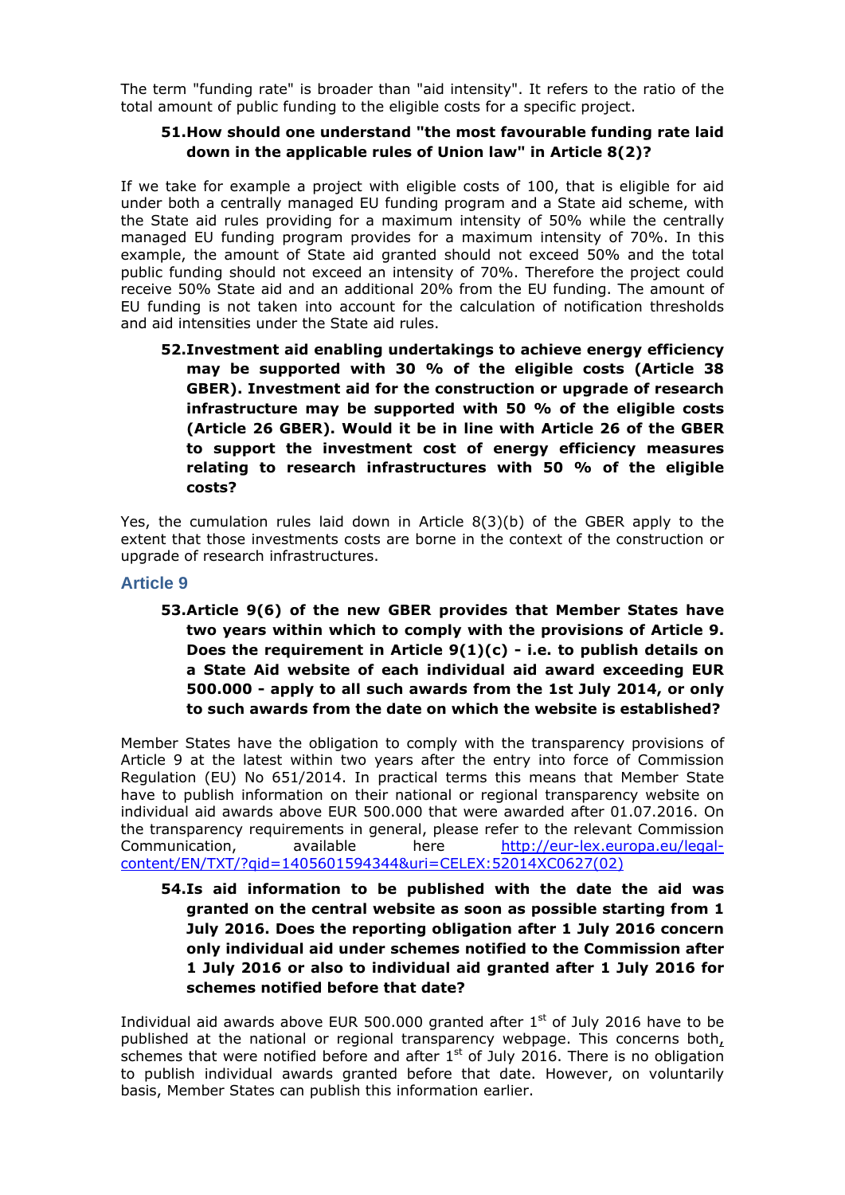The term "funding rate" is broader than "aid intensity". It refers to the ratio of the total amount of public funding to the eligible costs for a specific project.

**51. How should one understand "the most favourable funding rate laid down in the applicable rules of Union law" in Article 8(2)?**

If we take for example a project with eligible costs of 100, that is eligible for aid under both a centrally managed EU funding program and a State aid scheme, with the State aid rules providing for a maximum intensity of 50% while the centrally managed EU funding program provides for a maximum intensity of 70%. In this example, the amount of State aid granted should not exceed 50% and the total public funding should not exceed an intensity of 70%. Therefore the project could receive 50% State aid and an additional 20% from the EU funding. The amount of EU funding is not taken into account for the calculation of notification thresholds and aid intensities under the State aid rules.

**52. Investment aid enabling undertakings to achieve energy efficiency may be supported with 30 % of the eligible costs (Article 38 GBER). Investment aid for the construction or upgrade of research infrastructure may be supported with 50 % of the eligible costs (Article 26 GBER). Would it be in line with Article 26 of the GBER to support the investment cost of energy efficiency measures relating to research infrastructures with 50 % of the eligible costs?**

Yes, the cumulation rules laid down in Article 8(3)(b) of the GBER apply to the extent that those investments costs are borne in the context of the construction or upgrade of research infrastructures.

## Article 9

**53. Article 9(6) of the new GBER provides that Member States have two years within which to comply with the provisions of Article 9. Does the requirement in Article 9(1)(c) - i.e. to publish details on a State Aid website of each individual aid award exceeding EUR 500.000 - apply to all such awards from the 1st July 2014, or only to such awards from the date on which the website is established?**

Member States have the obligation to comply with the transparency provisions of Article 9 at the latest within two years after the entry into force of Commission Regulation (EU) No 651/2014. In practical terms this means that Member State have to publish information on their national or regional transparency website on individual aid awards above EUR 500.000 that were awarded after 01.07.2016. On the transparency requirements in general, please refer to the relevant Commission Communication, available here [http://eur-lex.europa.eu/legal-content/EN/TXT/?qid=1405601594344&uri=CELEX:52014XC0627(02)](http://eur-lex.europa.eu/legal-content/EN/TXT/?qid=1405601594344&uri=CELEX:52014XC0627(02))

**54. Is aid information to be published with the date the aid was granted on the central website as soon as possible starting from 1 July 2016. Does the reporting obligation after 1 July 2016 concern only individual aid under schemes notified to the Commission after 1 July 2016 or also to individual aid granted after 1 July 2016 for schemes notified before that date?**

Individual aid awards above EUR 500.000 granted after 1st of July 2016 have to be published at the national or regional transparency webpage. This concerns both, schemes that were notified before and after 1st of July 2016. There is no obligation to publish individual awards granted before that date. However, on voluntarily basis, Member States can publish this information earlier.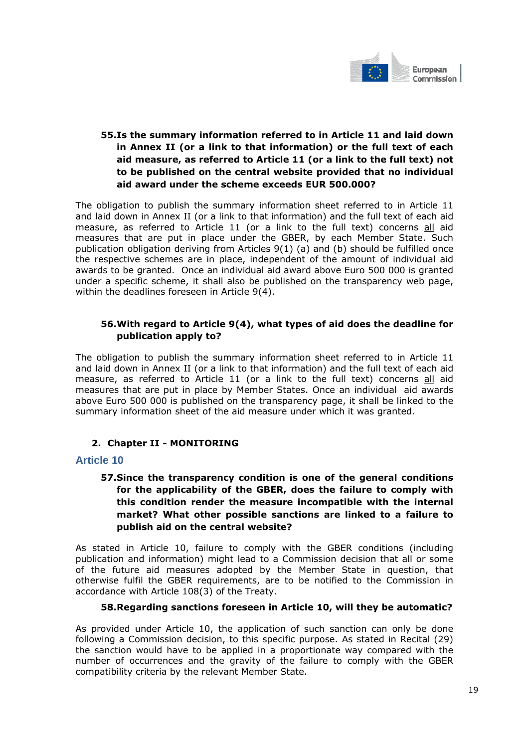**55. Is the summary information referred to in Article 11 and laid down in Annex II (or a link to that information) or the full text of each aid measure, as referred to Article 11 (or a link to the full text) not to be published on the central website provided that no individual aid award under the scheme exceeds EUR 500.000?**

The obligation to publish the summary information sheet referred to in Article 11 and laid down in Annex II (or a link to that information) and the full text of each aid measure, as referred to Article 11 (or a link to the full text) concerns all aid measures that are put in place under the GBER, by each Member State. Such publication obligation deriving from Articles 9(1) (a) and (b) should be fulfilled once the respective schemes are in place, independent of the amount of individual aid awards to be granted. Once an individual aid award above Euro 500 000 is granted under a specific scheme, it shall also be published on the transparency web page, within the deadlines foreseen in Article 9(4).

**56. With regard to Article 9(4), what types of aid does the deadline for publication apply to?**

The obligation to publish the summary information sheet referred to in Article 11 and laid down in Annex II (or a link to that information) and the full text of each aid measure, as referred to Article 11 (or a link to the full text) concerns all aid measures that are put in place by Member States. Once an individual aid awards above Euro 500 000 is published on the transparency page, it shall be linked to the summary information sheet of the aid measure under which it was granted.

## 2. Chapter II - MONITORING

### Article 10

**57. Since the transparency condition is one of the general conditions for the applicability of the GBER, does the failure to comply with this condition render the measure incompatible with the internal market? What other possible sanctions are linked to a failure to publish aid on the central website?**

As stated in Article 10, failure to comply with the GBER conditions (including publication and information) might lead to a Commission decision that all or some of the future aid measures adopted by the Member State in question, that otherwise fulfil the GBER requirements, are to be notified to the Commission in accordance with Article 108(3) of the Treaty.

**58. Regarding sanctions foreseen in Article 10, will they be automatic?**

As provided under Article 10, the application of such sanction can only be done following a Commission decision, to this specific purpose. As stated in Recital (29) the sanction would have to be applied in a proportionate way compared with the number of occurrences and the gravity of the failure to comply with the GBER compatibility criteria by the relevant Member State.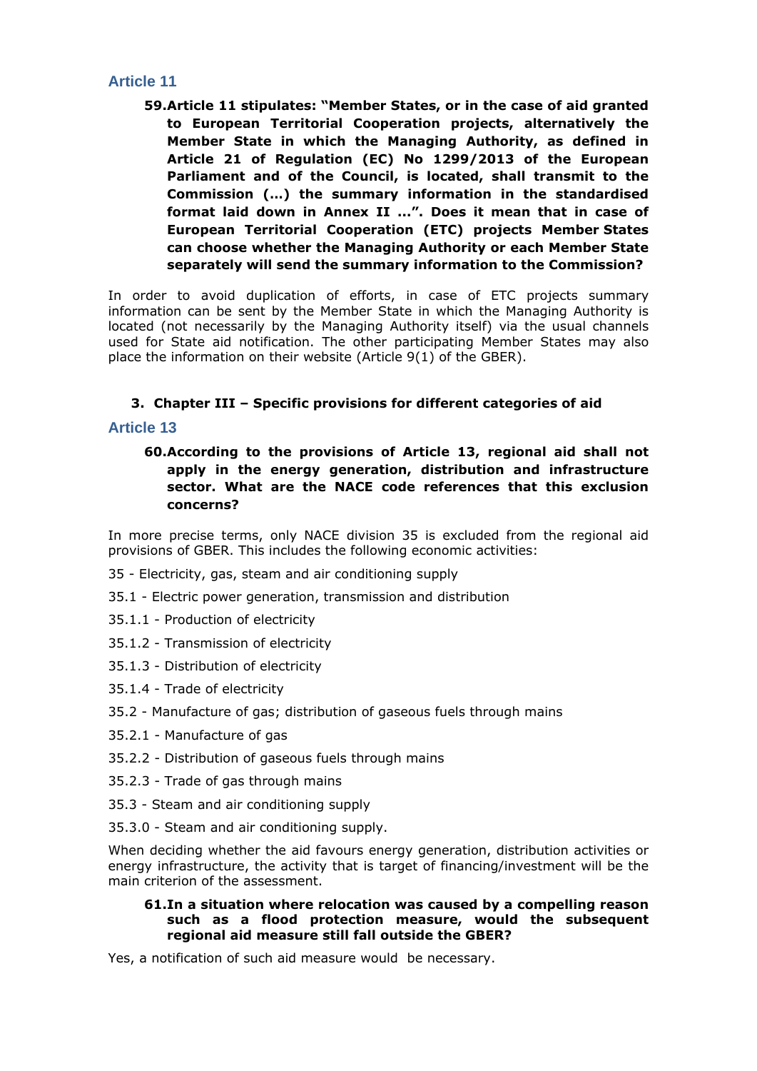### Article 11

**59. Article 11 stipulates: "Member States, or in the case of aid granted to European Territorial Cooperation projects, alternatively the Member State in which the Managing Authority, as defined in Article 21 of Regulation (EC) No 1299/2013 of the European Parliament and of the Council, is located, shall transmit to the Commission (...) the summary information in the standardised format laid down in Annex II ...". Does it mean that in case of European Territorial Cooperation (ETC) projects Member States can choose whether the Managing Authority or each Member State separately will send the summary information to the Commission?**

In order to avoid duplication of efforts, in case of ETC projects summary information can be sent by the Member State in which the Managing Authority is located (not necessarily by the Managing Authority itself) via the usual channels used for State aid notification. The other participating Member States may also place the information on their website (Article 9(1) of the GBER).

## 3. Chapter III – Specific provisions for different categories of aid

### Article 13

**60. According to the provisions of Article 13, regional aid shall not apply in the energy generation, distribution and infrastructure sector. What are the NACE code references that this exclusion concerns?**

In more precise terms, only NACE division 35 is excluded from the regional aid provisions of GBER. This includes the following economic activities:

35 - Electricity, gas, steam and air conditioning supply

35.1 - Electric power generation, transmission and distribution

35.1.1 - Production of electricity

35.1.2 - Transmission of electricity

35.1.3 - Distribution of electricity

35.1.4 - Trade of electricity

35.2 - Manufacture of gas; distribution of gaseous fuels through mains

35.2.1 - Manufacture of gas

35.2.2 - Distribution of gaseous fuels through mains

35.2.3 - Trade of gas through mains

35.3 - Steam and air conditioning supply

35.3.0 - Steam and air conditioning supply.

When deciding whether the aid favours energy generation, distribution activities or energy infrastructure, the activity that is target of financing/investment will be the main criterion of the assessment.

**61. In a situation where relocation was caused by a compelling reason such as a flood protection measure, would the subsequent regional aid measure still fall outside the GBER?**

Yes, a notification of such aid measure would be necessary.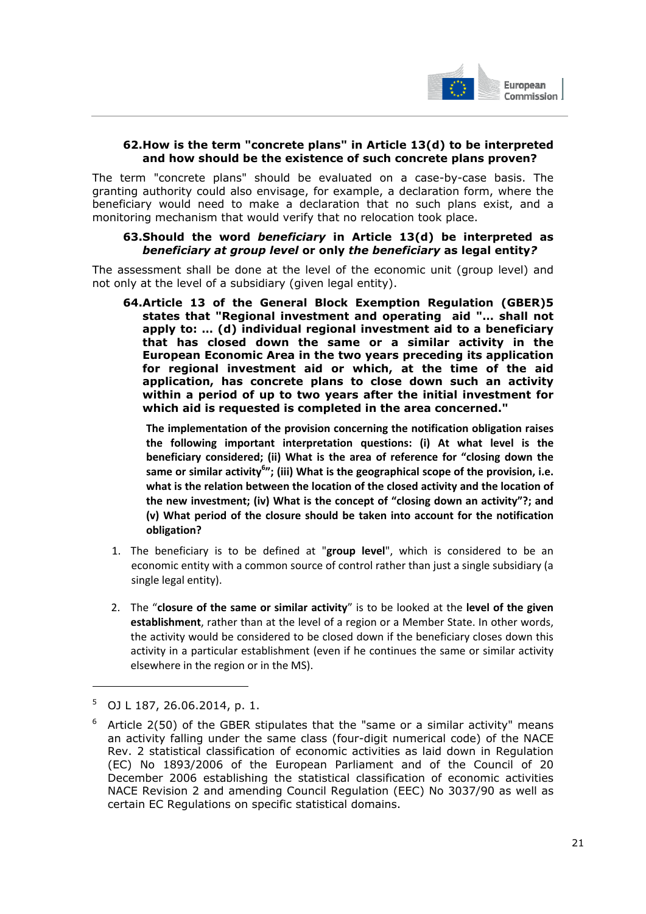### 62. How is the term "concrete plans" in Article 13(d) to be interpreted and how should be the existence of such concrete plans proven?

The term "concrete plans" should be evaluated on a case-by-case basis. The granting authority could also envisage, for example, a declaration form, where the beneficiary would need to make a declaration that no such plans exist, and a monitoring mechanism that would verify that no relocation took place.

### 63. Should the word *beneficiary* in Article 13(d) be interpreted as *beneficiary at group level* or only *the beneficiary* as legal entity?

The assessment shall be done at the level of the economic unit (group level) and not only at the level of a subsidiary (given legal entity).

### 64. Article 13 of the General Block Exemption Regulation (GBER)[5] states that "Regional investment and operating aid "... shall not apply to: ... (d) individual regional investment aid to a beneficiary that has closed down the same or a similar activity in the European Economic Area in the two years preceding its application for regional investment aid or which, at the time of the aid application, has concrete plans to close down such an activity within a period of up to two years after the initial investment for which aid is requested is completed in the area concerned."

**The implementation of the provision concerning the notification obligation raises the following important interpretation questions: (i) At what level is the beneficiary considered; (ii) What is the area of reference for "closing down the same or similar activity[6]"; (iii) What is the geographical scope of the provision, i.e. what is the relation between the location of the closed activity and the location of the new investment; (iv) What is the concept of "closing down an activity"?; and (v) What period of the closure should be taken into account for the notification obligation?**

1. The beneficiary is to be defined at "**group level**", which is considered to be an economic entity with a common source of control rather than just a single subsidiary (a single legal entity).

2. The "**closure of the same or similar activity**" is to be looked at the **level of the given establishment**, rather than at the level of a region or a Member State. In other words, the activity would be considered to be closed down if the beneficiary closes down this activity in a particular establishment (even if he continues the same or similar activity elsewhere in the region or in the MS).

---

[5] OJ L 187, 26.06.2014, p. 1.

[6] Article 2(50) of the GBER stipulates that the "same or a similar activity" means an activity falling under the same class (four-digit numerical code) of the NACE Rev. 2 statistical classification of economic activities as laid down in Regulation (EC) No 1893/2006 of the European Parliament and of the Council of 20 December 2006 establishing the statistical classification of economic activities NACE Revision 2 and amending Council Regulation (EEC) No 3037/90 as well as certain EC Regulations on specific statistical domains.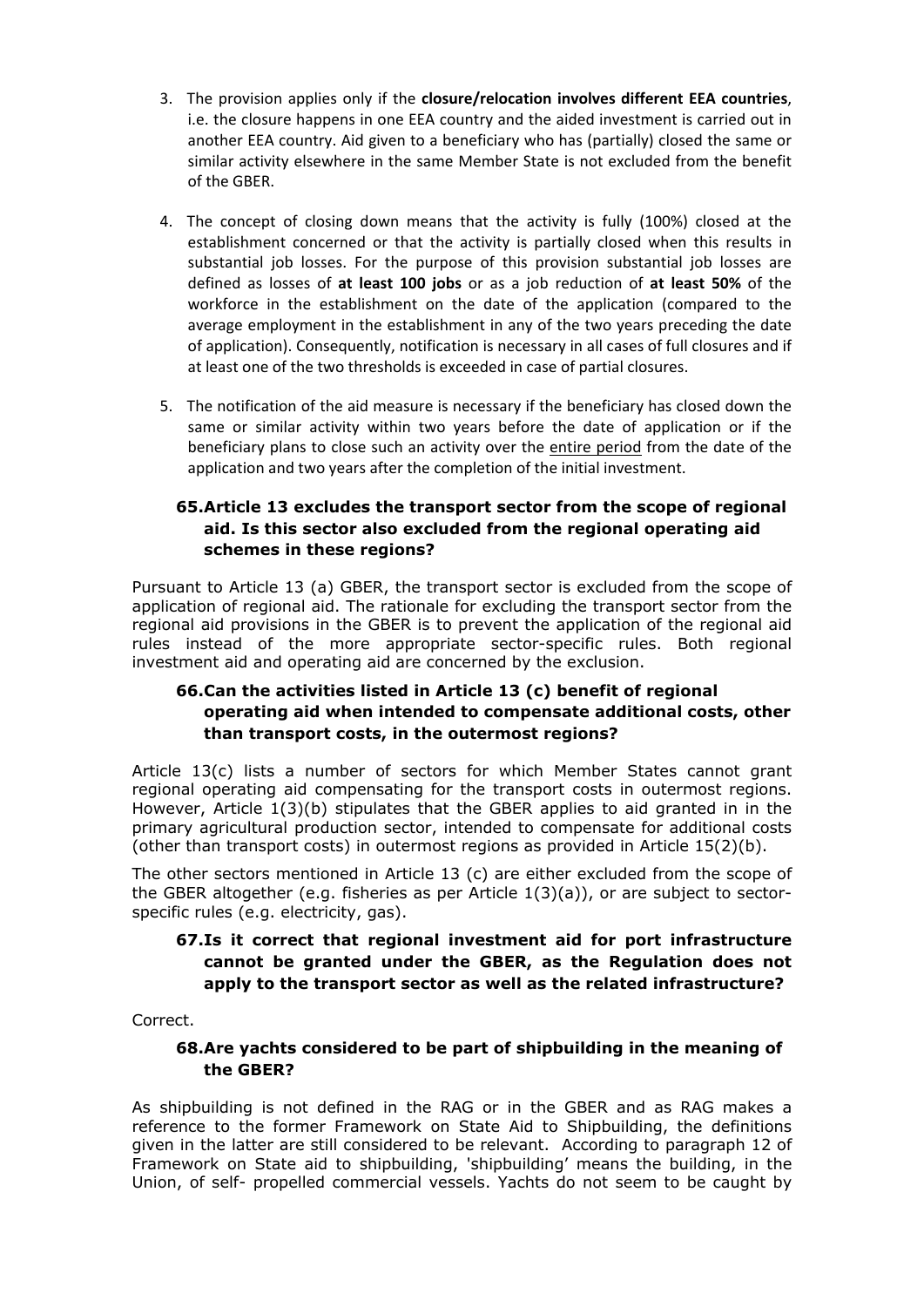3. The provision applies only if the **closure/relocation involves different EEA countries**, i.e. the closure happens in one EEA country and the aided investment is carried out in another EEA country. Aid given to a beneficiary who has (partially) closed the same or similar activity elsewhere in the same Member State is not excluded from the benefit of the GBER.

4. The concept of closing down means that the activity is fully (100%) closed at the establishment concerned or that the activity is partially closed when this results in substantial job losses. For the purpose of this provision substantial job losses are defined as losses of **at least 100 jobs** or as a job reduction of **at least 50%** of the workforce in the establishment on the date of the application (compared to the average employment in the establishment in any of the two years preceding the date of application). Consequently, notification is necessary in all cases of full closures and if at least one of the two thresholds is exceeded in case of partial closures.

5. The notification of the aid measure is necessary if the beneficiary has closed down the same or similar activity within two years before the date of application or if the beneficiary plans to close such an activity over the entire period from the date of the application and two years after the completion of the initial investment.

### 65. Article 13 excludes the transport sector from the scope of regional aid. Is this sector also excluded from the regional operating aid schemes in these regions?

Pursuant to Article 13 (a) GBER, the transport sector is excluded from the scope of application of regional aid. The rationale for excluding the transport sector from the regional aid provisions in the GBER is to prevent the application of the regional aid rules instead of the more appropriate sector-specific rules. Both regional investment aid and operating aid are concerned by the exclusion.

### 66. Can the activities listed in Article 13 (c) benefit of regional operating aid when intended to compensate additional costs, other than transport costs, in the outermost regions?

Article 13(c) lists a number of sectors for which Member States cannot grant regional operating aid compensating for the transport costs in outermost regions. However, Article 1(3)(b) stipulates that the GBER applies to aid granted in in the primary agricultural production sector, intended to compensate for additional costs (other than transport costs) in outermost regions as provided in Article 15(2)(b).

The other sectors mentioned in Article 13 (c) are either excluded from the scope of the GBER altogether (e.g. fisheries as per Article 1(3)(a)), or are subject to sector-specific rules (e.g. electricity, gas).

### 67. Is it correct that regional investment aid for port infrastructure cannot be granted under the GBER, as the Regulation does not apply to the transport sector as well as the related infrastructure?

Correct.

### 68. Are yachts considered to be part of shipbuilding in the meaning of the GBER?

As shipbuilding is not defined in the RAG or in the GBER and as RAG makes a reference to the former Framework on State Aid to Shipbuilding, the definitions given in the latter are still considered to be relevant. According to paragraph 12 of Framework on State aid to shipbuilding, 'shipbuilding' means the building, in the Union, of self- propelled commercial vessels. Yachts do not seem to be caught by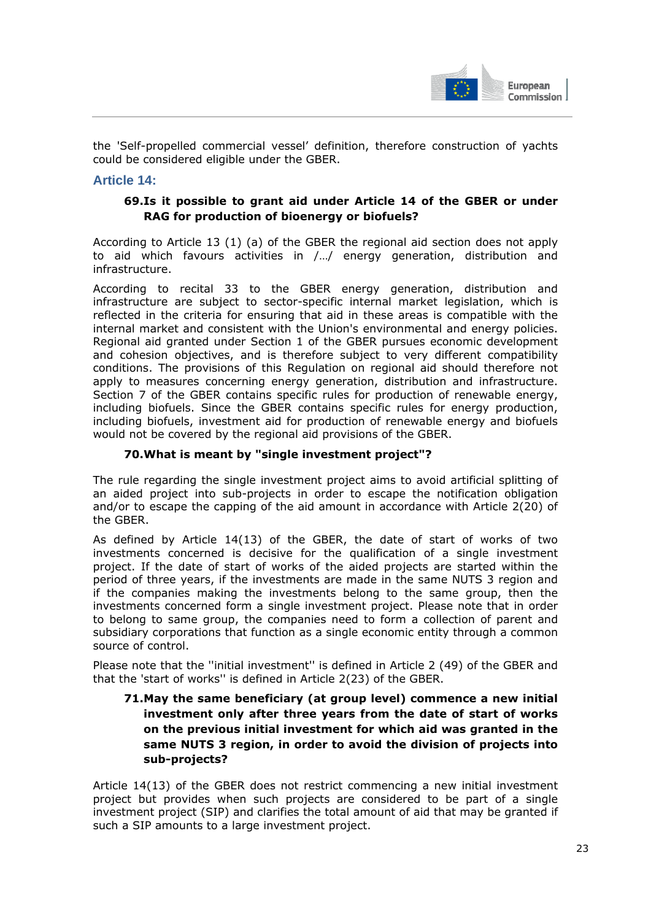the 'Self-propelled commercial vessel' definition, therefore construction of yachts could be considered eligible under the GBER.

## Article 14:

### 69. Is it possible to grant aid under Article 14 of the GBER or under RAG for production of bioenergy or biofuels?

According to Article 13 (1) (a) of the GBER the regional aid section does not apply to aid which favours activities in /…/ energy generation, distribution and infrastructure.

According to recital 33 to the GBER energy generation, distribution and infrastructure are subject to sector-specific internal market legislation, which is reflected in the criteria for ensuring that aid in these areas is compatible with the internal market and consistent with the Union's environmental and energy policies. Regional aid granted under Section 1 of the GBER pursues economic development and cohesion objectives, and is therefore subject to very different compatibility conditions. The provisions of this Regulation on regional aid should therefore not apply to measures concerning energy generation, distribution and infrastructure. Section 7 of the GBER contains specific rules for production of renewable energy, including biofuels. Since the GBER contains specific rules for energy production, including biofuels, investment aid for production of renewable energy and biofuels would not be covered by the regional aid provisions of the GBER.

### 70. What is meant by "single investment project"?

The rule regarding the single investment project aims to avoid artificial splitting of an aided project into sub-projects in order to escape the notification obligation and/or to escape the capping of the aid amount in accordance with Article 2(20) of the GBER.

As defined by Article 14(13) of the GBER, the date of start of works of two investments concerned is decisive for the qualification of a single investment project. If the date of start of works of the aided projects are started within the period of three years, if the investments are made in the same NUTS 3 region and if the companies making the investments belong to the same group, then the investments concerned form a single investment project. Please note that in order to belong to same group, the companies need to form a collection of parent and subsidiary corporations that function as a single economic entity through a common source of control.

Please note that the ''initial investment'' is defined in Article 2 (49) of the GBER and that the 'start of works'' is defined in Article 2(23) of the GBER.

### 71. May the same beneficiary (at group level) commence a new initial investment only after three years from the date of start of works on the previous initial investment for which aid was granted in the same NUTS 3 region, in order to avoid the division of projects into sub-projects?

Article 14(13) of the GBER does not restrict commencing a new initial investment project but provides when such projects are considered to be part of a single investment project (SIP) and clarifies the total amount of aid that may be granted if such a SIP amounts to a large investment project.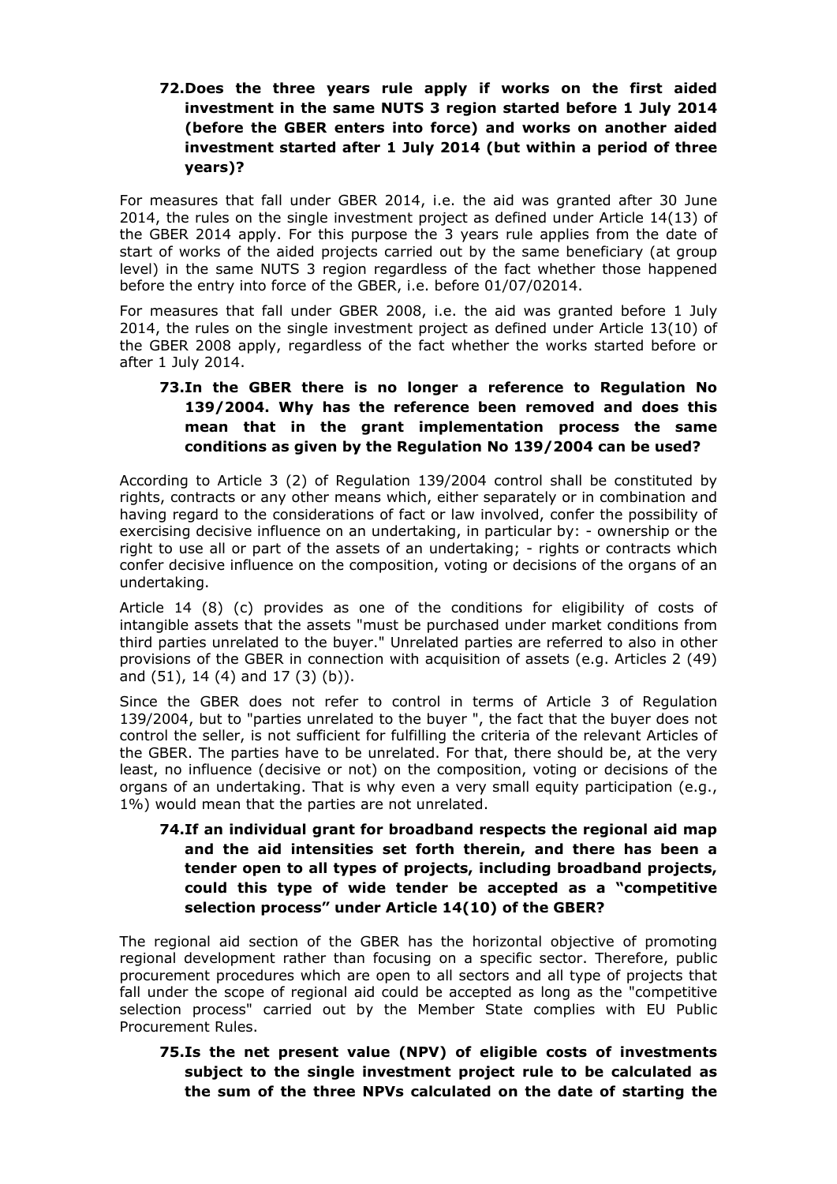### 72. Does the three years rule apply if works on the first aided investment in the same NUTS 3 region started before 1 July 2014 (before the GBER enters into force) and works on another aided investment started after 1 July 2014 (but within a period of three years)?

For measures that fall under GBER 2014, i.e. the aid was granted after 30 June 2014, the rules on the single investment project as defined under Article 14(13) of the GBER 2014 apply. For this purpose the 3 years rule applies from the date of start of works of the aided projects carried out by the same beneficiary (at group level) in the same NUTS 3 region regardless of the fact whether those happened before the entry into force of the GBER, i.e. before 01/07/02014.

For measures that fall under GBER 2008, i.e. the aid was granted before 1 July 2014, the rules on the single investment project as defined under Article 13(10) of the GBER 2008 apply, regardless of the fact whether the works started before or after 1 July 2014.

### 73. In the GBER there is no longer a reference to Regulation No 139/2004. Why has the reference been removed and does this mean that in the grant implementation process the same conditions as given by the Regulation No 139/2004 can be used?

According to Article 3 (2) of Regulation 139/2004 control shall be constituted by rights, contracts or any other means which, either separately or in combination and having regard to the considerations of fact or law involved, confer the possibility of exercising decisive influence on an undertaking, in particular by: - ownership or the right to use all or part of the assets of an undertaking; - rights or contracts which confer decisive influence on the composition, voting or decisions of the organs of an undertaking.

Article 14 (8) (c) provides as one of the conditions for eligibility of costs of intangible assets that the assets "must be purchased under market conditions from third parties unrelated to the buyer." Unrelated parties are referred to also in other provisions of the GBER in connection with acquisition of assets (e.g. Articles 2 (49) and (51), 14 (4) and 17 (3) (b)).

Since the GBER does not refer to control in terms of Article 3 of Regulation 139/2004, but to "parties unrelated to the buyer ", the fact that the buyer does not control the seller, is not sufficient for fulfilling the criteria of the relevant Articles of the GBER. The parties have to be unrelated. For that, there should be, at the very least, no influence (decisive or not) on the composition, voting or decisions of the organs of an undertaking. That is why even a very small equity participation (e.g., 1%) would mean that the parties are not unrelated.

### 74. If an individual grant for broadband respects the regional aid map and the aid intensities set forth therein, and there has been a tender open to all types of projects, including broadband projects, could this type of wide tender be accepted as a "competitive selection process" under Article 14(10) of the GBER?

The regional aid section of the GBER has the horizontal objective of promoting regional development rather than focusing on a specific sector. Therefore, public procurement procedures which are open to all sectors and all type of projects that fall under the scope of regional aid could be accepted as long as the "competitive selection process" carried out by the Member State complies with EU Public Procurement Rules.

### 75. Is the net present value (NPV) of eligible costs of investments subject to the single investment project rule to be calculated as the sum of the three NPVs calculated on the date of starting the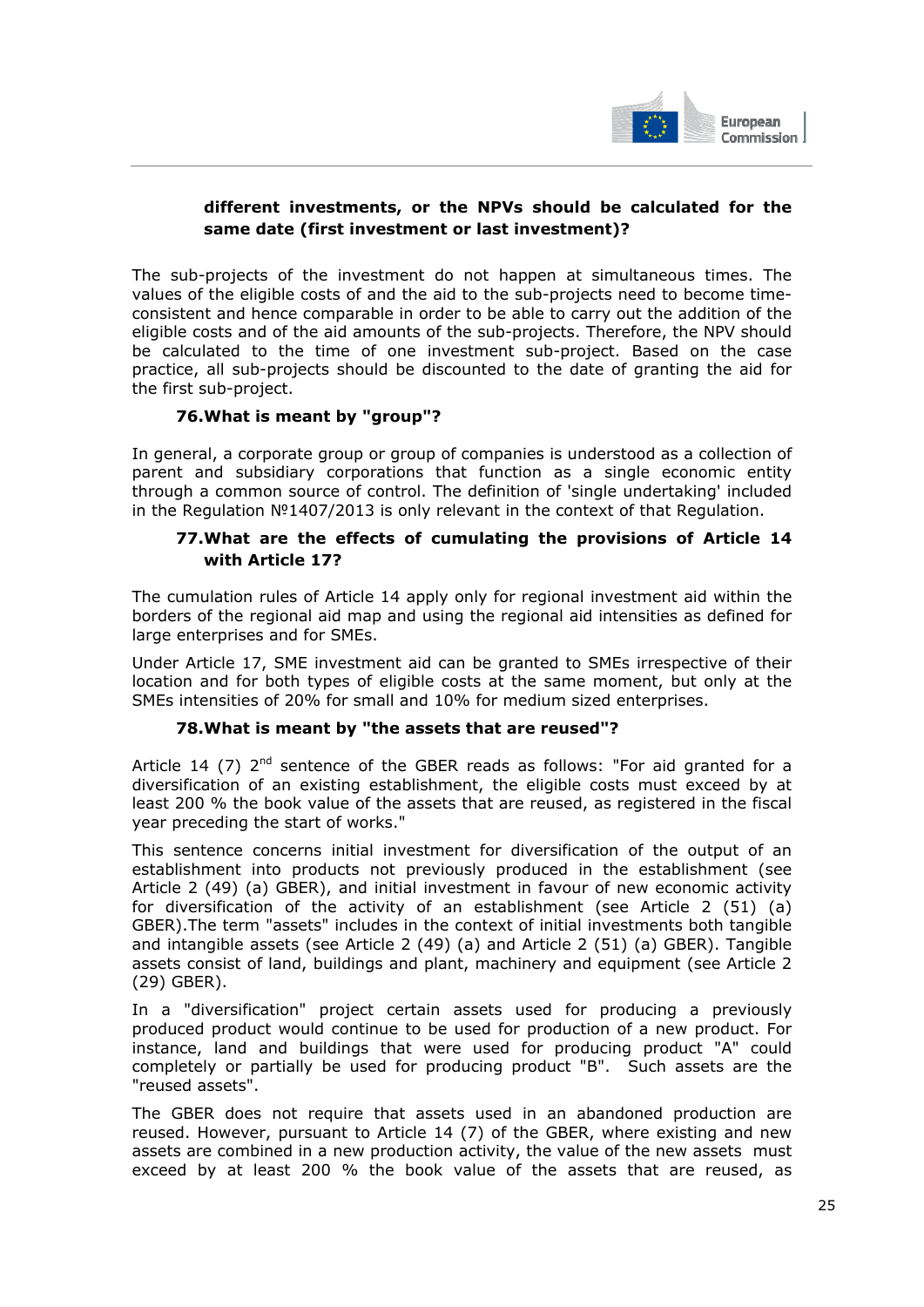**different investments, or the NPVs should be calculated for the same date (first investment or last investment)?**

The sub-projects of the investment do not happen at simultaneous times. The values of the eligible costs of and the aid to the sub-projects need to become time-consistent and hence comparable in order to be able to carry out the addition of the eligible costs and of the aid amounts of the sub-projects. Therefore, the NPV should be calculated to the time of one investment sub-project. Based on the case practice, all sub-projects should be discounted to the date of granting the aid for the first sub-project.

### 76. What is meant by "group"?

In general, a corporate group or group of companies is understood as a collection of parent and subsidiary corporations that function as a single economic entity through a common source of control. The definition of 'single undertaking' included in the Regulation №1407/2013 is only relevant in the context of that Regulation.

### 77. What are the effects of cumulating the provisions of Article 14 with Article 17?

The cumulation rules of Article 14 apply only for regional investment aid within the borders of the regional aid map and using the regional aid intensities as defined for large enterprises and for SMEs.

Under Article 17, SME investment aid can be granted to SMEs irrespective of their location and for both types of eligible costs at the same moment, but only at the SMEs intensities of 20% for small and 10% for medium sized enterprises.

### 78. What is meant by "the assets that are reused"?

Article 14 (7) 2nd sentence of the GBER reads as follows: "For aid granted for a diversification of an existing establishment, the eligible costs must exceed by at least 200 % the book value of the assets that are reused, as registered in the fiscal year preceding the start of works."

This sentence concerns initial investment for diversification of the output of an establishment into products not previously produced in the establishment (see Article 2 (49) (a) GBER), and initial investment in favour of new economic activity for diversification of the activity of an establishment (see Article 2 (51) (a) GBER).The term "assets" includes in the context of initial investments both tangible and intangible assets (see Article 2 (49) (a) and Article 2 (51) (a) GBER). Tangible assets consist of land, buildings and plant, machinery and equipment (see Article 2 (29) GBER).

In a "diversification" project certain assets used for producing a previously produced product would continue to be used for production of a new product. For instance, land and buildings that were used for producing product "A" could completely or partially be used for producing product "B". Such assets are the "reused assets".

The GBER does not require that assets used in an abandoned production are reused. However, pursuant to Article 14 (7) of the GBER, where existing and new assets are combined in a new production activity, the value of the new assets must exceed by at least 200 % the book value of the assets that are reused, as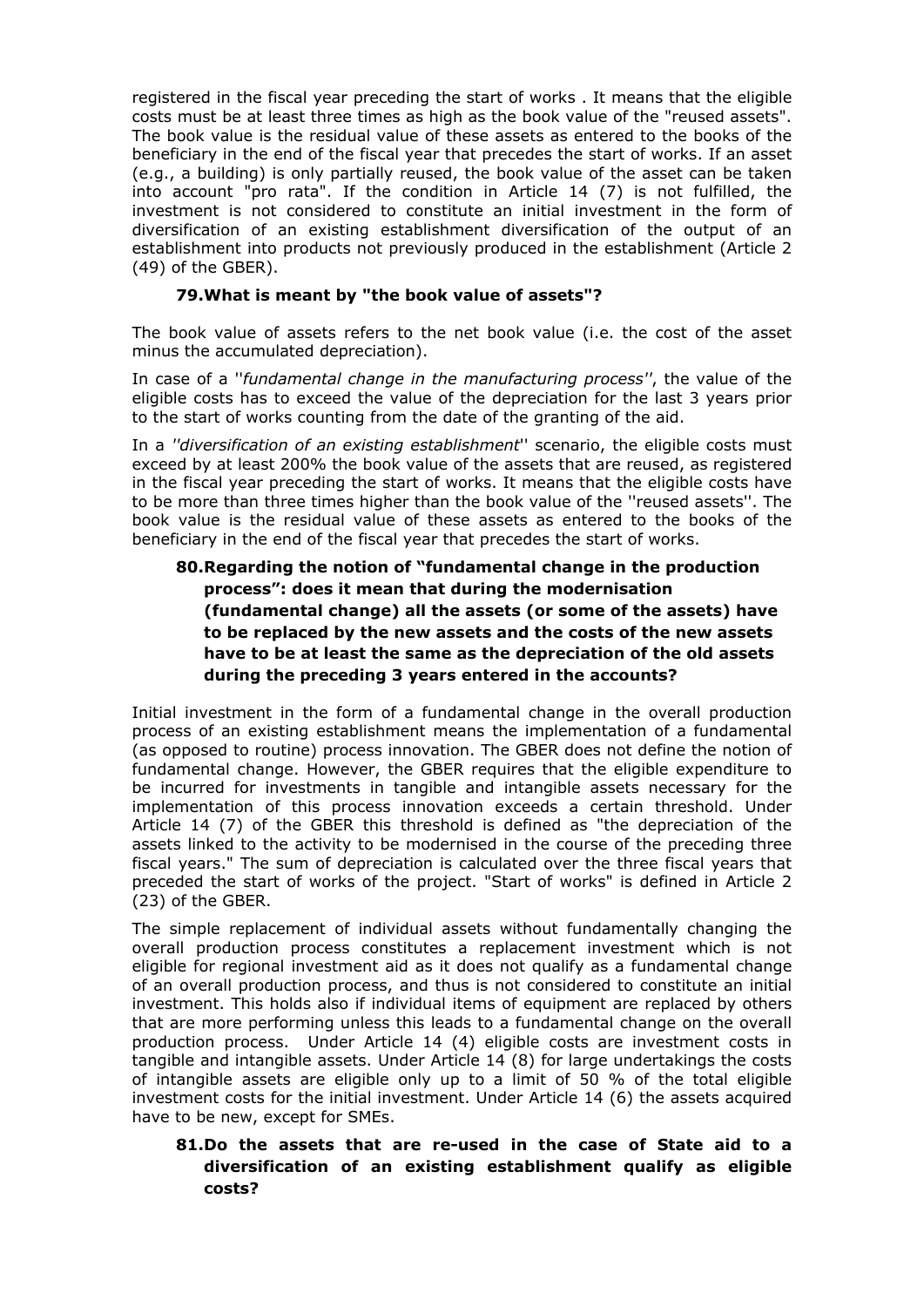registered in the fiscal year preceding the start of works . It means that the eligible costs must be at least three times as high as the book value of the "reused assets". The book value is the residual value of these assets as entered to the books of the beneficiary in the end of the fiscal year that precedes the start of works. If an asset (e.g., a building) is only partially reused, the book value of the asset can be taken into account "pro rata". If the condition in Article 14 (7) is not fulfilled, the investment is not considered to constitute an initial investment in the form of diversification of an existing establishment diversification of the output of an establishment into products not previously produced in the establishment (Article 2 (49) of the GBER).

### 79. What is meant by "the book value of assets"?

The book value of assets refers to the net book value (i.e. the cost of the asset minus the accumulated depreciation).

In case of a ''*fundamental change in the manufacturing process''*, the value of the eligible costs has to exceed the value of the depreciation for the last 3 years prior to the start of works counting from the date of the granting of the aid.

In a *''diversification of an existing establishment*'' scenario, the eligible costs must exceed by at least 200% the book value of the assets that are reused, as registered in the fiscal year preceding the start of works. It means that the eligible costs have to be more than three times higher than the book value of the ''reused assets''. The book value is the residual value of these assets as entered to the books of the beneficiary in the end of the fiscal year that precedes the start of works.

### 80. Regarding the notion of "fundamental change in the production process": does it mean that during the modernisation (fundamental change) all the assets (or some of the assets) have to be replaced by the new assets and the costs of the new assets have to be at least the same as the depreciation of the old assets during the preceding 3 years entered in the accounts?

Initial investment in the form of a fundamental change in the overall production process of an existing establishment means the implementation of a fundamental (as opposed to routine) process innovation. The GBER does not define the notion of fundamental change. However, the GBER requires that the eligible expenditure to be incurred for investments in tangible and intangible assets necessary for the implementation of this process innovation exceeds a certain threshold. Under Article 14 (7) of the GBER this threshold is defined as "the depreciation of the assets linked to the activity to be modernised in the course of the preceding three fiscal years." The sum of depreciation is calculated over the three fiscal years that preceded the start of works of the project. "Start of works" is defined in Article 2 (23) of the GBER.

The simple replacement of individual assets without fundamentally changing the overall production process constitutes a replacement investment which is not eligible for regional investment aid as it does not qualify as a fundamental change of an overall production process, and thus is not considered to constitute an initial investment. This holds also if individual items of equipment are replaced by others that are more performing unless this leads to a fundamental change on the overall production process. Under Article 14 (4) eligible costs are investment costs in tangible and intangible assets. Under Article 14 (8) for large undertakings the costs of intangible assets are eligible only up to a limit of 50 % of the total eligible investment costs for the initial investment. Under Article 14 (6) the assets acquired have to be new, except for SMEs.

### 81. Do the assets that are re-used in the case of State aid to a diversification of an existing establishment qualify as eligible costs?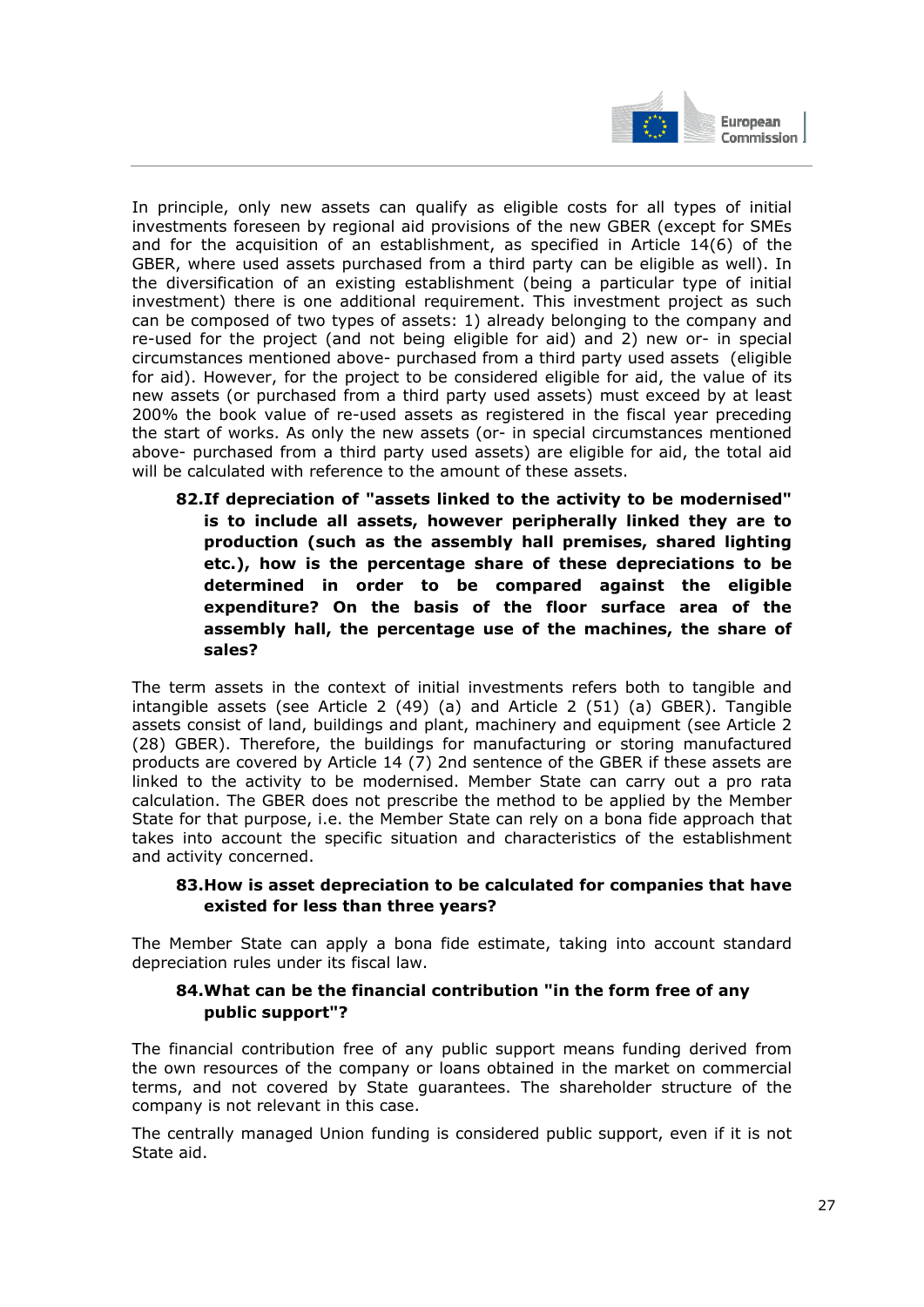In principle, only new assets can qualify as eligible costs for all types of initial investments foreseen by regional aid provisions of the new GBER (except for SMEs and for the acquisition of an establishment, as specified in Article 14(6) of the GBER, where used assets purchased from a third party can be eligible as well). In the diversification of an existing establishment (being a particular type of initial investment) there is one additional requirement. This investment project as such can be composed of two types of assets: 1) already belonging to the company and re-used for the project (and not being eligible for aid) and 2) new or- in special circumstances mentioned above- purchased from a third party used assets (eligible for aid). However, for the project to be considered eligible for aid, the value of its new assets (or purchased from a third party used assets) must exceed by at least 200% the book value of re-used assets as registered in the fiscal year preceding the start of works. As only the new assets (or- in special circumstances mentioned above- purchased from a third party used assets) are eligible for aid, the total aid will be calculated with reference to the amount of these assets.

**82. If depreciation of "assets linked to the activity to be modernised" is to include all assets, however peripherally linked they are to production (such as the assembly hall premises, shared lighting etc.), how is the percentage share of these depreciations to be determined in order to be compared against the eligible expenditure? On the basis of the floor surface area of the assembly hall, the percentage use of the machines, the share of sales?**

The term assets in the context of initial investments refers both to tangible and intangible assets (see Article 2 (49) (a) and Article 2 (51) (a) GBER). Tangible assets consist of land, buildings and plant, machinery and equipment (see Article 2 (28) GBER). Therefore, the buildings for manufacturing or storing manufactured products are covered by Article 14 (7) 2nd sentence of the GBER if these assets are linked to the activity to be modernised. Member State can carry out a pro rata calculation. The GBER does not prescribe the method to be applied by the Member State for that purpose, i.e. the Member State can rely on a bona fide approach that takes into account the specific situation and characteristics of the establishment and activity concerned.

**83. How is asset depreciation to be calculated for companies that have existed for less than three years?**

The Member State can apply a bona fide estimate, taking into account standard depreciation rules under its fiscal law.

**84. What can be the financial contribution "in the form free of any public support"?**

The financial contribution free of any public support means funding derived from the own resources of the company or loans obtained in the market on commercial terms, and not covered by State guarantees. The shareholder structure of the company is not relevant in this case.

The centrally managed Union funding is considered public support, even if it is not State aid.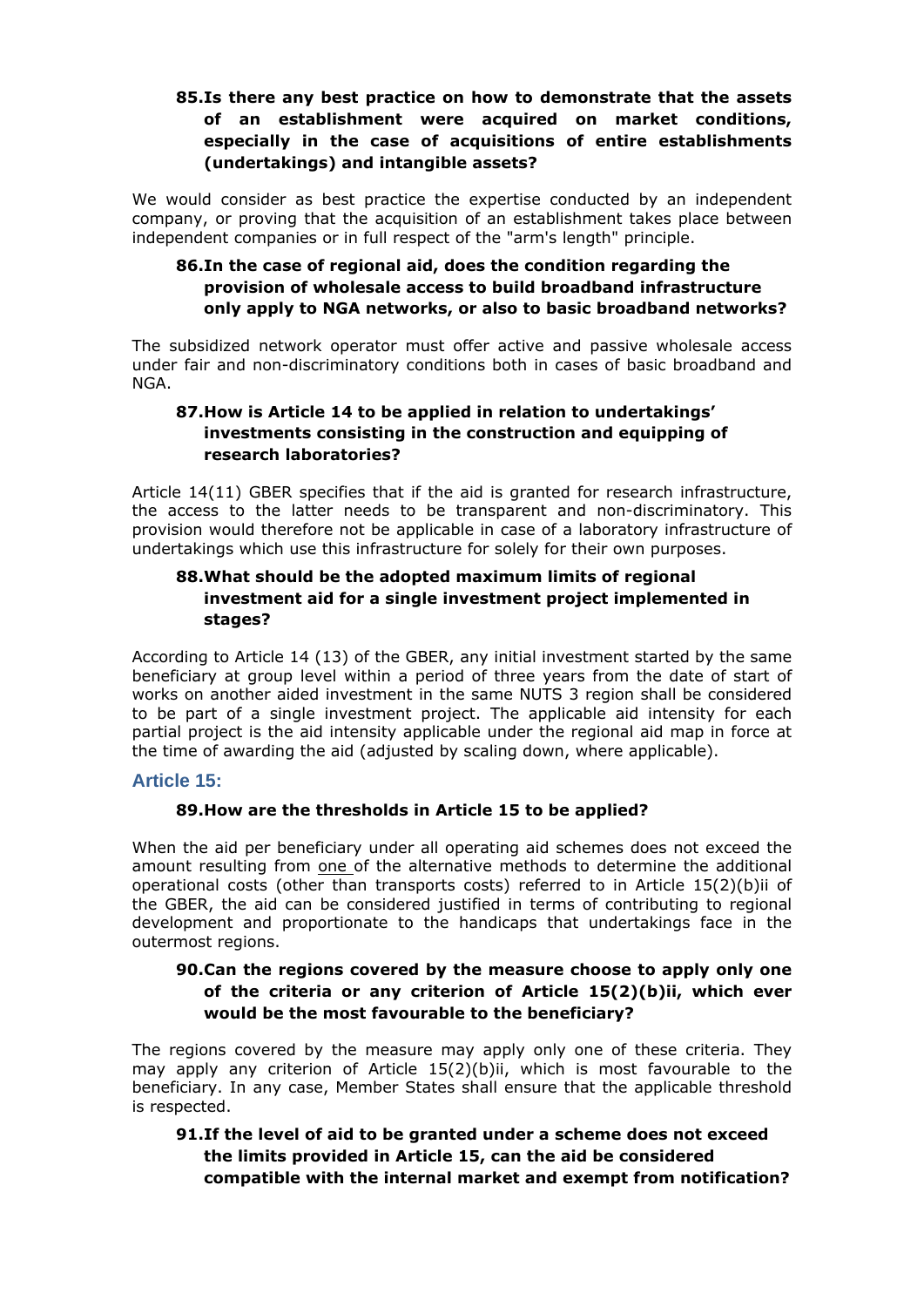**85. Is there any best practice on how to demonstrate that the assets of an establishment were acquired on market conditions, especially in the case of acquisitions of entire establishments (undertakings) and intangible assets?**

We would consider as best practice the expertise conducted by an independent company, or proving that the acquisition of an establishment takes place between independent companies or in full respect of the "arm's length" principle.

**86. In the case of regional aid, does the condition regarding the provision of wholesale access to build broadband infrastructure only apply to NGA networks, or also to basic broadband networks?**

The subsidized network operator must offer active and passive wholesale access under fair and non-discriminatory conditions both in cases of basic broadband and NGA.

**87. How is Article 14 to be applied in relation to undertakings' investments consisting in the construction and equipping of research laboratories?**

Article 14(11) GBER specifies that if the aid is granted for research infrastructure, the access to the latter needs to be transparent and non-discriminatory. This provision would therefore not be applicable in case of a laboratory infrastructure of undertakings which use this infrastructure for solely for their own purposes.

**88. What should be the adopted maximum limits of regional investment aid for a single investment project implemented in stages?**

According to Article 14 (13) of the GBER, any initial investment started by the same beneficiary at group level within a period of three years from the date of start of works on another aided investment in the same NUTS 3 region shall be considered to be part of a single investment project. The applicable aid intensity for each partial project is the aid intensity applicable under the regional aid map in force at the time of awarding the aid (adjusted by scaling down, where applicable).

## Article 15:

**89. How are the thresholds in Article 15 to be applied?**

When the aid per beneficiary under all operating aid schemes does not exceed the amount resulting from one of the alternative methods to determine the additional operational costs (other than transports costs) referred to in Article 15(2)(b)ii of the GBER, the aid can be considered justified in terms of contributing to regional development and proportionate to the handicaps that undertakings face in the outermost regions.

**90. Can the regions covered by the measure choose to apply only one of the criteria or any criterion of Article 15(2)(b)ii, which ever would be the most favourable to the beneficiary?**

The regions covered by the measure may apply only one of these criteria. They may apply any criterion of Article 15(2)(b)ii, which is most favourable to the beneficiary. In any case, Member States shall ensure that the applicable threshold is respected.

**91. If the level of aid to be granted under a scheme does not exceed the limits provided in Article 15, can the aid be considered compatible with the internal market and exempt from notification?**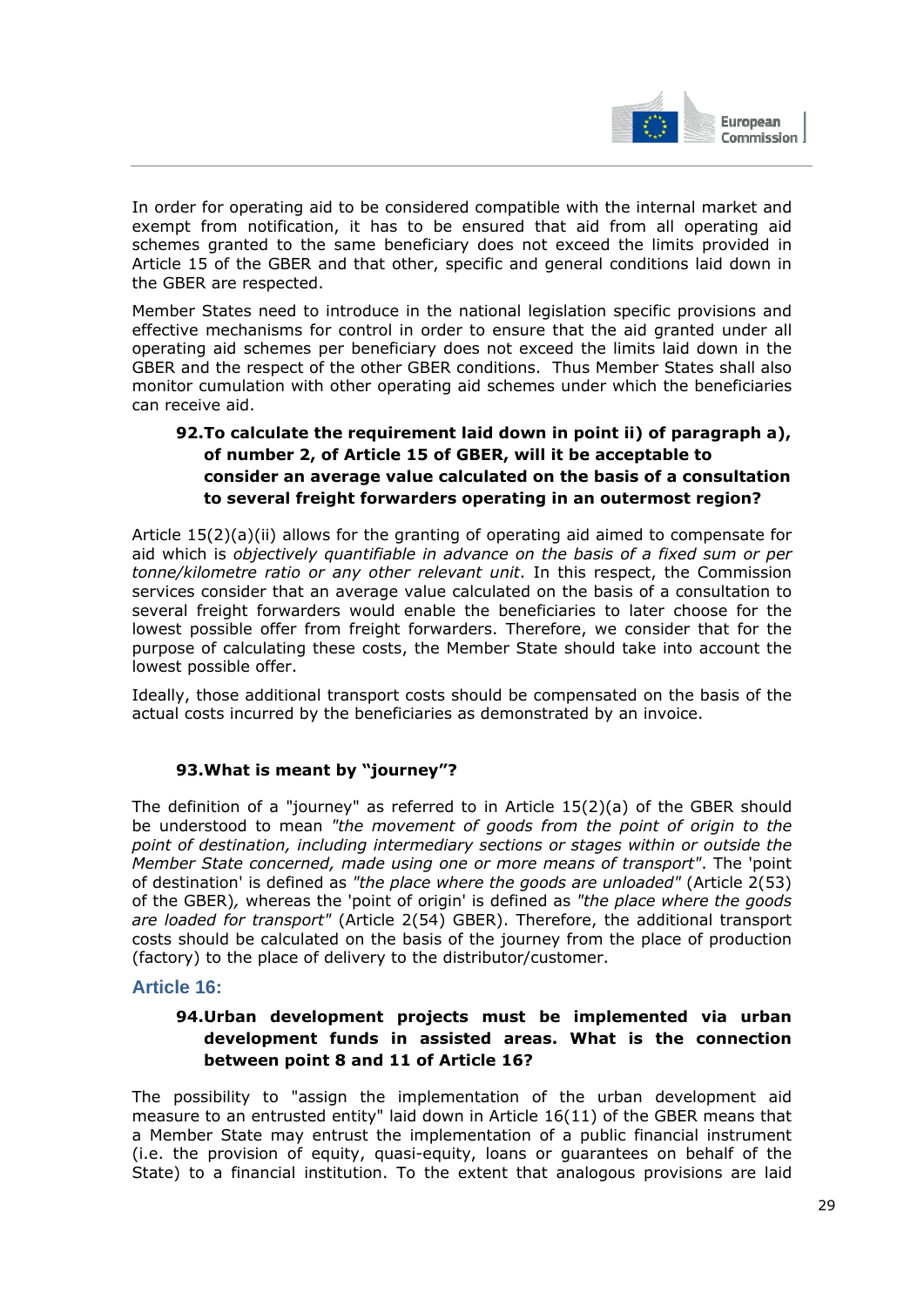In order for operating aid to be considered compatible with the internal market and exempt from notification, it has to be ensured that aid from all operating aid schemes granted to the same beneficiary does not exceed the limits provided in Article 15 of the GBER and that other, specific and general conditions laid down in the GBER are respected.

Member States need to introduce in the national legislation specific provisions and effective mechanisms for control in order to ensure that the aid granted under all operating aid schemes per beneficiary does not exceed the limits laid down in the GBER and the respect of the other GBER conditions. Thus Member States shall also monitor cumulation with other operating aid schemes under which the beneficiaries can receive aid.

### 92. To calculate the requirement laid down in point ii) of paragraph a), of number 2, of Article 15 of GBER, will it be acceptable to consider an average value calculated on the basis of a consultation to several freight forwarders operating in an outermost region?

Article 15(2)(a)(ii) allows for the granting of operating aid aimed to compensate for aid which is *objectively quantifiable in advance on the basis of a fixed sum or per tonne/kilometre ratio or any other relevant unit*. In this respect, the Commission services consider that an average value calculated on the basis of a consultation to several freight forwarders would enable the beneficiaries to later choose for the lowest possible offer from freight forwarders. Therefore, we consider that for the purpose of calculating these costs, the Member State should take into account the lowest possible offer.

Ideally, those additional transport costs should be compensated on the basis of the actual costs incurred by the beneficiaries as demonstrated by an invoice.

### 93. What is meant by "journey"?

The definition of a "journey" as referred to in Article 15(2)(a) of the GBER should be understood to mean *"the movement of goods from the point of origin to the point of destination, including intermediary sections or stages within or outside the Member State concerned, made using one or more means of transport"*. The 'point of destination' is defined as *"the place where the goods are unloaded"* (Article 2(53) of the GBER), whereas the 'point of origin' is defined as *"the place where the goods are loaded for transport"* (Article 2(54) GBER). Therefore, the additional transport costs should be calculated on the basis of the journey from the place of production (factory) to the place of delivery to the distributor/customer.

## Article 16:

### 94. Urban development projects must be implemented via urban development funds in assisted areas. What is the connection between point 8 and 11 of Article 16?

The possibility to "assign the implementation of the urban development aid measure to an entrusted entity" laid down in Article 16(11) of the GBER means that a Member State may entrust the implementation of a public financial instrument (i.e. the provision of equity, quasi-equity, loans or guarantees on behalf of the State) to a financial institution. To the extent that analogous provisions are laid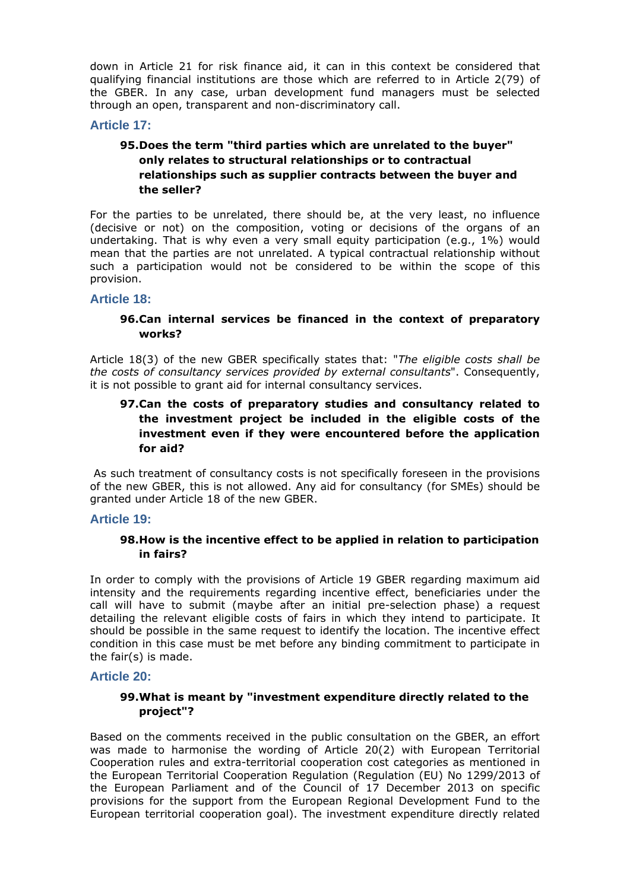down in Article 21 for risk finance aid, it can in this context be considered that qualifying financial institutions are those which are referred to in Article 2(79) of the GBER. In any case, urban development fund managers must be selected through an open, transparent and non-discriminatory call.

## Article 17:

### 95. Does the term "third parties which are unrelated to the buyer" only relates to structural relationships or to contractual relationships such as supplier contracts between the buyer and the seller?

For the parties to be unrelated, there should be, at the very least, no influence (decisive or not) on the composition, voting or decisions of the organs of an undertaking. That is why even a very small equity participation (e.g., 1%) would mean that the parties are not unrelated. A typical contractual relationship without such a participation would not be considered to be within the scope of this provision.

## Article 18:

### 96. Can internal services be financed in the context of preparatory works?

Article 18(3) of the new GBER specifically states that: "*The eligible costs shall be the costs of consultancy services provided by external consultants*". Consequently, it is not possible to grant aid for internal consultancy services.

### 97. Can the costs of preparatory studies and consultancy related to the investment project be included in the eligible costs of the investment even if they were encountered before the application for aid?

As such treatment of consultancy costs is not specifically foreseen in the provisions of the new GBER, this is not allowed. Any aid for consultancy (for SMEs) should be granted under Article 18 of the new GBER.

## Article 19:

### 98. How is the incentive effect to be applied in relation to participation in fairs?

In order to comply with the provisions of Article 19 GBER regarding maximum aid intensity and the requirements regarding incentive effect, beneficiaries under the call will have to submit (maybe after an initial pre-selection phase) a request detailing the relevant eligible costs of fairs in which they intend to participate. It should be possible in the same request to identify the location. The incentive effect condition in this case must be met before any binding commitment to participate in the fair(s) is made.

## Article 20:

### 99. What is meant by "investment expenditure directly related to the project"?

Based on the comments received in the public consultation on the GBER, an effort was made to harmonise the wording of Article 20(2) with European Territorial Cooperation rules and extra-territorial cooperation cost categories as mentioned in the European Territorial Cooperation Regulation (Regulation (EU) No 1299/2013 of the European Parliament and of the Council of 17 December 2013 on specific provisions for the support from the European Regional Development Fund to the European territorial cooperation goal). The investment expenditure directly related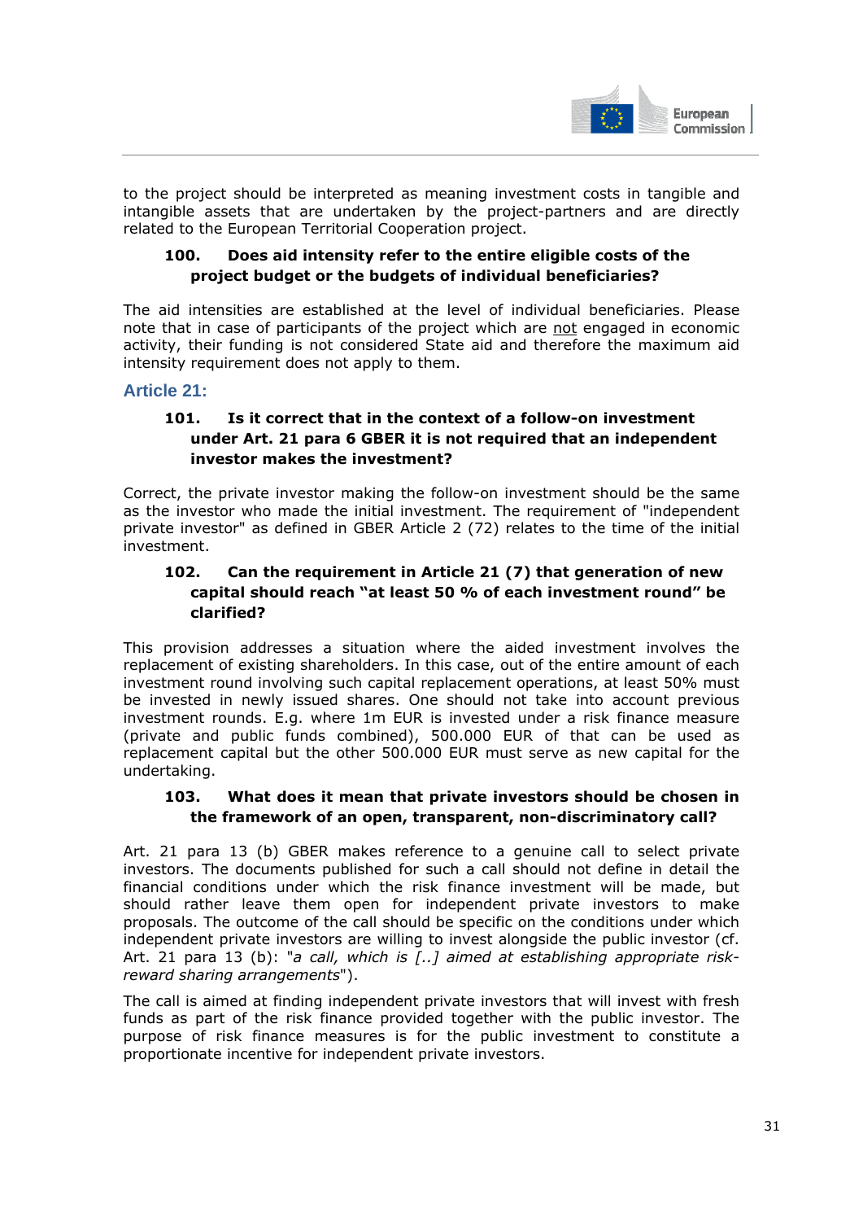to the project should be interpreted as meaning investment costs in tangible and intangible assets that are undertaken by the project-partners and are directly related to the European Territorial Cooperation project.

### 100. Does aid intensity refer to the entire eligible costs of the project budget or the budgets of individual beneficiaries?

The aid intensities are established at the level of individual beneficiaries. Please note that in case of participants of the project which are not engaged in economic activity, their funding is not considered State aid and therefore the maximum aid intensity requirement does not apply to them.

## Article 21:

### 101. Is it correct that in the context of a follow-on investment under Art. 21 para 6 GBER it is not required that an independent investor makes the investment?

Correct, the private investor making the follow-on investment should be the same as the investor who made the initial investment. The requirement of "independent private investor" as defined in GBER Article 2 (72) relates to the time of the initial investment.

### 102. Can the requirement in Article 21 (7) that generation of new capital should reach "at least 50 % of each investment round" be clarified?

This provision addresses a situation where the aided investment involves the replacement of existing shareholders. In this case, out of the entire amount of each investment round involving such capital replacement operations, at least 50% must be invested in newly issued shares. One should not take into account previous investment rounds. E.g. where 1m EUR is invested under a risk finance measure (private and public funds combined), 500.000 EUR of that can be used as replacement capital but the other 500.000 EUR must serve as new capital for the undertaking.

### 103. What does it mean that private investors should be chosen in the framework of an open, transparent, non-discriminatory call?

Art. 21 para 13 (b) GBER makes reference to a genuine call to select private investors. The documents published for such a call should not define in detail the financial conditions under which the risk finance investment will be made, but should rather leave them open for independent private investors to make proposals. The outcome of the call should be specific on the conditions under which independent private investors are willing to invest alongside the public investor (cf. Art. 21 para 13 (b): "*a call, which is [..] aimed at establishing appropriate risk-reward sharing arrangements*").

The call is aimed at finding independent private investors that will invest with fresh funds as part of the risk finance provided together with the public investor. The purpose of risk finance measures is for the public investment to constitute a proportionate incentive for independent private investors.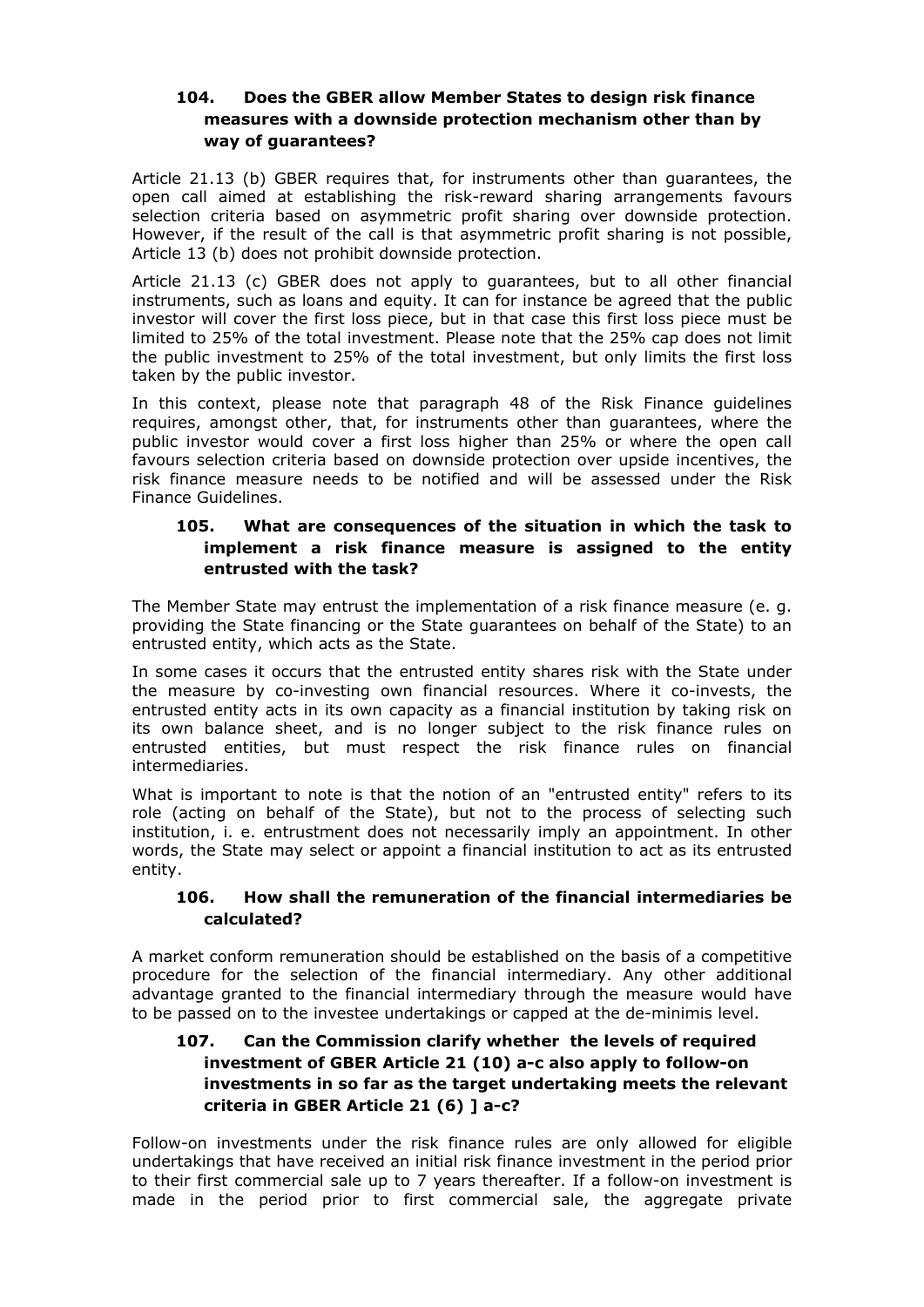### 104. Does the GBER allow Member States to design risk finance measures with a downside protection mechanism other than by way of guarantees?

Article 21.13 (b) GBER requires that, for instruments other than guarantees, the open call aimed at establishing the risk-reward sharing arrangements favours selection criteria based on asymmetric profit sharing over downside protection. However, if the result of the call is that asymmetric profit sharing is not possible, Article 13 (b) does not prohibit downside protection.

Article 21.13 (c) GBER does not apply to guarantees, but to all other financial instruments, such as loans and equity. It can for instance be agreed that the public investor will cover the first loss piece, but in that case this first loss piece must be limited to 25% of the total investment. Please note that the 25% cap does not limit the public investment to 25% of the total investment, but only limits the first loss taken by the public investor.

In this context, please note that paragraph 48 of the Risk Finance guidelines requires, amongst other, that, for instruments other than guarantees, where the public investor would cover a first loss higher than 25% or where the open call favours selection criteria based on downside protection over upside incentives, the risk finance measure needs to be notified and will be assessed under the Risk Finance Guidelines.

### 105. What are consequences of the situation in which the task to implement a risk finance measure is assigned to the entity entrusted with the task?

The Member State may entrust the implementation of a risk finance measure (e. g. providing the State financing or the State guarantees on behalf of the State) to an entrusted entity, which acts as the State.

In some cases it occurs that the entrusted entity shares risk with the State under the measure by co-investing own financial resources. Where it co-invests, the entrusted entity acts in its own capacity as a financial institution by taking risk on its own balance sheet, and is no longer subject to the risk finance rules on entrusted entities, but must respect the risk finance rules on financial intermediaries.

What is important to note is that the notion of an "entrusted entity" refers to its role (acting on behalf of the State), but not to the process of selecting such institution, i. e. entrustment does not necessarily imply an appointment. In other words, the State may select or appoint a financial institution to act as its entrusted entity.

### 106. How shall the remuneration of the financial intermediaries be calculated?

A market conform remuneration should be established on the basis of a competitive procedure for the selection of the financial intermediary. Any other additional advantage granted to the financial intermediary through the measure would have to be passed on to the investee undertakings or capped at the de-minimis level.

### 107. Can the Commission clarify whether the levels of required investment of GBER Article 21 (10) a-c also apply to follow-on investments in so far as the target undertaking meets the relevant criteria in GBER Article 21 (6) ] a-c?

Follow-on investments under the risk finance rules are only allowed for eligible undertakings that have received an initial risk finance investment in the period prior to their first commercial sale up to 7 years thereafter. If a follow-on investment is made in the period prior to first commercial sale, the aggregate private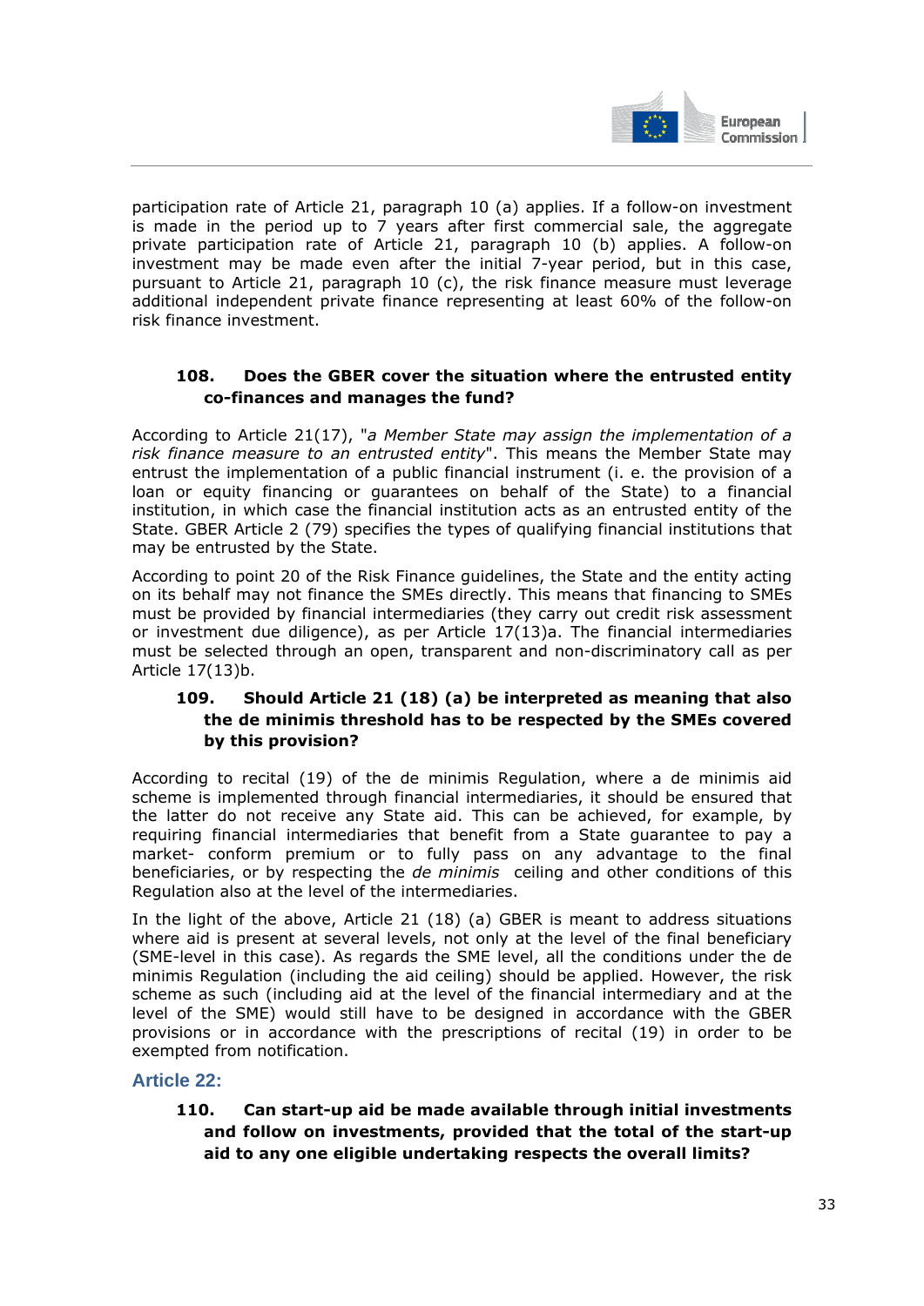participation rate of Article 21, paragraph 10 (a) applies. If a follow-on investment is made in the period up to 7 years after first commercial sale, the aggregate private participation rate of Article 21, paragraph 10 (b) applies. A follow-on investment may be made even after the initial 7-year period, but in this case, pursuant to Article 21, paragraph 10 (c), the risk finance measure must leverage additional independent private finance representing at least 60% of the follow-on risk finance investment.

### 108. Does the GBER cover the situation where the entrusted entity co-finances and manages the fund?

According to Article 21(17), "*a Member State may assign the implementation of a risk finance measure to an entrusted entity*". This means the Member State may entrust the implementation of a public financial instrument (i. e. the provision of a loan or equity financing or guarantees on behalf of the State) to a financial institution, in which case the financial institution acts as an entrusted entity of the State. GBER Article 2 (79) specifies the types of qualifying financial institutions that may be entrusted by the State.

According to point 20 of the Risk Finance guidelines, the State and the entity acting on its behalf may not finance the SMEs directly. This means that financing to SMEs must be provided by financial intermediaries (they carry out credit risk assessment or investment due diligence), as per Article 17(13)a. The financial intermediaries must be selected through an open, transparent and non-discriminatory call as per Article 17(13)b.

### 109. Should Article 21 (18) (a) be interpreted as meaning that also the de minimis threshold has to be respected by the SMEs covered by this provision?

According to recital (19) of the de minimis Regulation, where a de minimis aid scheme is implemented through financial intermediaries, it should be ensured that the latter do not receive any State aid. This can be achieved, for example, by requiring financial intermediaries that benefit from a State guarantee to pay a market- conform premium or to fully pass on any advantage to the final beneficiaries, or by respecting the *de minimis* ceiling and other conditions of this Regulation also at the level of the intermediaries.

In the light of the above, Article 21 (18) (a) GBER is meant to address situations where aid is present at several levels, not only at the level of the final beneficiary (SME-level in this case). As regards the SME level, all the conditions under the de minimis Regulation (including the aid ceiling) should be applied. However, the risk scheme as such (including aid at the level of the financial intermediary and at the level of the SME) would still have to be designed in accordance with the GBER provisions or in accordance with the prescriptions of recital (19) in order to be exempted from notification.

## Article 22:

### 110. Can start-up aid be made available through initial investments and follow on investments, provided that the total of the start-up aid to any one eligible undertaking respects the overall limits?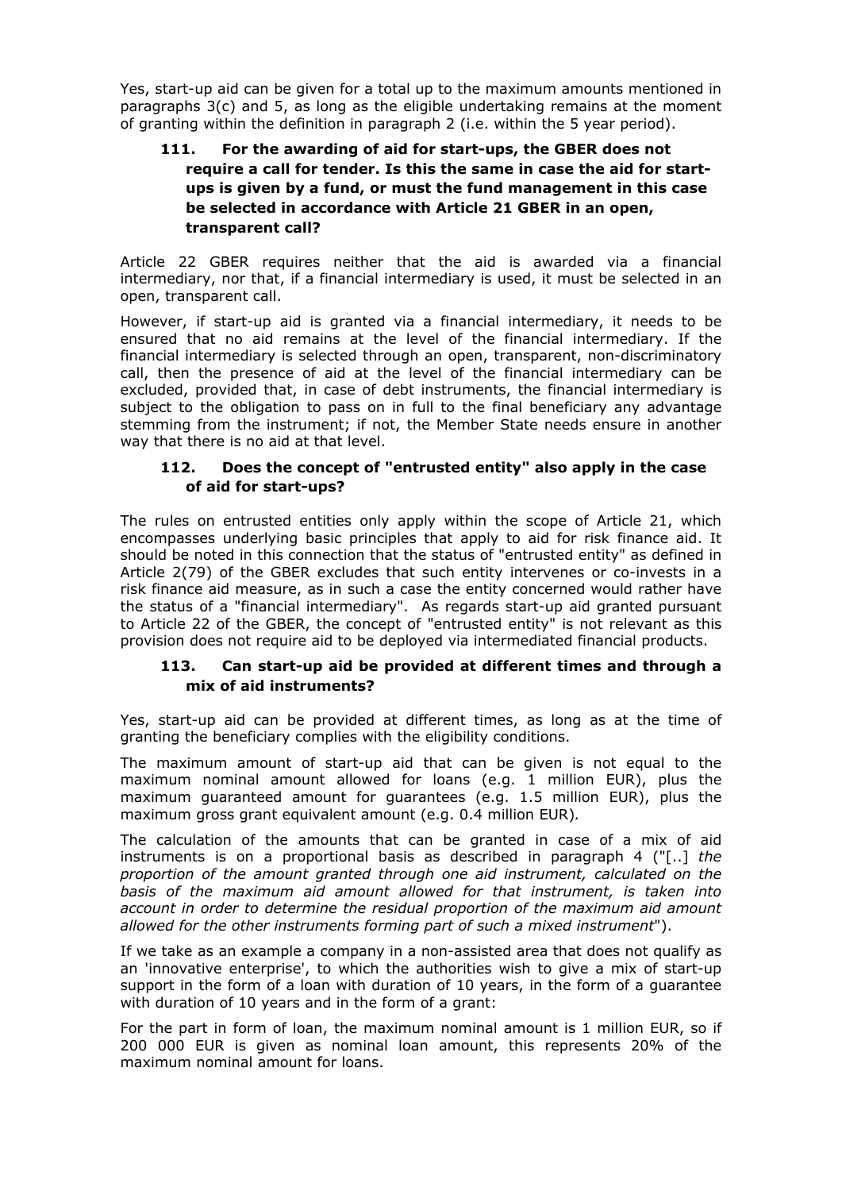Yes, start-up aid can be given for a total up to the maximum amounts mentioned in paragraphs 3(c) and 5, as long as the eligible undertaking remains at the moment of granting within the definition in paragraph 2 (i.e. within the 5 year period).

### 111. For the awarding of aid for start-ups, the GBER does not require a call for tender. Is this the same in case the aid for start-ups is given by a fund, or must the fund management in this case be selected in accordance with Article 21 GBER in an open, transparent call?

Article 22 GBER requires neither that the aid is awarded via a financial intermediary, nor that, if a financial intermediary is used, it must be selected in an open, transparent call.

However, if start-up aid is granted via a financial intermediary, it needs to be ensured that no aid remains at the level of the financial intermediary. If the financial intermediary is selected through an open, transparent, non-discriminatory call, then the presence of aid at the level of the financial intermediary can be excluded, provided that, in case of debt instruments, the financial intermediary is subject to the obligation to pass on in full to the final beneficiary any advantage stemming from the instrument; if not, the Member State needs ensure in another way that there is no aid at that level.

### 112. Does the concept of "entrusted entity" also apply in the case of aid for start-ups?

The rules on entrusted entities only apply within the scope of Article 21, which encompasses underlying basic principles that apply to aid for risk finance aid. It should be noted in this connection that the status of "entrusted entity" as defined in Article 2(79) of the GBER excludes that such entity intervenes or co-invests in a risk finance aid measure, as in such a case the entity concerned would rather have the status of a "financial intermediary". As regards start-up aid granted pursuant to Article 22 of the GBER, the concept of "entrusted entity" is not relevant as this provision does not require aid to be deployed via intermediated financial products.

### 113. Can start-up aid be provided at different times and through a mix of aid instruments?

Yes, start-up aid can be provided at different times, as long as at the time of granting the beneficiary complies with the eligibility conditions.

The maximum amount of start-up aid that can be given is not equal to the maximum nominal amount allowed for loans (e.g. 1 million EUR), plus the maximum guaranteed amount for guarantees (e.g. 1.5 million EUR), plus the maximum gross grant equivalent amount (e.g. 0.4 million EUR).

The calculation of the amounts that can be granted in case of a mix of aid instruments is on a proportional basis as described in paragraph 4 ("[..] *the proportion of the amount granted through one aid instrument, calculated on the basis of the maximum aid amount allowed for that instrument, is taken into account in order to determine the residual proportion of the maximum aid amount allowed for the other instruments forming part of such a mixed instrument*").

If we take as an example a company in a non-assisted area that does not qualify as an 'innovative enterprise', to which the authorities wish to give a mix of start-up support in the form of a loan with duration of 10 years, in the form of a guarantee with duration of 10 years and in the form of a grant:

For the part in form of loan, the maximum nominal amount is 1 million EUR, so if 200 000 EUR is given as nominal loan amount, this represents 20% of the maximum nominal amount for loans.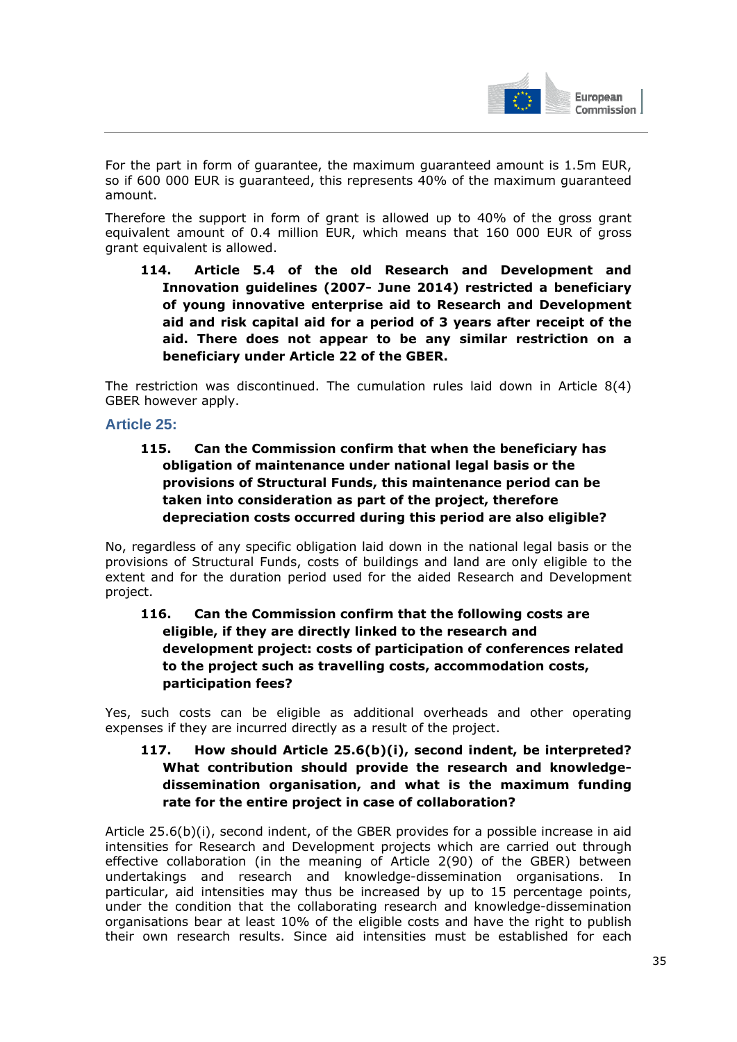For the part in form of guarantee, the maximum guaranteed amount is 1.5m EUR, so if 600 000 EUR is guaranteed, this represents 40% of the maximum guaranteed amount.

Therefore the support in form of grant is allowed up to 40% of the gross grant equivalent amount of 0.4 million EUR, which means that 160 000 EUR of gross grant equivalent is allowed.

**114. Article 5.4 of the old Research and Development and Innovation guidelines (2007- June 2014) restricted a beneficiary of young innovative enterprise aid to Research and Development aid and risk capital aid for a period of 3 years after receipt of the aid. There does not appear to be any similar restriction on a beneficiary under Article 22 of the GBER.**

The restriction was discontinued. The cumulation rules laid down in Article 8(4) GBER however apply.

### Article 25:

**115. Can the Commission confirm that when the beneficiary has obligation of maintenance under national legal basis or the provisions of Structural Funds, this maintenance period can be taken into consideration as part of the project, therefore depreciation costs occurred during this period are also eligible?**

No, regardless of any specific obligation laid down in the national legal basis or the provisions of Structural Funds, costs of buildings and land are only eligible to the extent and for the duration period used for the aided Research and Development project.

**116. Can the Commission confirm that the following costs are eligible, if they are directly linked to the research and development project: costs of participation of conferences related to the project such as travelling costs, accommodation costs, participation fees?**

Yes, such costs can be eligible as additional overheads and other operating expenses if they are incurred directly as a result of the project.

**117. How should Article 25.6(b)(i), second indent, be interpreted? What contribution should provide the research and knowledge-dissemination organisation, and what is the maximum funding rate for the entire project in case of collaboration?**

Article 25.6(b)(i), second indent, of the GBER provides for a possible increase in aid intensities for Research and Development projects which are carried out through effective collaboration (in the meaning of Article 2(90) of the GBER) between undertakings and research and knowledge-dissemination organisations. In particular, aid intensities may thus be increased by up to 15 percentage points, under the condition that the collaborating research and knowledge-dissemination organisations bear at least 10% of the eligible costs and have the right to publish their own research results. Since aid intensities must be established for each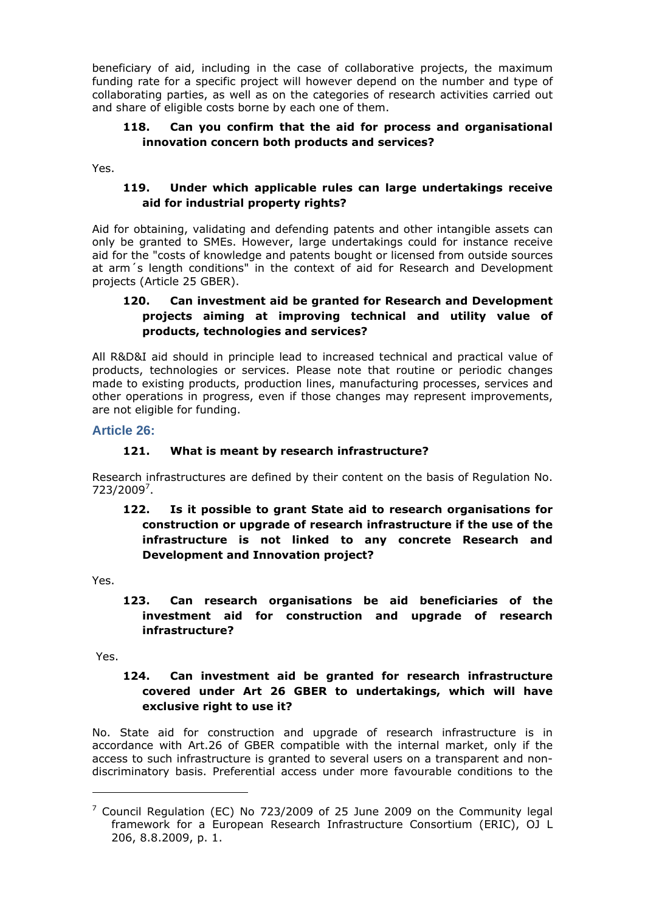beneficiary of aid, including in the case of collaborative projects, the maximum funding rate for a specific project will however depend on the number and type of collaborating parties, as well as on the categories of research activities carried out and share of eligible costs borne by each one of them.

**118. Can you confirm that the aid for process and organisational innovation concern both products and services?**

Yes.

**119. Under which applicable rules can large undertakings receive aid for industrial property rights?**

Aid for obtaining, validating and defending patents and other intangible assets can only be granted to SMEs. However, large undertakings could for instance receive aid for the "costs of knowledge and patents bought or licensed from outside sources at arm´s length conditions" in the context of aid for Research and Development projects (Article 25 GBER).

**120. Can investment aid be granted for Research and Development projects aiming at improving technical and utility value of products, technologies and services?**

All R&D&I aid should in principle lead to increased technical and practical value of products, technologies or services. Please note that routine or periodic changes made to existing products, production lines, manufacturing processes, services and other operations in progress, even if those changes may represent improvements, are not eligible for funding.

## Article 26:

**121. What is meant by research infrastructure?**

Research infrastructures are defined by their content on the basis of Regulation No. 723/2009[7].

**122. Is it possible to grant State aid to research organisations for construction or upgrade of research infrastructure if the use of the infrastructure is not linked to any concrete Research and Development and Innovation project?**

Yes.

**123. Can research organisations be aid beneficiaries of the investment aid for construction and upgrade of research infrastructure?**

Yes.

**124. Can investment aid be granted for research infrastructure covered under Art 26 GBER to undertakings, which will have exclusive right to use it?**

No. State aid for construction and upgrade of research infrastructure is in accordance with Art.26 of GBER compatible with the internal market, only if the access to such infrastructure is granted to several users on a transparent and non-discriminatory basis. Preferential access under more favourable conditions to the

[7] Council Regulation (EC) No 723/2009 of 25 June 2009 on the Community legal framework for a European Research Infrastructure Consortium (ERIC), OJ L 206, 8.8.2009, p. 1.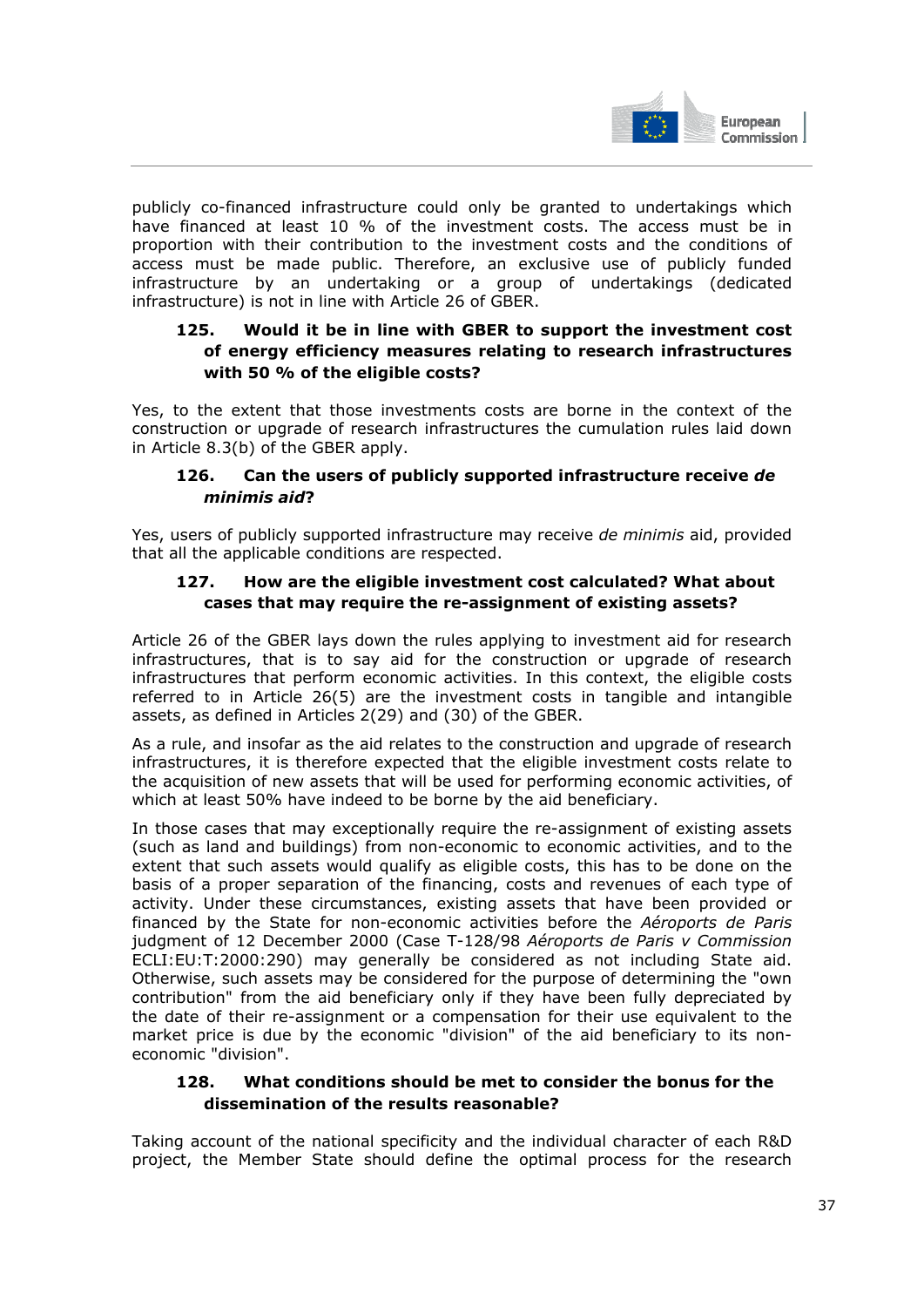publicly co-financed infrastructure could only be granted to undertakings which have financed at least 10 % of the investment costs. The access must be in proportion with their contribution to the investment costs and the conditions of access must be made public. Therefore, an exclusive use of publicly funded infrastructure by an undertaking or a group of undertakings (dedicated infrastructure) is not in line with Article 26 of GBER.

### 125. Would it be in line with GBER to support the investment cost of energy efficiency measures relating to research infrastructures with 50 % of the eligible costs?

Yes, to the extent that those investments costs are borne in the context of the construction or upgrade of research infrastructures the cumulation rules laid down in Article 8.3(b) of the GBER apply.

### 126. Can the users of publicly supported infrastructure receive *de minimis aid*?

Yes, users of publicly supported infrastructure may receive *de minimis* aid, provided that all the applicable conditions are respected.

### 127. How are the eligible investment cost calculated? What about cases that may require the re-assignment of existing assets?

Article 26 of the GBER lays down the rules applying to investment aid for research infrastructures, that is to say aid for the construction or upgrade of research infrastructures that perform economic activities. In this context, the eligible costs referred to in Article 26(5) are the investment costs in tangible and intangible assets, as defined in Articles 2(29) and (30) of the GBER.

As a rule, and insofar as the aid relates to the construction and upgrade of research infrastructures, it is therefore expected that the eligible investment costs relate to the acquisition of new assets that will be used for performing economic activities, of which at least 50% have indeed to be borne by the aid beneficiary.

In those cases that may exceptionally require the re-assignment of existing assets (such as land and buildings) from non-economic to economic activities, and to the extent that such assets would qualify as eligible costs, this has to be done on the basis of a proper separation of the financing, costs and revenues of each type of activity. Under these circumstances, existing assets that have been provided or financed by the State for non-economic activities before the *Aéroports de Paris* judgment of 12 December 2000 (Case T-128/98 *Aéroports de Paris v Commission* ECLI:EU:T:2000:290) may generally be considered as not including State aid. Otherwise, such assets may be considered for the purpose of determining the "own contribution" from the aid beneficiary only if they have been fully depreciated by the date of their re-assignment or a compensation for their use equivalent to the market price is due by the economic "division" of the aid beneficiary to its non-economic "division".

### 128. What conditions should be met to consider the bonus for the dissemination of the results reasonable?

Taking account of the national specificity and the individual character of each R&D project, the Member State should define the optimal process for the research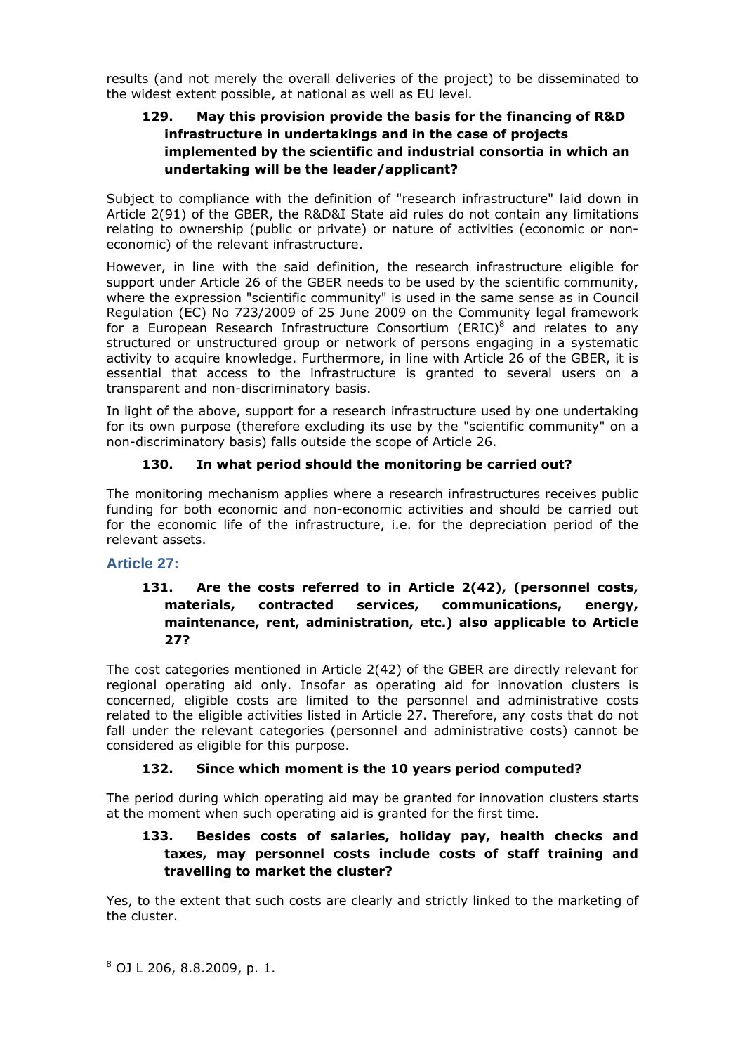results (and not merely the overall deliveries of the project) to be disseminated to the widest extent possible, at national as well as EU level.

### 129. May this provision provide the basis for the financing of R&D infrastructure in undertakings and in the case of projects implemented by the scientific and industrial consortia in which an undertaking will be the leader/applicant?

Subject to compliance with the definition of "research infrastructure" laid down in Article 2(91) of the GBER, the R&D&I State aid rules do not contain any limitations relating to ownership (public or private) or nature of activities (economic or non-economic) of the relevant infrastructure.

However, in line with the said definition, the research infrastructure eligible for support under Article 26 of the GBER needs to be used by the scientific community, where the expression "scientific community" is used in the same sense as in Council Regulation (EC) No 723/2009 of 25 June 2009 on the Community legal framework for a European Research Infrastructure Consortium (ERIC)[8] and relates to any structured or unstructured group or network of persons engaging in a systematic activity to acquire knowledge. Furthermore, in line with Article 26 of the GBER, it is essential that access to the infrastructure is granted to several users on a transparent and non-discriminatory basis.

In light of the above, support for a research infrastructure used by one undertaking for its own purpose (therefore excluding its use by the "scientific community" on a non-discriminatory basis) falls outside the scope of Article 26.

### 130. In what period should the monitoring be carried out?

The monitoring mechanism applies where a research infrastructures receives public funding for both economic and non-economic activities and should be carried out for the economic life of the infrastructure, i.e. for the depreciation period of the relevant assets.

## Article 27:

### 131. Are the costs referred to in Article 2(42), (personnel costs, materials, contracted services, communications, energy, maintenance, rent, administration, etc.) also applicable to Article 27?

The cost categories mentioned in Article 2(42) of the GBER are directly relevant for regional operating aid only. Insofar as operating aid for innovation clusters is concerned, eligible costs are limited to the personnel and administrative costs related to the eligible activities listed in Article 27. Therefore, any costs that do not fall under the relevant categories (personnel and administrative costs) cannot be considered as eligible for this purpose.

### 132. Since which moment is the 10 years period computed?

The period during which operating aid may be granted for innovation clusters starts at the moment when such operating aid is granted for the first time.

### 133. Besides costs of salaries, holiday pay, health checks and taxes, may personnel costs include costs of staff training and travelling to market the cluster?

Yes, to the extent that such costs are clearly and strictly linked to the marketing of the cluster.

---

[8] OJ L 206, 8.8.2009, p. 1.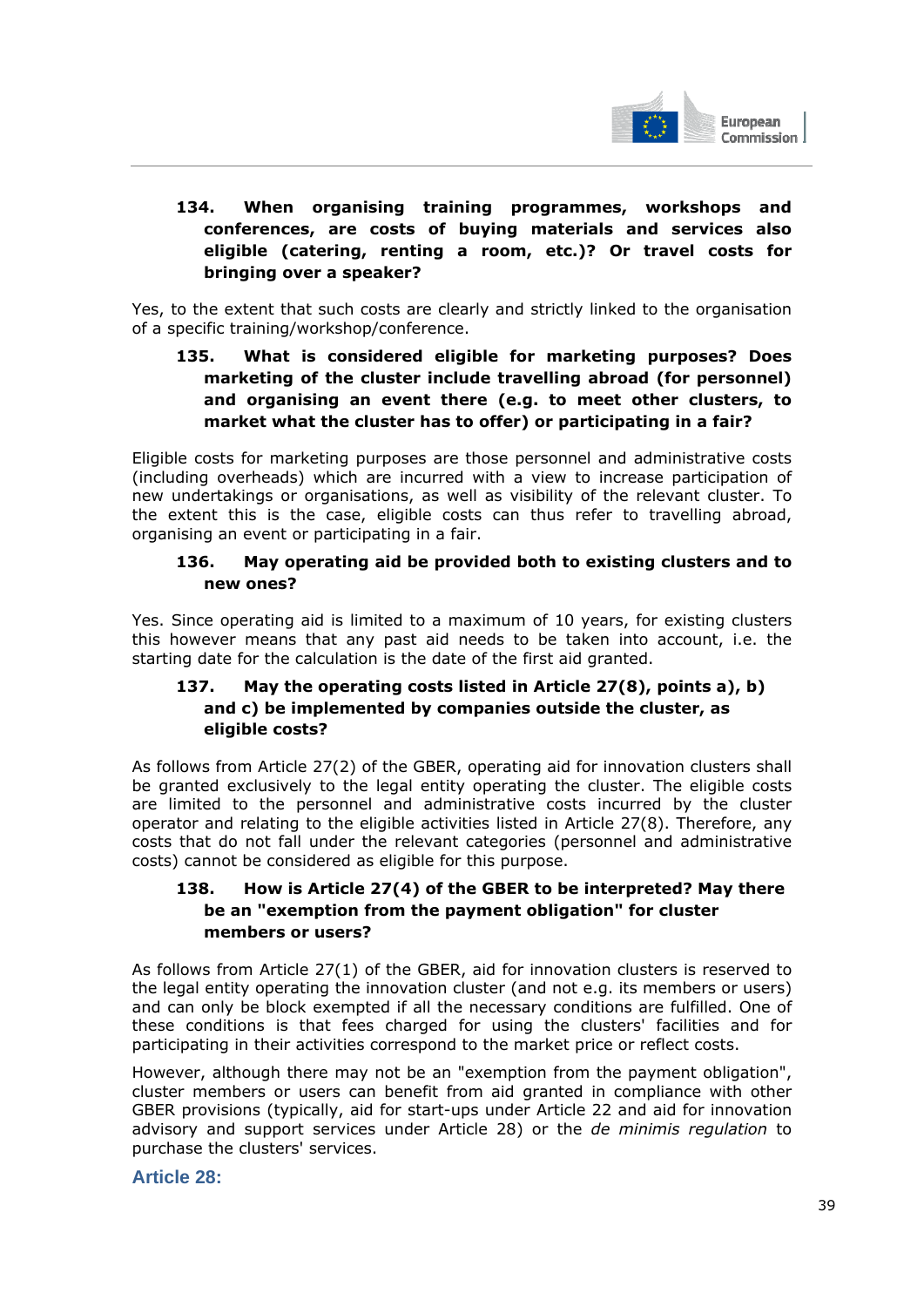**134. When organising training programmes, workshops and conferences, are costs of buying materials and services also eligible (catering, renting a room, etc.)? Or travel costs for bringing over a speaker?**

Yes, to the extent that such costs are clearly and strictly linked to the organisation of a specific training/workshop/conference.

**135. What is considered eligible for marketing purposes? Does marketing of the cluster include travelling abroad (for personnel) and organising an event there (e.g. to meet other clusters, to market what the cluster has to offer) or participating in a fair?**

Eligible costs for marketing purposes are those personnel and administrative costs (including overheads) which are incurred with a view to increase participation of new undertakings or organisations, as well as visibility of the relevant cluster. To the extent this is the case, eligible costs can thus refer to travelling abroad, organising an event or participating in a fair.

**136. May operating aid be provided both to existing clusters and to new ones?**

Yes. Since operating aid is limited to a maximum of 10 years, for existing clusters this however means that any past aid needs to be taken into account, i.e. the starting date for the calculation is the date of the first aid granted.

**137. May the operating costs listed in Article 27(8), points a), b) and c) be implemented by companies outside the cluster, as eligible costs?**

As follows from Article 27(2) of the GBER, operating aid for innovation clusters shall be granted exclusively to the legal entity operating the cluster. The eligible costs are limited to the personnel and administrative costs incurred by the cluster operator and relating to the eligible activities listed in Article 27(8). Therefore, any costs that do not fall under the relevant categories (personnel and administrative costs) cannot be considered as eligible for this purpose.

**138. How is Article 27(4) of the GBER to be interpreted? May there be an "exemption from the payment obligation" for cluster members or users?**

As follows from Article 27(1) of the GBER, aid for innovation clusters is reserved to the legal entity operating the innovation cluster (and not e.g. its members or users) and can only be block exempted if all the necessary conditions are fulfilled. One of these conditions is that fees charged for using the clusters' facilities and for participating in their activities correspond to the market price or reflect costs.

However, although there may not be an "exemption from the payment obligation", cluster members or users can benefit from aid granted in compliance with other GBER provisions (typically, aid for start-ups under Article 22 and aid for innovation advisory and support services under Article 28) or the *de minimis regulation* to purchase the clusters' services.

## Article 28: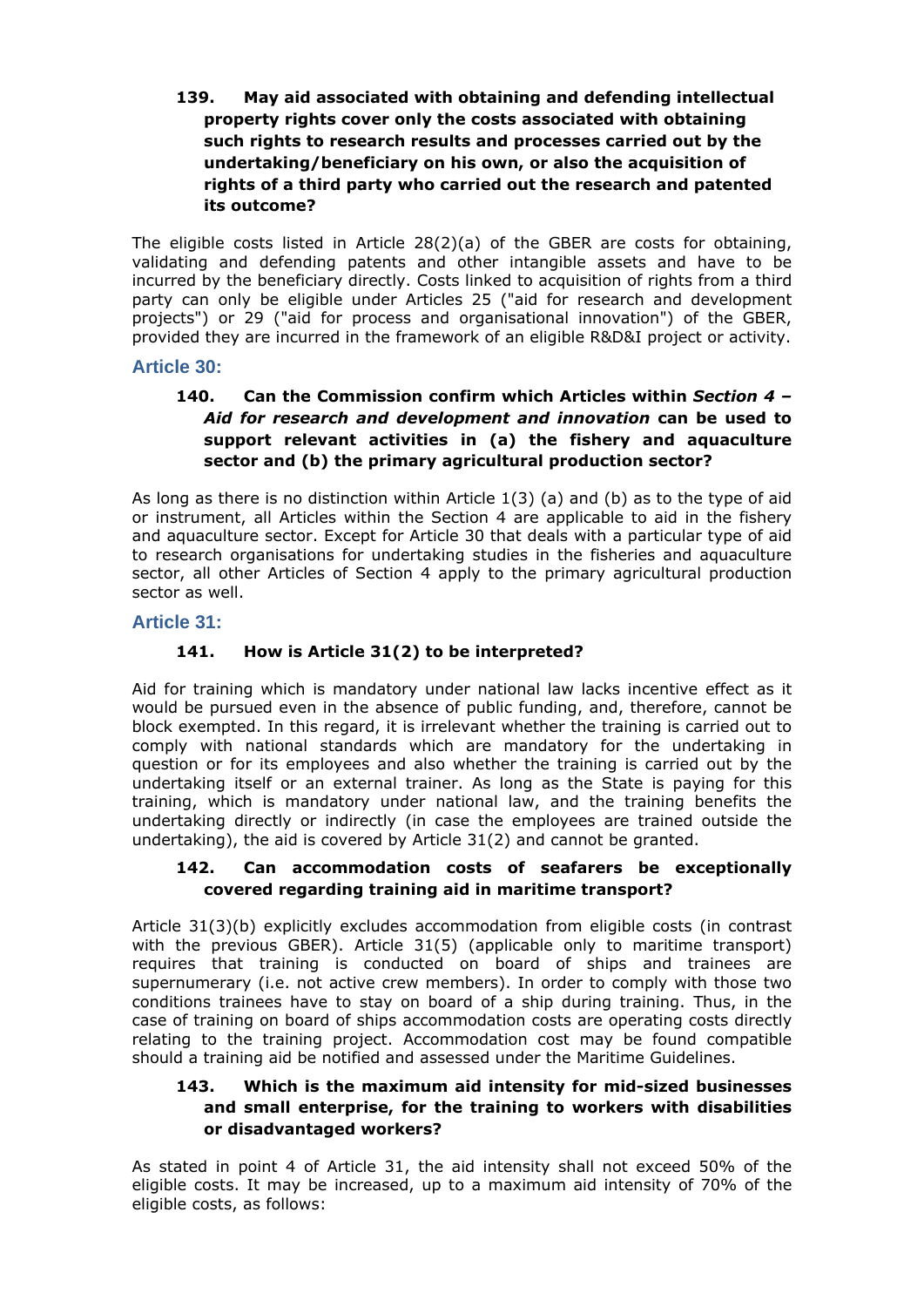**139. May aid associated with obtaining and defending intellectual property rights cover only the costs associated with obtaining such rights to research results and processes carried out by the undertaking/beneficiary on his own, or also the acquisition of rights of a third party who carried out the research and patented its outcome?**

The eligible costs listed in Article 28(2)(a) of the GBER are costs for obtaining, validating and defending patents and other intangible assets and have to be incurred by the beneficiary directly. Costs linked to acquisition of rights from a third party can only be eligible under Articles 25 ("aid for research and development projects") or 29 ("aid for process and organisational innovation") of the GBER, provided they are incurred in the framework of an eligible R&D&I project or activity.

## Article 30:

**140. Can the Commission confirm which Articles within *Section 4 – Aid for research and development and innovation* can be used to support relevant activities in (a) the fishery and aquaculture sector and (b) the primary agricultural production sector?**

As long as there is no distinction within Article 1(3) (a) and (b) as to the type of aid or instrument, all Articles within the Section 4 are applicable to aid in the fishery and aquaculture sector. Except for Article 30 that deals with a particular type of aid to research organisations for undertaking studies in the fisheries and aquaculture sector, all other Articles of Section 4 apply to the primary agricultural production sector as well.

## Article 31:

**141. How is Article 31(2) to be interpreted?**

Aid for training which is mandatory under national law lacks incentive effect as it would be pursued even in the absence of public funding, and, therefore, cannot be block exempted. In this regard, it is irrelevant whether the training is carried out to comply with national standards which are mandatory for the undertaking in question or for its employees and also whether the training is carried out by the undertaking itself or an external trainer. As long as the State is paying for this training, which is mandatory under national law, and the training benefits the undertaking directly or indirectly (in case the employees are trained outside the undertaking), the aid is covered by Article 31(2) and cannot be granted.

**142. Can accommodation costs of seafarers be exceptionally covered regarding training aid in maritime transport?**

Article 31(3)(b) explicitly excludes accommodation from eligible costs (in contrast with the previous GBER). Article 31(5) (applicable only to maritime transport) requires that training is conducted on board of ships and trainees are supernumerary (i.e. not active crew members). In order to comply with those two conditions trainees have to stay on board of a ship during training. Thus, in the case of training on board of ships accommodation costs are operating costs directly relating to the training project. Accommodation cost may be found compatible should a training aid be notified and assessed under the Maritime Guidelines.

**143. Which is the maximum aid intensity for mid-sized businesses and small enterprise, for the training to workers with disabilities or disadvantaged workers?**

As stated in point 4 of Article 31, the aid intensity shall not exceed 50% of the eligible costs. It may be increased, up to a maximum aid intensity of 70% of the eligible costs, as follows: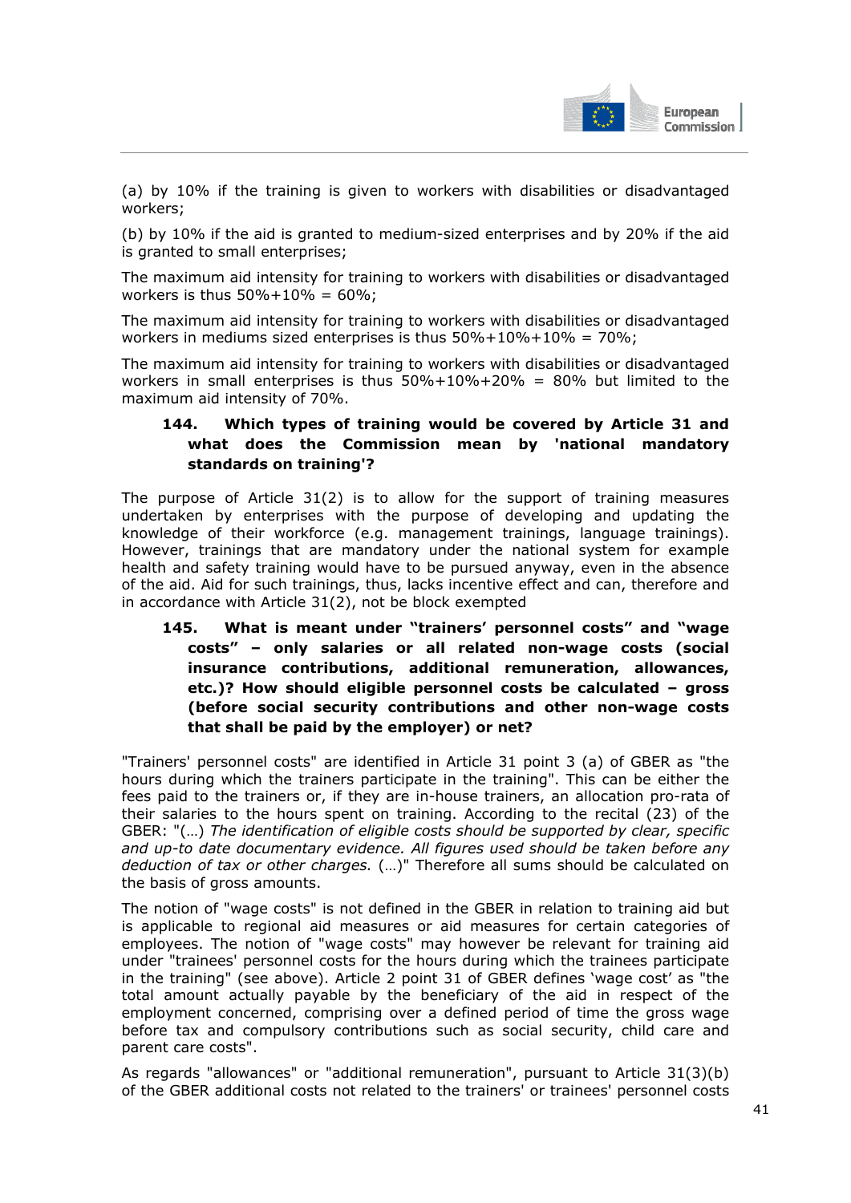(a) by 10% if the training is given to workers with disabilities or disadvantaged workers;

(b) by 10% if the aid is granted to medium-sized enterprises and by 20% if the aid is granted to small enterprises;

The maximum aid intensity for training to workers with disabilities or disadvantaged workers is thus 50%+10% = 60%;

The maximum aid intensity for training to workers with disabilities or disadvantaged workers in mediums sized enterprises is thus 50%+10%+10% = 70%;

The maximum aid intensity for training to workers with disabilities or disadvantaged workers in small enterprises is thus 50%+10%+20% = 80% but limited to the maximum aid intensity of 70%.

### 144. Which types of training would be covered by Article 31 and what does the Commission mean by 'national mandatory standards on training'?

The purpose of Article 31(2) is to allow for the support of training measures undertaken by enterprises with the purpose of developing and updating the knowledge of their workforce (e.g. management trainings, language trainings). However, trainings that are mandatory under the national system for example health and safety training would have to be pursued anyway, even in the absence of the aid. Aid for such trainings, thus, lacks incentive effect and can, therefore and in accordance with Article 31(2), not be block exempted

### 145. What is meant under "trainers' personnel costs" and "wage costs" – only salaries or all related non-wage costs (social insurance contributions, additional remuneration, allowances, etc.)? How should eligible personnel costs be calculated – gross (before social security contributions and other non-wage costs that shall be paid by the employer) or net?

"Trainers' personnel costs" are identified in Article 31 point 3 (a) of GBER as "the hours during which the trainers participate in the training". This can be either the fees paid to the trainers or, if they are in-house trainers, an allocation pro-rata of their salaries to the hours spent on training. According to the recital (23) of the GBER: "(…) *The identification of eligible costs should be supported by clear, specific and up-to date documentary evidence. All figures used should be taken before any deduction of tax or other charges.* (…)" Therefore all sums should be calculated on the basis of gross amounts.

The notion of "wage costs" is not defined in the GBER in relation to training aid but is applicable to regional aid measures or aid measures for certain categories of employees. The notion of "wage costs" may however be relevant for training aid under "trainees' personnel costs for the hours during which the trainees participate in the training" (see above). Article 2 point 31 of GBER defines 'wage cost' as "the total amount actually payable by the beneficiary of the aid in respect of the employment concerned, comprising over a defined period of time the gross wage before tax and compulsory contributions such as social security, child care and parent care costs".

As regards "allowances" or "additional remuneration", pursuant to Article 31(3)(b) of the GBER additional costs not related to the trainers' or trainees' personnel costs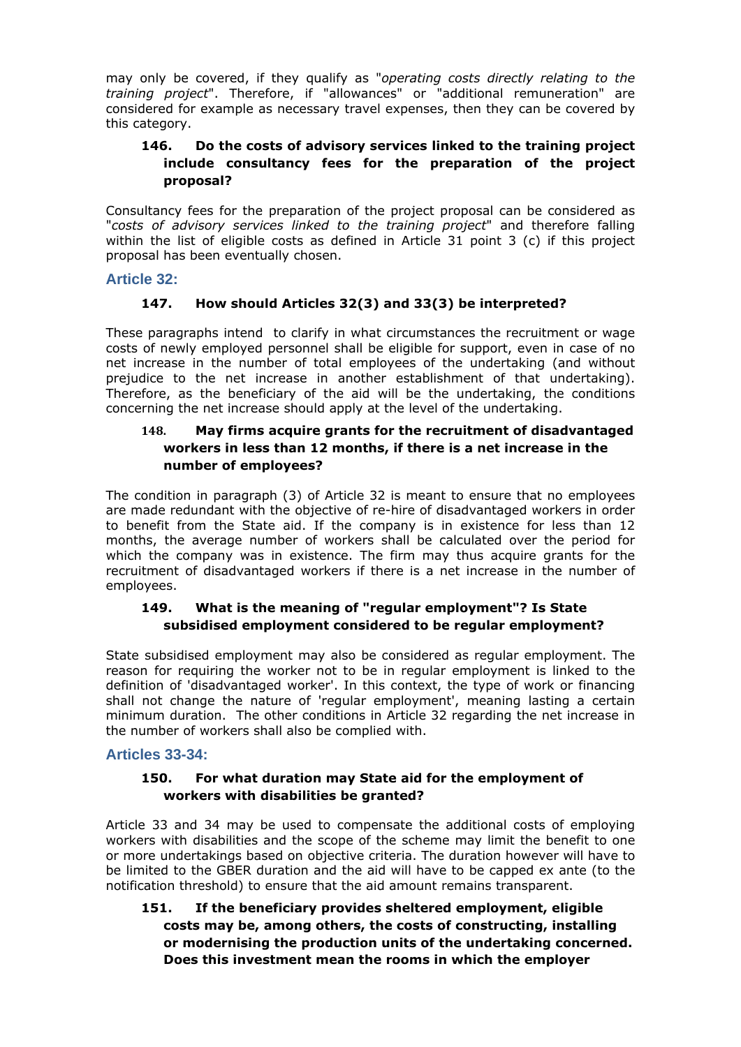may only be covered, if they qualify as "*operating costs directly relating to the training project*". Therefore, if "allowances" or "additional remuneration" are considered for example as necessary travel expenses, then they can be covered by this category.

#### 146. Do the costs of advisory services linked to the training project include consultancy fees for the preparation of the project proposal?

Consultancy fees for the preparation of the project proposal can be considered as "*costs of advisory services linked to the training project*" and therefore falling within the list of eligible costs as defined in Article 31 point 3 (c) if this project proposal has been eventually chosen.

### Article 32:

#### 147. How should Articles 32(3) and 33(3) be interpreted?

These paragraphs intend to clarify in what circumstances the recruitment or wage costs of newly employed personnel shall be eligible for support, even in case of no net increase in the number of total employees of the undertaking (and without prejudice to the net increase in another establishment of that undertaking). Therefore, as the beneficiary of the aid will be the undertaking, the conditions concerning the net increase should apply at the level of the undertaking.

#### 148. May firms acquire grants for the recruitment of disadvantaged workers in less than 12 months, if there is a net increase in the number of employees?

The condition in paragraph (3) of Article 32 is meant to ensure that no employees are made redundant with the objective of re-hire of disadvantaged workers in order to benefit from the State aid. If the company is in existence for less than 12 months, the average number of workers shall be calculated over the period for which the company was in existence. The firm may thus acquire grants for the recruitment of disadvantaged workers if there is a net increase in the number of employees.

#### 149. What is the meaning of "regular employment"? Is State subsidised employment considered to be regular employment?

State subsidised employment may also be considered as regular employment. The reason for requiring the worker not to be in regular employment is linked to the definition of 'disadvantaged worker'. In this context, the type of work or financing shall not change the nature of 'regular employment', meaning lasting a certain minimum duration. The other conditions in Article 32 regarding the net increase in the number of workers shall also be complied with.

### Articles 33-34:

#### 150. For what duration may State aid for the employment of workers with disabilities be granted?

Article 33 and 34 may be used to compensate the additional costs of employing workers with disabilities and the scope of the scheme may limit the benefit to one or more undertakings based on objective criteria. The duration however will have to be limited to the GBER duration and the aid will have to be capped ex ante (to the notification threshold) to ensure that the aid amount remains transparent.

#### 151. If the beneficiary provides sheltered employment, eligible costs may be, among others, the costs of constructing, installing or modernising the production units of the undertaking concerned. Does this investment mean the rooms in which the employer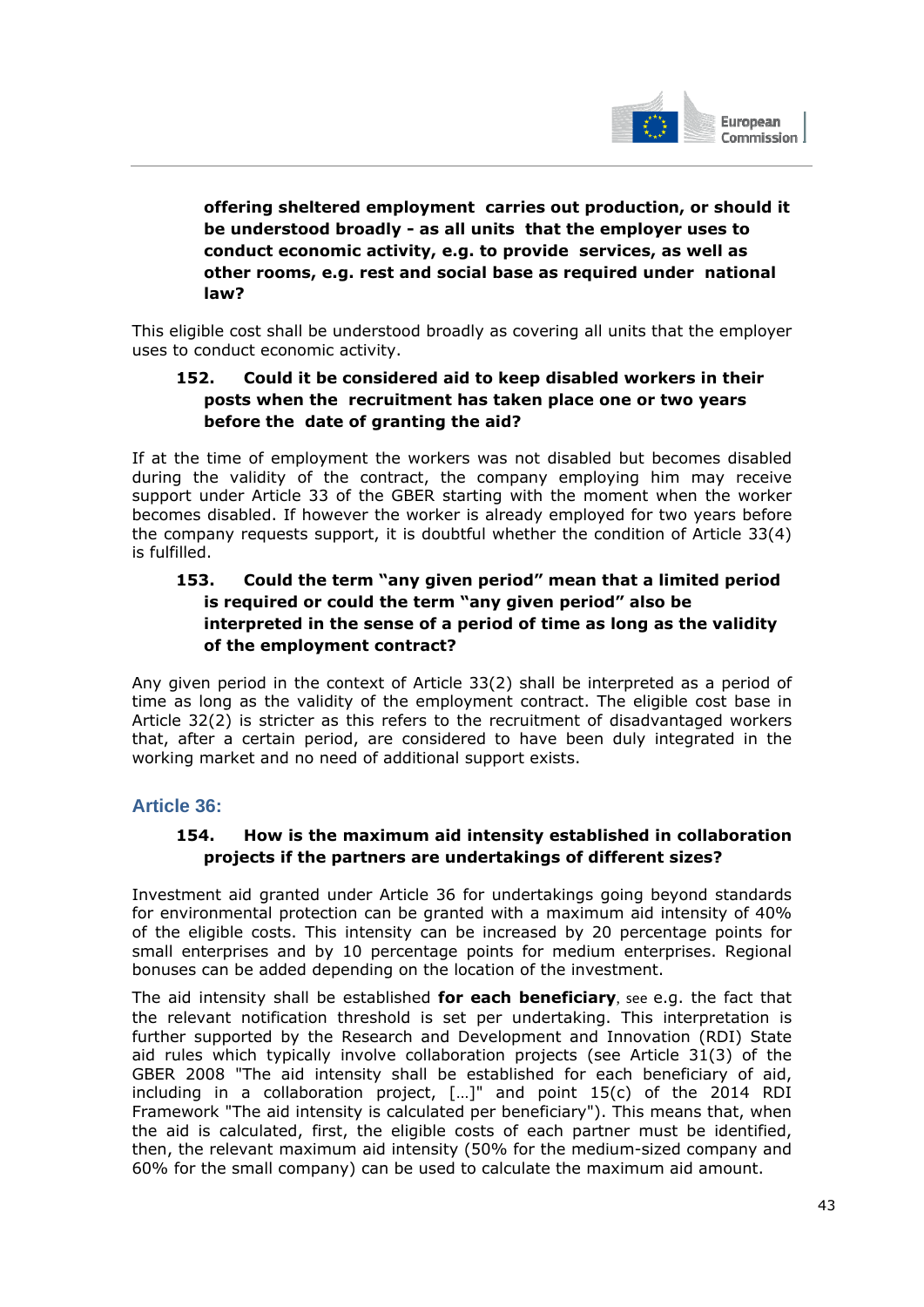**offering sheltered employment carries out production, or should it be understood broadly - as all units that the employer uses to conduct economic activity, e.g. to provide services, as well as other rooms, e.g. rest and social base as required under national law?**

This eligible cost shall be understood broadly as covering all units that the employer uses to conduct economic activity.

### 152. Could it be considered aid to keep disabled workers in their posts when the recruitment has taken place one or two years before the date of granting the aid?

If at the time of employment the workers was not disabled but becomes disabled during the validity of the contract, the company employing him may receive support under Article 33 of the GBER starting with the moment when the worker becomes disabled. If however the worker is already employed for two years before the company requests support, it is doubtful whether the condition of Article 33(4) is fulfilled.

### 153. Could the term "any given period" mean that a limited period is required or could the term "any given period" also be interpreted in the sense of a period of time as long as the validity of the employment contract?

Any given period in the context of Article 33(2) shall be interpreted as a period of time as long as the validity of the employment contract. The eligible cost base in Article 32(2) is stricter as this refers to the recruitment of disadvantaged workers that, after a certain period, are considered to have been duly integrated in the working market and no need of additional support exists.

## Article 36:

### 154. How is the maximum aid intensity established in collaboration projects if the partners are undertakings of different sizes?

Investment aid granted under Article 36 for undertakings going beyond standards for environmental protection can be granted with a maximum aid intensity of 40% of the eligible costs. This intensity can be increased by 20 percentage points for small enterprises and by 10 percentage points for medium enterprises. Regional bonuses can be added depending on the location of the investment.

The aid intensity shall be established **for each beneficiary**, see e.g. the fact that the relevant notification threshold is set per undertaking. This interpretation is further supported by the Research and Development and Innovation (RDI) State aid rules which typically involve collaboration projects (see Article 31(3) of the GBER 2008 "The aid intensity shall be established for each beneficiary of aid, including in a collaboration project, […]" and point 15(c) of the 2014 RDI Framework "The aid intensity is calculated per beneficiary"). This means that, when the aid is calculated, first, the eligible costs of each partner must be identified, then, the relevant maximum aid intensity (50% for the medium-sized company and 60% for the small company) can be used to calculate the maximum aid amount.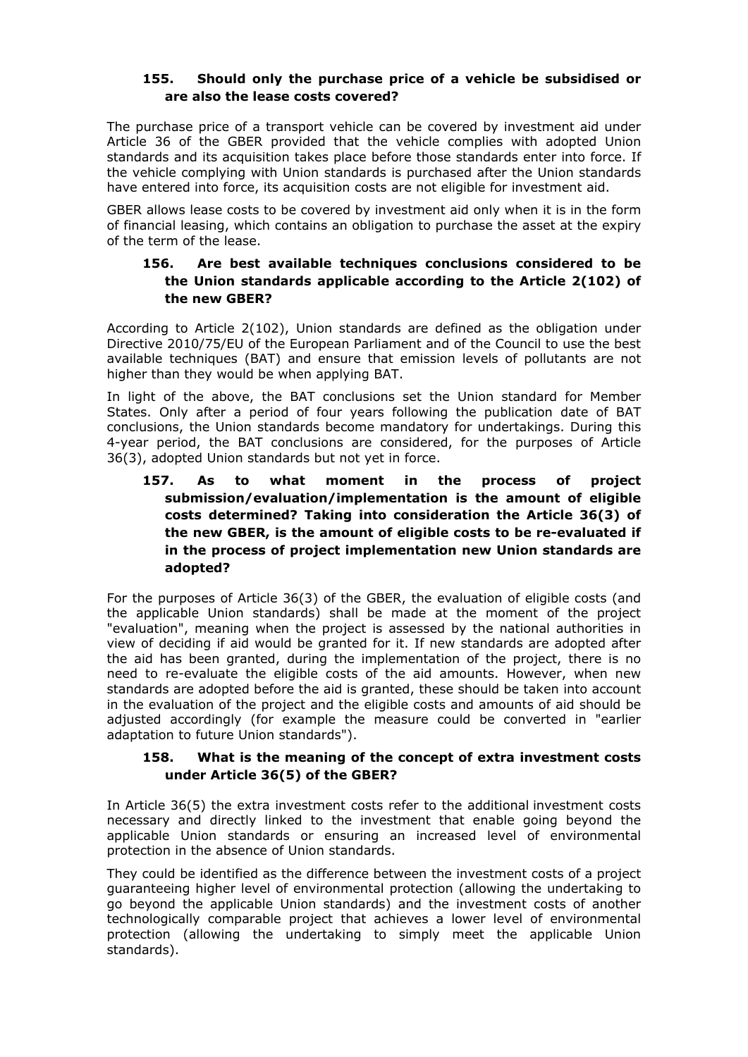### 155. Should only the purchase price of a vehicle be subsidised or are also the lease costs covered?

The purchase price of a transport vehicle can be covered by investment aid under Article 36 of the GBER provided that the vehicle complies with adopted Union standards and its acquisition takes place before those standards enter into force. If the vehicle complying with Union standards is purchased after the Union standards have entered into force, its acquisition costs are not eligible for investment aid.

GBER allows lease costs to be covered by investment aid only when it is in the form of financial leasing, which contains an obligation to purchase the asset at the expiry of the term of the lease.

### 156. Are best available techniques conclusions considered to be the Union standards applicable according to the Article 2(102) of the new GBER?

According to Article 2(102), Union standards are defined as the obligation under Directive 2010/75/EU of the European Parliament and of the Council to use the best available techniques (BAT) and ensure that emission levels of pollutants are not higher than they would be when applying BAT.

In light of the above, the BAT conclusions set the Union standard for Member States. Only after a period of four years following the publication date of BAT conclusions, the Union standards become mandatory for undertakings. During this 4-year period, the BAT conclusions are considered, for the purposes of Article 36(3), adopted Union standards but not yet in force.

### 157. As to what moment in the process of project submission/evaluation/implementation is the amount of eligible costs determined? Taking into consideration the Article 36(3) of the new GBER, is the amount of eligible costs to be re-evaluated if in the process of project implementation new Union standards are adopted?

For the purposes of Article 36(3) of the GBER, the evaluation of eligible costs (and the applicable Union standards) shall be made at the moment of the project "evaluation", meaning when the project is assessed by the national authorities in view of deciding if aid would be granted for it. If new standards are adopted after the aid has been granted, during the implementation of the project, there is no need to re-evaluate the eligible costs of the aid amounts. However, when new standards are adopted before the aid is granted, these should be taken into account in the evaluation of the project and the eligible costs and amounts of aid should be adjusted accordingly (for example the measure could be converted in "earlier adaptation to future Union standards").

### 158. What is the meaning of the concept of extra investment costs under Article 36(5) of the GBER?

In Article 36(5) the extra investment costs refer to the additional investment costs necessary and directly linked to the investment that enable going beyond the applicable Union standards or ensuring an increased level of environmental protection in the absence of Union standards.

They could be identified as the difference between the investment costs of a project guaranteeing higher level of environmental protection (allowing the undertaking to go beyond the applicable Union standards) and the investment costs of another technologically comparable project that achieves a lower level of environmental protection (allowing the undertaking to simply meet the applicable Union standards).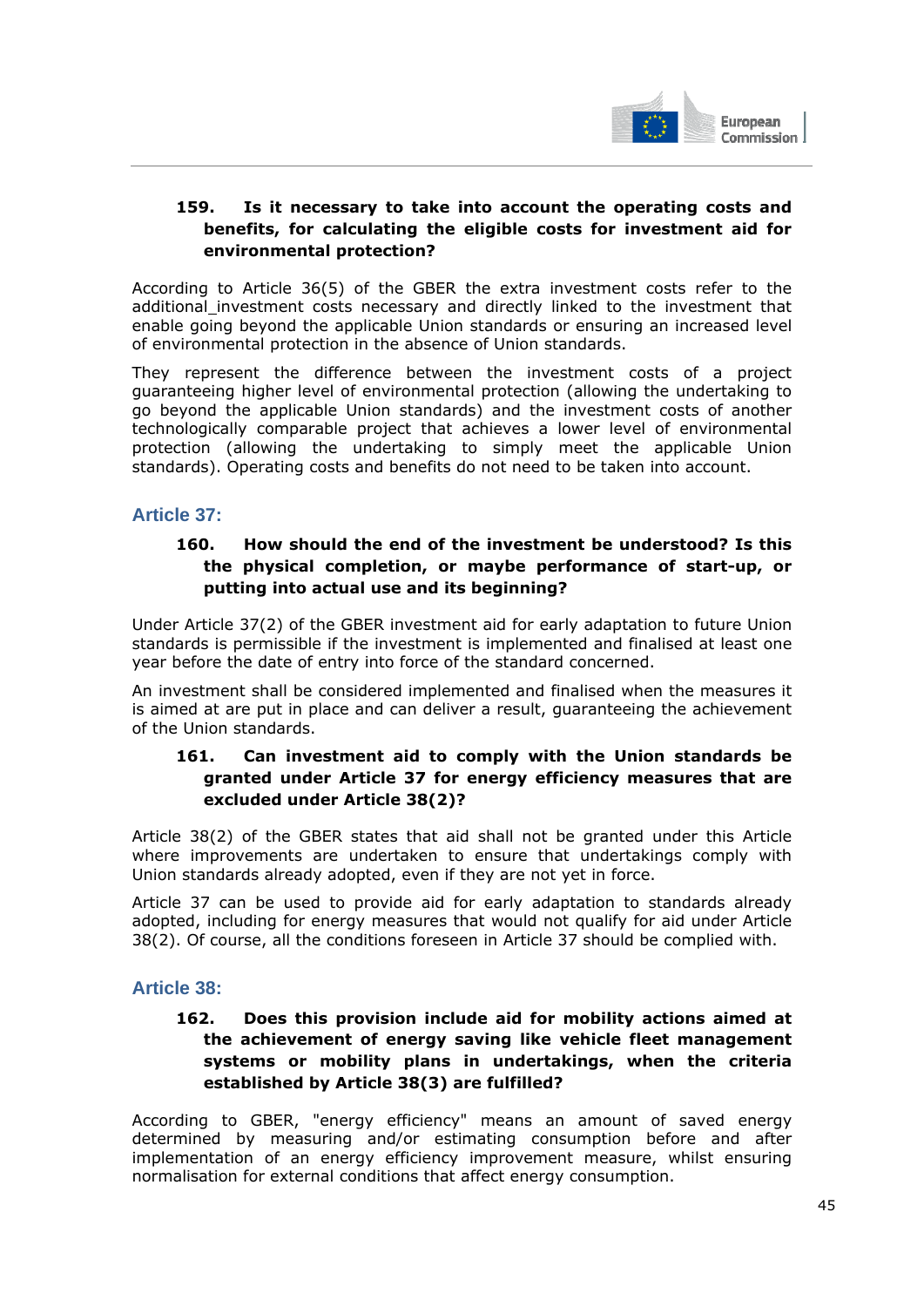### 159. Is it necessary to take into account the operating costs and benefits, for calculating the eligible costs for investment aid for environmental protection?

According to Article 36(5) of the GBER the extra investment costs refer to the additional_investment costs necessary and directly linked to the investment that enable going beyond the applicable Union standards or ensuring an increased level of environmental protection in the absence of Union standards.

They represent the difference between the investment costs of a project guaranteeing higher level of environmental protection (allowing the undertaking to go beyond the applicable Union standards) and the investment costs of another technologically comparable project that achieves a lower level of environmental protection (allowing the undertaking to simply meet the applicable Union standards). Operating costs and benefits do not need to be taken into account.

## Article 37:

### 160. How should the end of the investment be understood? Is this the physical completion, or maybe performance of start-up, or putting into actual use and its beginning?

Under Article 37(2) of the GBER investment aid for early adaptation to future Union standards is permissible if the investment is implemented and finalised at least one year before the date of entry into force of the standard concerned.

An investment shall be considered implemented and finalised when the measures it is aimed at are put in place and can deliver a result, guaranteeing the achievement of the Union standards.

### 161. Can investment aid to comply with the Union standards be granted under Article 37 for energy efficiency measures that are excluded under Article 38(2)?

Article 38(2) of the GBER states that aid shall not be granted under this Article where improvements are undertaken to ensure that undertakings comply with Union standards already adopted, even if they are not yet in force.

Article 37 can be used to provide aid for early adaptation to standards already adopted, including for energy measures that would not qualify for aid under Article 38(2). Of course, all the conditions foreseen in Article 37 should be complied with.

## Article 38:

### 162. Does this provision include aid for mobility actions aimed at the achievement of energy saving like vehicle fleet management systems or mobility plans in undertakings, when the criteria established by Article 38(3) are fulfilled?

According to GBER, "energy efficiency" means an amount of saved energy determined by measuring and/or estimating consumption before and after implementation of an energy efficiency improvement measure, whilst ensuring normalisation for external conditions that affect energy consumption.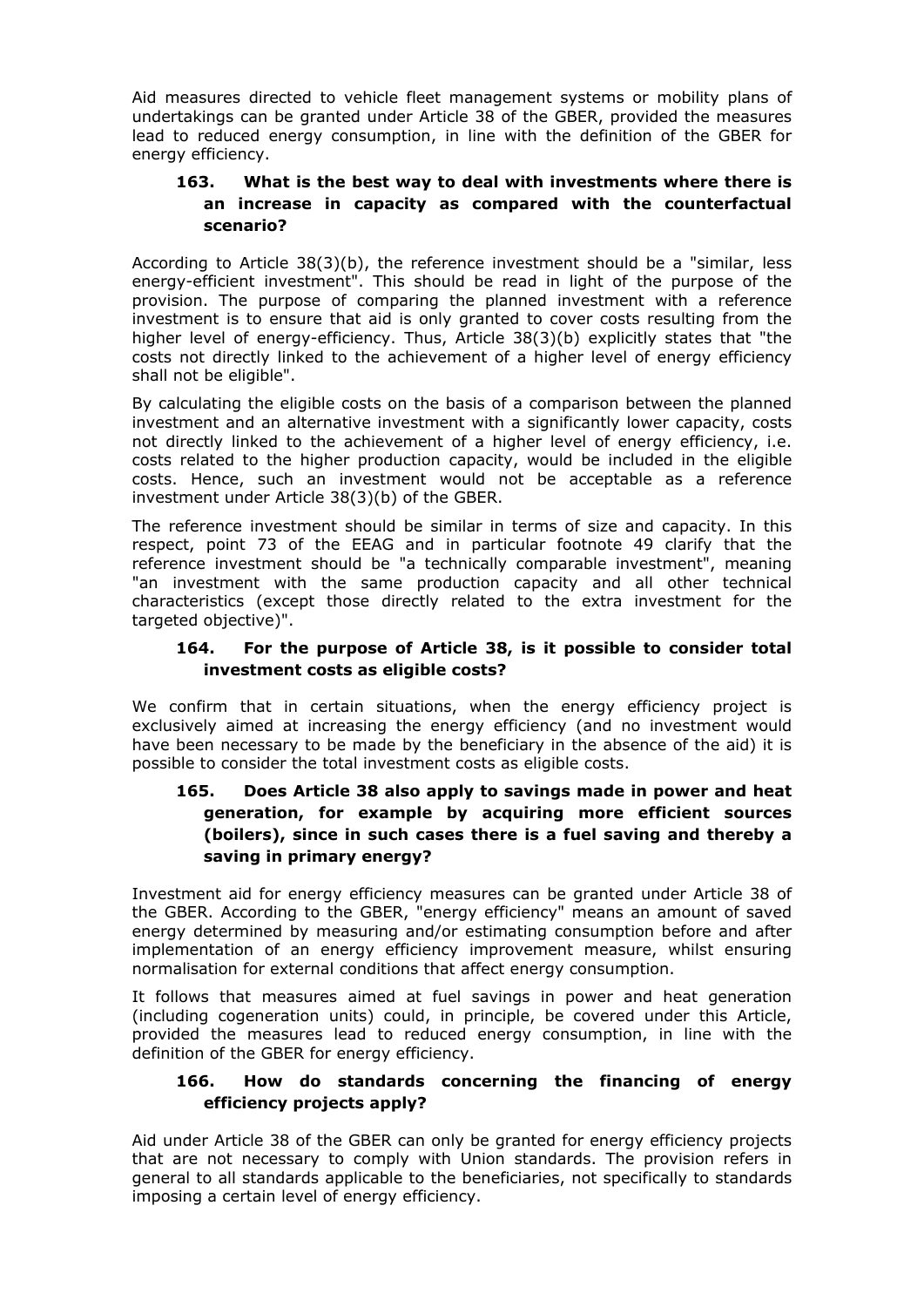Aid measures directed to vehicle fleet management systems or mobility plans of undertakings can be granted under Article 38 of the GBER, provided the measures lead to reduced energy consumption, in line with the definition of the GBER for energy efficiency.

### 163. What is the best way to deal with investments where there is an increase in capacity as compared with the counterfactual scenario?

According to Article 38(3)(b), the reference investment should be a "similar, less energy-efficient investment". This should be read in light of the purpose of the provision. The purpose of comparing the planned investment with a reference investment is to ensure that aid is only granted to cover costs resulting from the higher level of energy-efficiency. Thus, Article 38(3)(b) explicitly states that "the costs not directly linked to the achievement of a higher level of energy efficiency shall not be eligible".

By calculating the eligible costs on the basis of a comparison between the planned investment and an alternative investment with a significantly lower capacity, costs not directly linked to the achievement of a higher level of energy efficiency, i.e. costs related to the higher production capacity, would be included in the eligible costs. Hence, such an investment would not be acceptable as a reference investment under Article 38(3)(b) of the GBER.

The reference investment should be similar in terms of size and capacity. In this respect, point 73 of the EEAG and in particular footnote 49 clarify that the reference investment should be "a technically comparable investment", meaning "an investment with the same production capacity and all other technical characteristics (except those directly related to the extra investment for the targeted objective)".

### 164. For the purpose of Article 38, is it possible to consider total investment costs as eligible costs?

We confirm that in certain situations, when the energy efficiency project is exclusively aimed at increasing the energy efficiency (and no investment would have been necessary to be made by the beneficiary in the absence of the aid) it is possible to consider the total investment costs as eligible costs.

### 165. Does Article 38 also apply to savings made in power and heat generation, for example by acquiring more efficient sources (boilers), since in such cases there is a fuel saving and thereby a saving in primary energy?

Investment aid for energy efficiency measures can be granted under Article 38 of the GBER. According to the GBER, "energy efficiency" means an amount of saved energy determined by measuring and/or estimating consumption before and after implementation of an energy efficiency improvement measure, whilst ensuring normalisation for external conditions that affect energy consumption.

It follows that measures aimed at fuel savings in power and heat generation (including cogeneration units) could, in principle, be covered under this Article, provided the measures lead to reduced energy consumption, in line with the definition of the GBER for energy efficiency.

### 166. How do standards concerning the financing of energy efficiency projects apply?

Aid under Article 38 of the GBER can only be granted for energy efficiency projects that are not necessary to comply with Union standards. The provision refers in general to all standards applicable to the beneficiaries, not specifically to standards imposing a certain level of energy efficiency.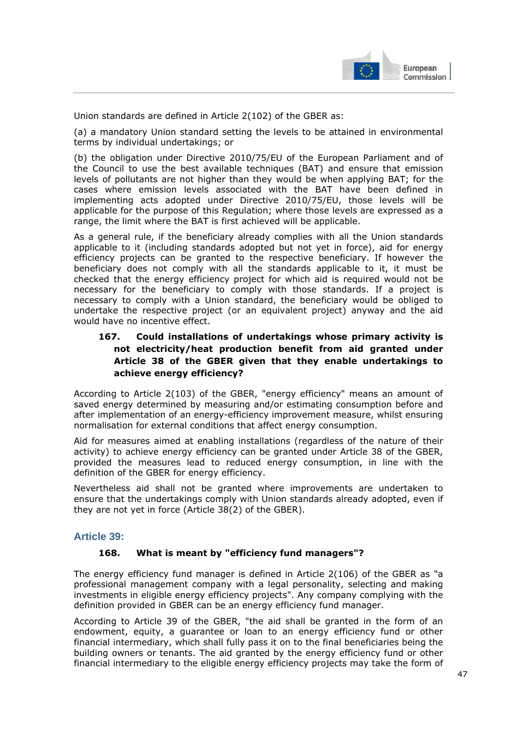Union standards are defined in Article 2(102) of the GBER as:

(a) a mandatory Union standard setting the levels to be attained in environmental terms by individual undertakings; or

(b) the obligation under Directive 2010/75/EU of the European Parliament and of the Council to use the best available techniques (BAT) and ensure that emission levels of pollutants are not higher than they would be when applying BAT; for the cases where emission levels associated with the BAT have been defined in implementing acts adopted under Directive 2010/75/EU, those levels will be applicable for the purpose of this Regulation; where those levels are expressed as a range, the limit where the BAT is first achieved will be applicable.

As a general rule, if the beneficiary already complies with all the Union standards applicable to it (including standards adopted but not yet in force), aid for energy efficiency projects can be granted to the respective beneficiary. If however the beneficiary does not comply with all the standards applicable to it, it must be checked that the energy efficiency project for which aid is required would not be necessary for the beneficiary to comply with those standards. If a project is necessary to comply with a Union standard, the beneficiary would be obliged to undertake the respective project (or an equivalent project) anyway and the aid would have no incentive effect.

#### 167. Could installations of undertakings whose primary activity is not electricity/heat production benefit from aid granted under Article 38 of the GBER given that they enable undertakings to achieve energy efficiency?

According to Article 2(103) of the GBER, "energy efficiency" means an amount of saved energy determined by measuring and/or estimating consumption before and after implementation of an energy-efficiency improvement measure, whilst ensuring normalisation for external conditions that affect energy consumption.

Aid for measures aimed at enabling installations (regardless of the nature of their activity) to achieve energy efficiency can be granted under Article 38 of the GBER, provided the measures lead to reduced energy consumption, in line with the definition of the GBER for energy efficiency.

Nevertheless aid shall not be granted where improvements are undertaken to ensure that the undertakings comply with Union standards already adopted, even if they are not yet in force (Article 38(2) of the GBER).

### Article 39:

#### 168. What is meant by "efficiency fund managers"?

The energy efficiency fund manager is defined in Article 2(106) of the GBER as "a professional management company with a legal personality, selecting and making investments in eligible energy efficiency projects". Any company complying with the definition provided in GBER can be an energy efficiency fund manager.

According to Article 39 of the GBER, "the aid shall be granted in the form of an endowment, equity, a guarantee or loan to an energy efficiency fund or other financial intermediary, which shall fully pass it on to the final beneficiaries being the building owners or tenants. The aid granted by the energy efficiency fund or other financial intermediary to the eligible energy efficiency projects may take the form of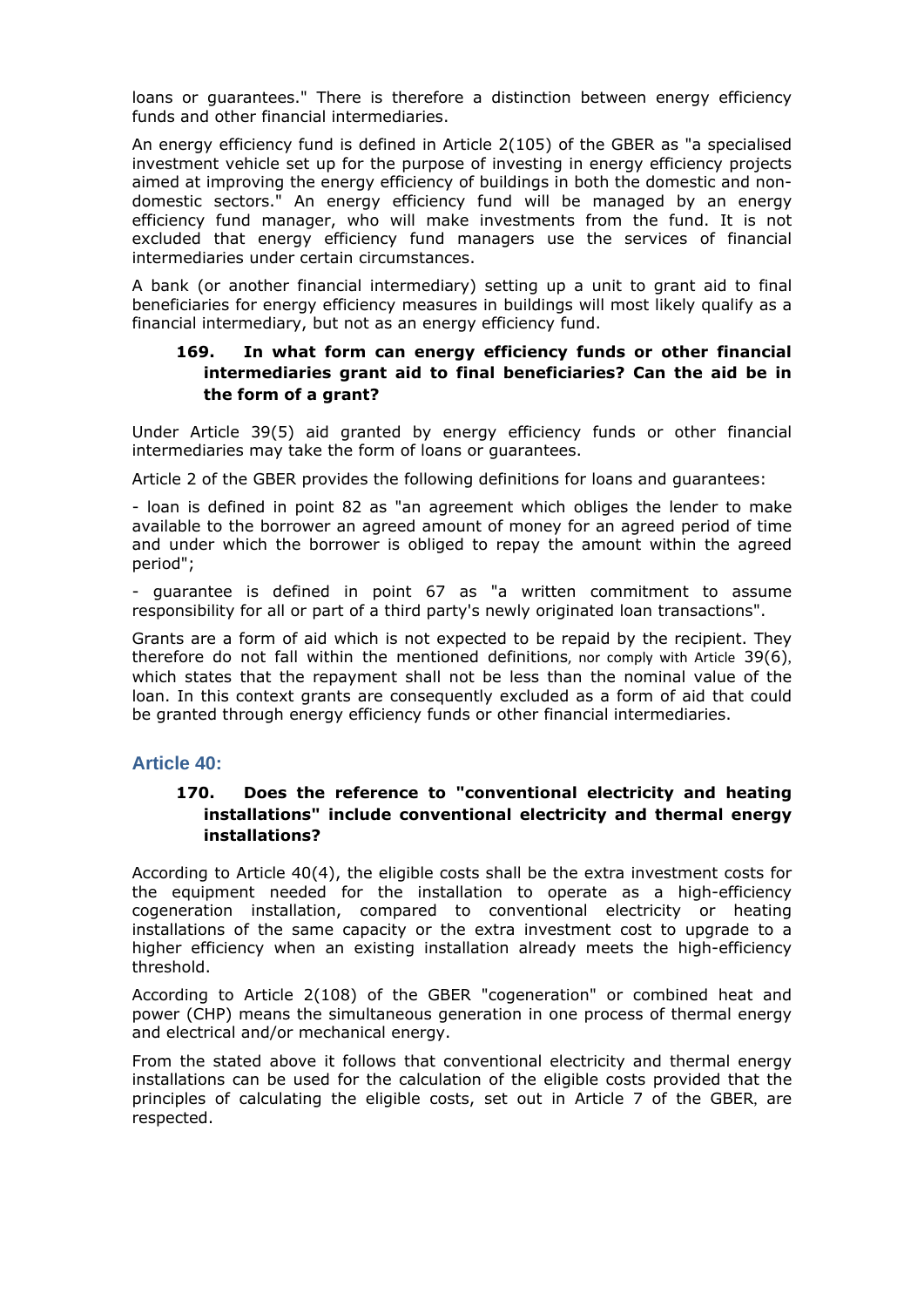loans or guarantees." There is therefore a distinction between energy efficiency funds and other financial intermediaries.

An energy efficiency fund is defined in Article 2(105) of the GBER as "a specialised investment vehicle set up for the purpose of investing in energy efficiency projects aimed at improving the energy efficiency of buildings in both the domestic and non-domestic sectors." An energy efficiency fund will be managed by an energy efficiency fund manager, who will make investments from the fund. It is not excluded that energy efficiency fund managers use the services of financial intermediaries under certain circumstances.

A bank (or another financial intermediary) setting up a unit to grant aid to final beneficiaries for energy efficiency measures in buildings will most likely qualify as a financial intermediary, but not as an energy efficiency fund.

### 169. In what form can energy efficiency funds or other financial intermediaries grant aid to final beneficiaries? Can the aid be in the form of a grant?

Under Article 39(5) aid granted by energy efficiency funds or other financial intermediaries may take the form of loans or guarantees.

Article 2 of the GBER provides the following definitions for loans and guarantees:

- loan is defined in point 82 as "an agreement which obliges the lender to make available to the borrower an agreed amount of money for an agreed period of time and under which the borrower is obliged to repay the amount within the agreed period";

- guarantee is defined in point 67 as "a written commitment to assume responsibility for all or part of a third party's newly originated loan transactions".

Grants are a form of aid which is not expected to be repaid by the recipient. They therefore do not fall within the mentioned definitions, nor comply with Article 39(6), which states that the repayment shall not be less than the nominal value of the loan. In this context grants are consequently excluded as a form of aid that could be granted through energy efficiency funds or other financial intermediaries.

## Article 40:

### 170. Does the reference to "conventional electricity and heating installations" include conventional electricity and thermal energy installations?

According to Article 40(4), the eligible costs shall be the extra investment costs for the equipment needed for the installation to operate as a high-efficiency cogeneration installation, compared to conventional electricity or heating installations of the same capacity or the extra investment cost to upgrade to a higher efficiency when an existing installation already meets the high-efficiency threshold.

According to Article 2(108) of the GBER "cogeneration" or combined heat and power (CHP) means the simultaneous generation in one process of thermal energy and electrical and/or mechanical energy.

From the stated above it follows that conventional electricity and thermal energy installations can be used for the calculation of the eligible costs provided that the principles of calculating the eligible costs, set out in Article 7 of the GBER, are respected.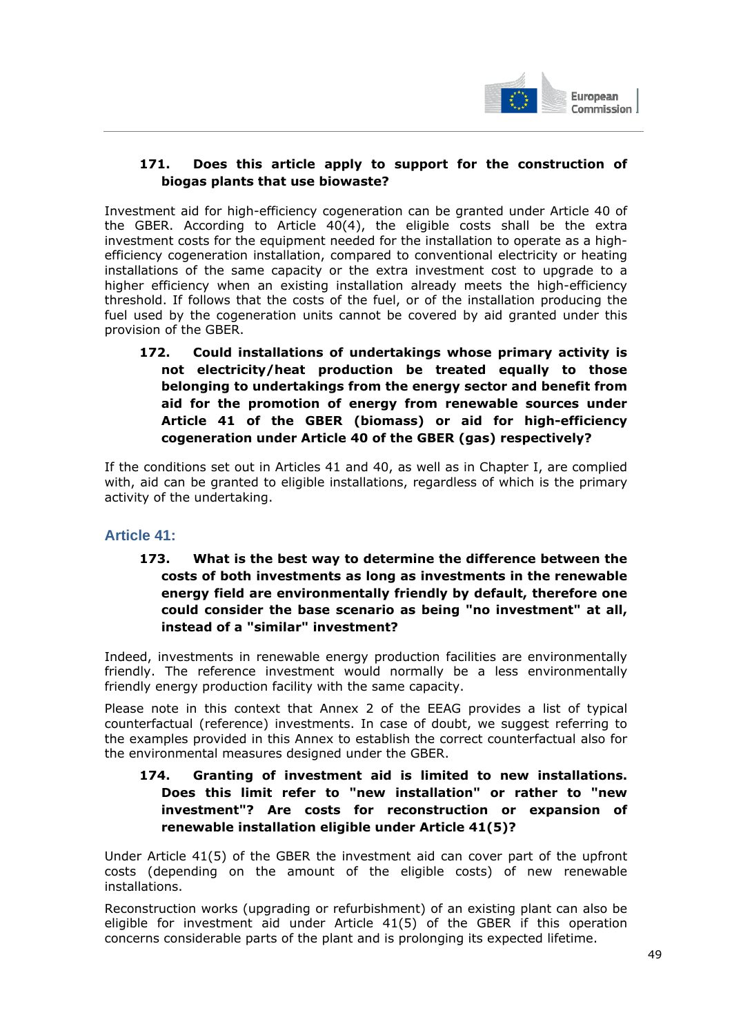**171. Does this article apply to support for the construction of biogas plants that use biowaste?**

Investment aid for high-efficiency cogeneration can be granted under Article 40 of the GBER. According to Article 40(4), the eligible costs shall be the extra investment costs for the equipment needed for the installation to operate as a high-efficiency cogeneration installation, compared to conventional electricity or heating installations of the same capacity or the extra investment cost to upgrade to a higher efficiency when an existing installation already meets the high-efficiency threshold. If follows that the costs of the fuel, or of the installation producing the fuel used by the cogeneration units cannot be covered by aid granted under this provision of the GBER.

**172. Could installations of undertakings whose primary activity is not electricity/heat production be treated equally to those belonging to undertakings from the energy sector and benefit from aid for the promotion of energy from renewable sources under Article 41 of the GBER (biomass) or aid for high-efficiency cogeneration under Article 40 of the GBER (gas) respectively?**

If the conditions set out in Articles 41 and 40, as well as in Chapter I, are complied with, aid can be granted to eligible installations, regardless of which is the primary activity of the undertaking.

## Article 41:

**173. What is the best way to determine the difference between the costs of both investments as long as investments in the renewable energy field are environmentally friendly by default, therefore one could consider the base scenario as being "no investment" at all, instead of a "similar" investment?**

Indeed, investments in renewable energy production facilities are environmentally friendly. The reference investment would normally be a less environmentally friendly energy production facility with the same capacity.

Please note in this context that Annex 2 of the EEAG provides a list of typical counterfactual (reference) investments. In case of doubt, we suggest referring to the examples provided in this Annex to establish the correct counterfactual also for the environmental measures designed under the GBER.

**174. Granting of investment aid is limited to new installations. Does this limit refer to "new installation" or rather to "new investment"? Are costs for reconstruction or expansion of renewable installation eligible under Article 41(5)?**

Under Article 41(5) of the GBER the investment aid can cover part of the upfront costs (depending on the amount of the eligible costs) of new renewable installations.

Reconstruction works (upgrading or refurbishment) of an existing plant can also be eligible for investment aid under Article 41(5) of the GBER if this operation concerns considerable parts of the plant and is prolonging its expected lifetime.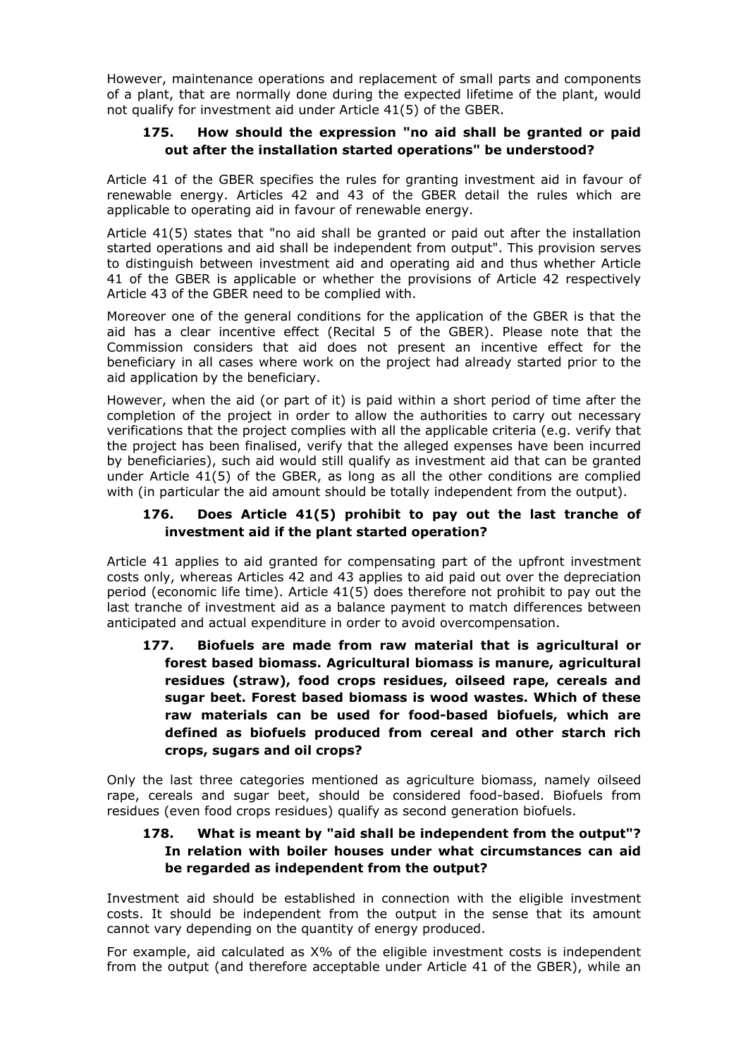However, maintenance operations and replacement of small parts and components of a plant, that are normally done during the expected lifetime of the plant, would not qualify for investment aid under Article 41(5) of the GBER.

### 175. How should the expression "no aid shall be granted or paid out after the installation started operations" be understood?

Article 41 of the GBER specifies the rules for granting investment aid in favour of renewable energy. Articles 42 and 43 of the GBER detail the rules which are applicable to operating aid in favour of renewable energy.

Article 41(5) states that "no aid shall be granted or paid out after the installation started operations and aid shall be independent from output". This provision serves to distinguish between investment aid and operating aid and thus whether Article 41 of the GBER is applicable or whether the provisions of Article 42 respectively Article 43 of the GBER need to be complied with.

Moreover one of the general conditions for the application of the GBER is that the aid has a clear incentive effect (Recital 5 of the GBER). Please note that the Commission considers that aid does not present an incentive effect for the beneficiary in all cases where work on the project had already started prior to the aid application by the beneficiary.

However, when the aid (or part of it) is paid within a short period of time after the completion of the project in order to allow the authorities to carry out necessary verifications that the project complies with all the applicable criteria (e.g. verify that the project has been finalised, verify that the alleged expenses have been incurred by beneficiaries), such aid would still qualify as investment aid that can be granted under Article 41(5) of the GBER, as long as all the other conditions are complied with (in particular the aid amount should be totally independent from the output).

### 176. Does Article 41(5) prohibit to pay out the last tranche of investment aid if the plant started operation?

Article 41 applies to aid granted for compensating part of the upfront investment costs only, whereas Articles 42 and 43 applies to aid paid out over the depreciation period (economic life time). Article 41(5) does therefore not prohibit to pay out the last tranche of investment aid as a balance payment to match differences between anticipated and actual expenditure in order to avoid overcompensation.

### 177. Biofuels are made from raw material that is agricultural or forest based biomass. Agricultural biomass is manure, agricultural residues (straw), food crops residues, oilseed rape, cereals and sugar beet. Forest based biomass is wood wastes. Which of these raw materials can be used for food-based biofuels, which are defined as biofuels produced from cereal and other starch rich crops, sugars and oil crops?

Only the last three categories mentioned as agriculture biomass, namely oilseed rape, cereals and sugar beet, should be considered food-based. Biofuels from residues (even food crops residues) qualify as second generation biofuels.

### 178. What is meant by "aid shall be independent from the output"? In relation with boiler houses under what circumstances can aid be regarded as independent from the output?

Investment aid should be established in connection with the eligible investment costs. It should be independent from the output in the sense that its amount cannot vary depending on the quantity of energy produced.

For example, aid calculated as X% of the eligible investment costs is independent from the output (and therefore acceptable under Article 41 of the GBER), while an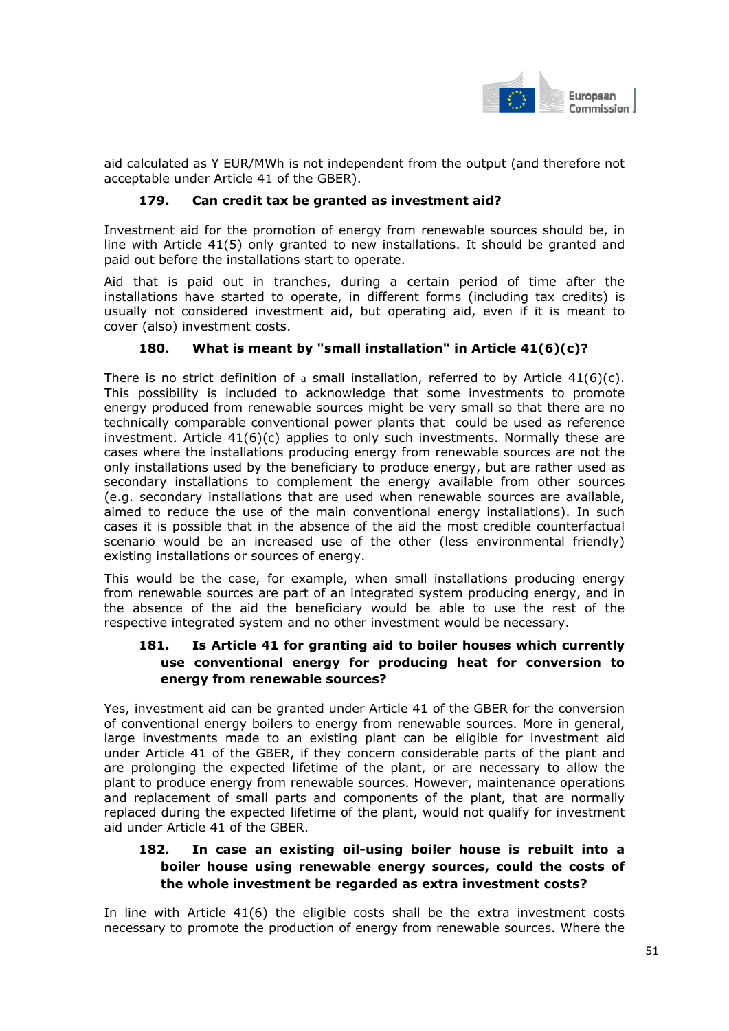aid calculated as Y EUR/MWh is not independent from the output (and therefore not acceptable under Article 41 of the GBER).

### 179. Can credit tax be granted as investment aid?

Investment aid for the promotion of energy from renewable sources should be, in line with Article 41(5) only granted to new installations. It should be granted and paid out before the installations start to operate.

Aid that is paid out in tranches, during a certain period of time after the installations have started to operate, in different forms (including tax credits) is usually not considered investment aid, but operating aid, even if it is meant to cover (also) investment costs.

### 180. What is meant by "small installation" in Article 41(6)(c)?

There is no strict definition of a small installation, referred to by Article 41(6)(c). This possibility is included to acknowledge that some investments to promote energy produced from renewable sources might be very small so that there are no technically comparable conventional power plants that could be used as reference investment. Article 41(6)(c) applies to only such investments. Normally these are cases where the installations producing energy from renewable sources are not the only installations used by the beneficiary to produce energy, but are rather used as secondary installations to complement the energy available from other sources (e.g. secondary installations that are used when renewable sources are available, aimed to reduce the use of the main conventional energy installations). In such cases it is possible that in the absence of the aid the most credible counterfactual scenario would be an increased use of the other (less environmental friendly) existing installations or sources of energy.

This would be the case, for example, when small installations producing energy from renewable sources are part of an integrated system producing energy, and in the absence of the aid the beneficiary would be able to use the rest of the respective integrated system and no other investment would be necessary.

### 181. Is Article 41 for granting aid to boiler houses which currently use conventional energy for producing heat for conversion to energy from renewable sources?

Yes, investment aid can be granted under Article 41 of the GBER for the conversion of conventional energy boilers to energy from renewable sources. More in general, large investments made to an existing plant can be eligible for investment aid under Article 41 of the GBER, if they concern considerable parts of the plant and are prolonging the expected lifetime of the plant, or are necessary to allow the plant to produce energy from renewable sources. However, maintenance operations and replacement of small parts and components of the plant, that are normally replaced during the expected lifetime of the plant, would not qualify for investment aid under Article 41 of the GBER.

### 182. In case an existing oil-using boiler house is rebuilt into a boiler house using renewable energy sources, could the costs of the whole investment be regarded as extra investment costs?

In line with Article 41(6) the eligible costs shall be the extra investment costs necessary to promote the production of energy from renewable sources. Where the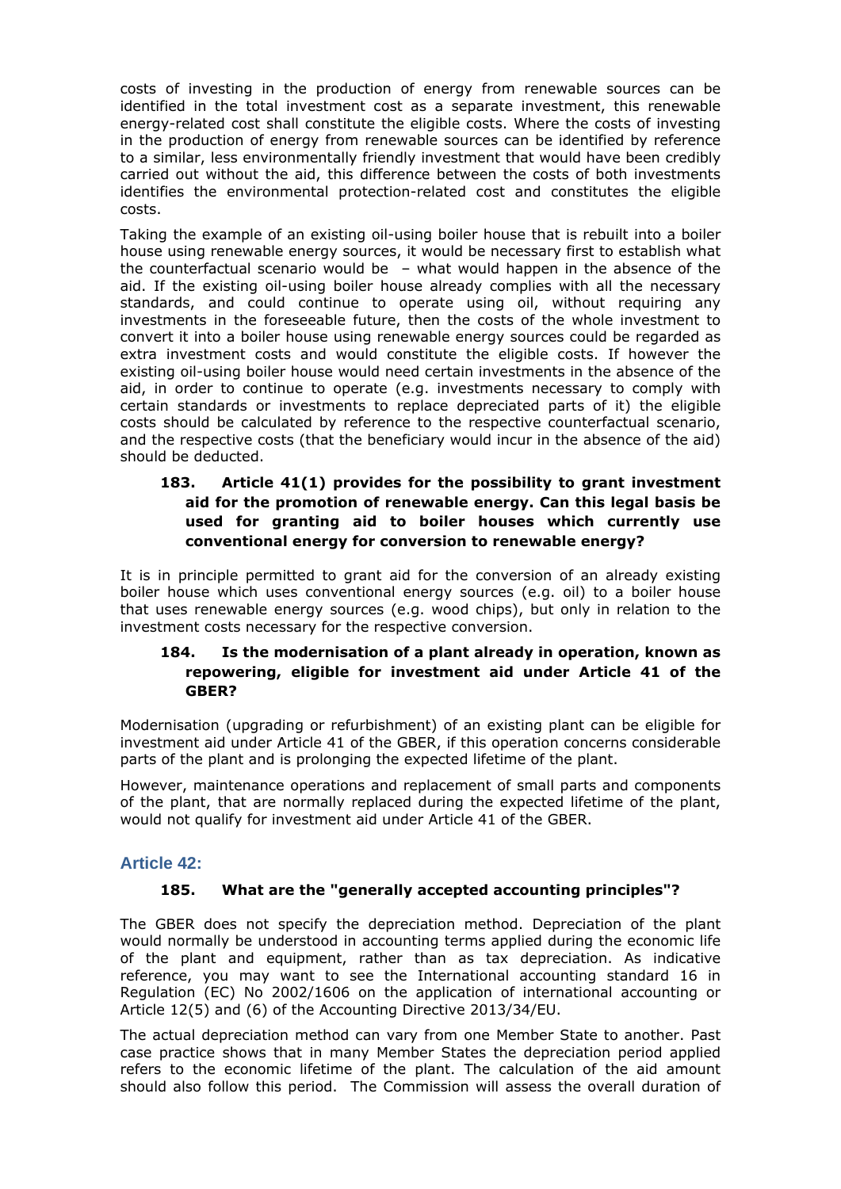costs of investing in the production of energy from renewable sources can be identified in the total investment cost as a separate investment, this renewable energy-related cost shall constitute the eligible costs. Where the costs of investing in the production of energy from renewable sources can be identified by reference to a similar, less environmentally friendly investment that would have been credibly carried out without the aid, this difference between the costs of both investments identifies the environmental protection-related cost and constitutes the eligible costs.

Taking the example of an existing oil-using boiler house that is rebuilt into a boiler house using renewable energy sources, it would be necessary first to establish what the counterfactual scenario would be – what would happen in the absence of the aid. If the existing oil-using boiler house already complies with all the necessary standards, and could continue to operate using oil, without requiring any investments in the foreseeable future, then the costs of the whole investment to convert it into a boiler house using renewable energy sources could be regarded as extra investment costs and would constitute the eligible costs. If however the existing oil-using boiler house would need certain investments in the absence of the aid, in order to continue to operate (e.g. investments necessary to comply with certain standards or investments to replace depreciated parts of it) the eligible costs should be calculated by reference to the respective counterfactual scenario, and the respective costs (that the beneficiary would incur in the absence of the aid) should be deducted.

**183. Article 41(1) provides for the possibility to grant investment aid for the promotion of renewable energy. Can this legal basis be used for granting aid to boiler houses which currently use conventional energy for conversion to renewable energy?**

It is in principle permitted to grant aid for the conversion of an already existing boiler house which uses conventional energy sources (e.g. oil) to a boiler house that uses renewable energy sources (e.g. wood chips), but only in relation to the investment costs necessary for the respective conversion.

**184. Is the modernisation of a plant already in operation, known as repowering, eligible for investment aid under Article 41 of the GBER?**

Modernisation (upgrading or refurbishment) of an existing plant can be eligible for investment aid under Article 41 of the GBER, if this operation concerns considerable parts of the plant and is prolonging the expected lifetime of the plant.

However, maintenance operations and replacement of small parts and components of the plant, that are normally replaced during the expected lifetime of the plant, would not qualify for investment aid under Article 41 of the GBER.

## Article 42:

**185. What are the "generally accepted accounting principles"?**

The GBER does not specify the depreciation method. Depreciation of the plant would normally be understood in accounting terms applied during the economic life of the plant and equipment, rather than as tax depreciation. As indicative reference, you may want to see the International accounting standard 16 in Regulation (EC) No 2002/1606 on the application of international accounting or Article 12(5) and (6) of the Accounting Directive 2013/34/EU.

The actual depreciation method can vary from one Member State to another. Past case practice shows that in many Member States the depreciation period applied refers to the economic lifetime of the plant. The calculation of the aid amount should also follow this period. The Commission will assess the overall duration of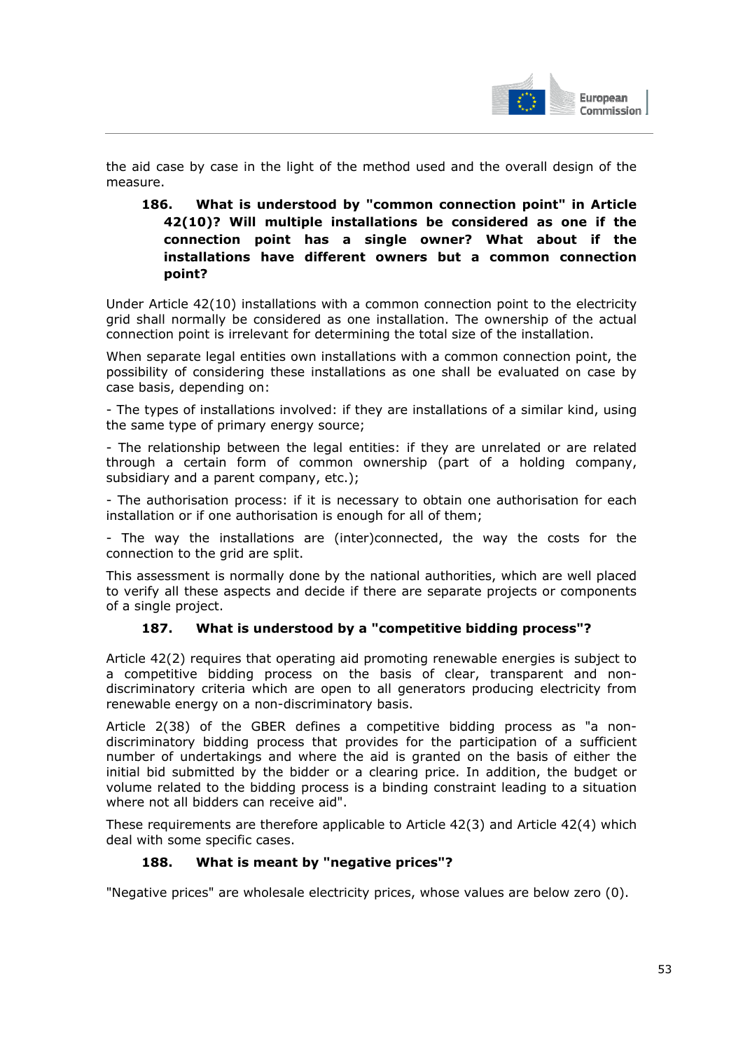the aid case by case in the light of the method used and the overall design of the measure.

### 186. What is understood by "common connection point" in Article 42(10)? Will multiple installations be considered as one if the connection point has a single owner? What about if the installations have different owners but a common connection point?

Under Article 42(10) installations with a common connection point to the electricity grid shall normally be considered as one installation. The ownership of the actual connection point is irrelevant for determining the total size of the installation.

When separate legal entities own installations with a common connection point, the possibility of considering these installations as one shall be evaluated on case by case basis, depending on:

- The types of installations involved: if they are installations of a similar kind, using the same type of primary energy source;

- The relationship between the legal entities: if they are unrelated or are related through a certain form of common ownership (part of a holding company, subsidiary and a parent company, etc.);

- The authorisation process: if it is necessary to obtain one authorisation for each installation or if one authorisation is enough for all of them;

- The way the installations are (inter)connected, the way the costs for the connection to the grid are split.

This assessment is normally done by the national authorities, which are well placed to verify all these aspects and decide if there are separate projects or components of a single project.

### 187. What is understood by a "competitive bidding process"?

Article 42(2) requires that operating aid promoting renewable energies is subject to a competitive bidding process on the basis of clear, transparent and non-discriminatory criteria which are open to all generators producing electricity from renewable energy on a non-discriminatory basis.

Article 2(38) of the GBER defines a competitive bidding process as "a non-discriminatory bidding process that provides for the participation of a sufficient number of undertakings and where the aid is granted on the basis of either the initial bid submitted by the bidder or a clearing price. In addition, the budget or volume related to the bidding process is a binding constraint leading to a situation where not all bidders can receive aid".

These requirements are therefore applicable to Article 42(3) and Article 42(4) which deal with some specific cases.

### 188. What is meant by "negative prices"?

"Negative prices" are wholesale electricity prices, whose values are below zero (0).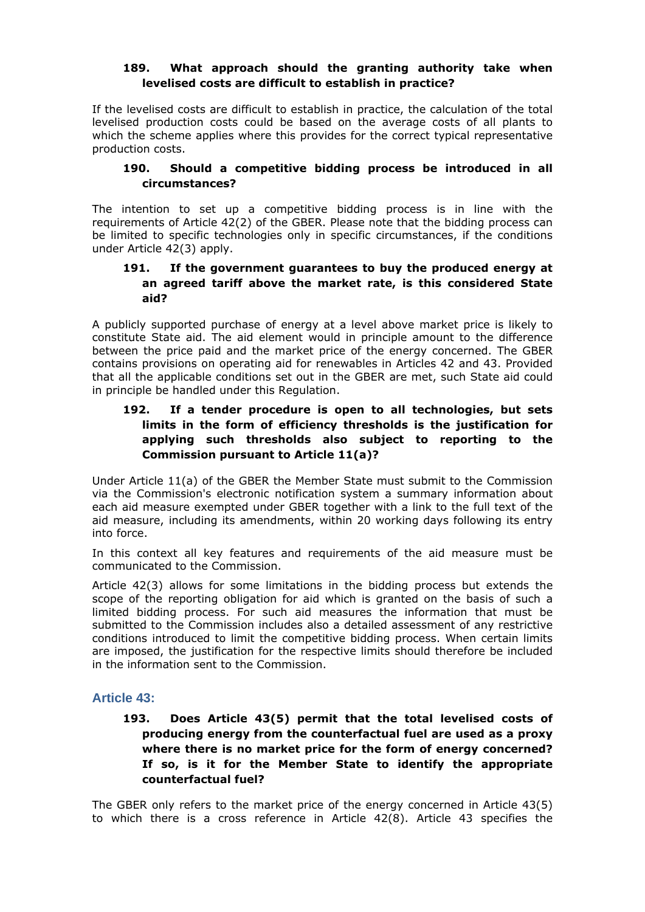### 189. What approach should the granting authority take when levelised costs are difficult to establish in practice?

If the levelised costs are difficult to establish in practice, the calculation of the total levelised production costs could be based on the average costs of all plants to which the scheme applies where this provides for the correct typical representative production costs.

### 190. Should a competitive bidding process be introduced in all circumstances?

The intention to set up a competitive bidding process is in line with the requirements of Article 42(2) of the GBER. Please note that the bidding process can be limited to specific technologies only in specific circumstances, if the conditions under Article 42(3) apply.

### 191. If the government guarantees to buy the produced energy at an agreed tariff above the market rate, is this considered State aid?

A publicly supported purchase of energy at a level above market price is likely to constitute State aid. The aid element would in principle amount to the difference between the price paid and the market price of the energy concerned. The GBER contains provisions on operating aid for renewables in Articles 42 and 43. Provided that all the applicable conditions set out in the GBER are met, such State aid could in principle be handled under this Regulation.

### 192. If a tender procedure is open to all technologies, but sets limits in the form of efficiency thresholds is the justification for applying such thresholds also subject to reporting to the Commission pursuant to Article 11(a)?

Under Article 11(a) of the GBER the Member State must submit to the Commission via the Commission's electronic notification system a summary information about each aid measure exempted under GBER together with a link to the full text of the aid measure, including its amendments, within 20 working days following its entry into force.

In this context all key features and requirements of the aid measure must be communicated to the Commission.

Article 42(3) allows for some limitations in the bidding process but extends the scope of the reporting obligation for aid which is granted on the basis of such a limited bidding process. For such aid measures the information that must be submitted to the Commission includes also a detailed assessment of any restrictive conditions introduced to limit the competitive bidding process. When certain limits are imposed, the justification for the respective limits should therefore be included in the information sent to the Commission.

## Article 43:

### 193. Does Article 43(5) permit that the total levelised costs of producing energy from the counterfactual fuel are used as a proxy where there is no market price for the form of energy concerned? If so, is it for the Member State to identify the appropriate counterfactual fuel?

The GBER only refers to the market price of the energy concerned in Article 43(5) to which there is a cross reference in Article 42(8). Article 43 specifies the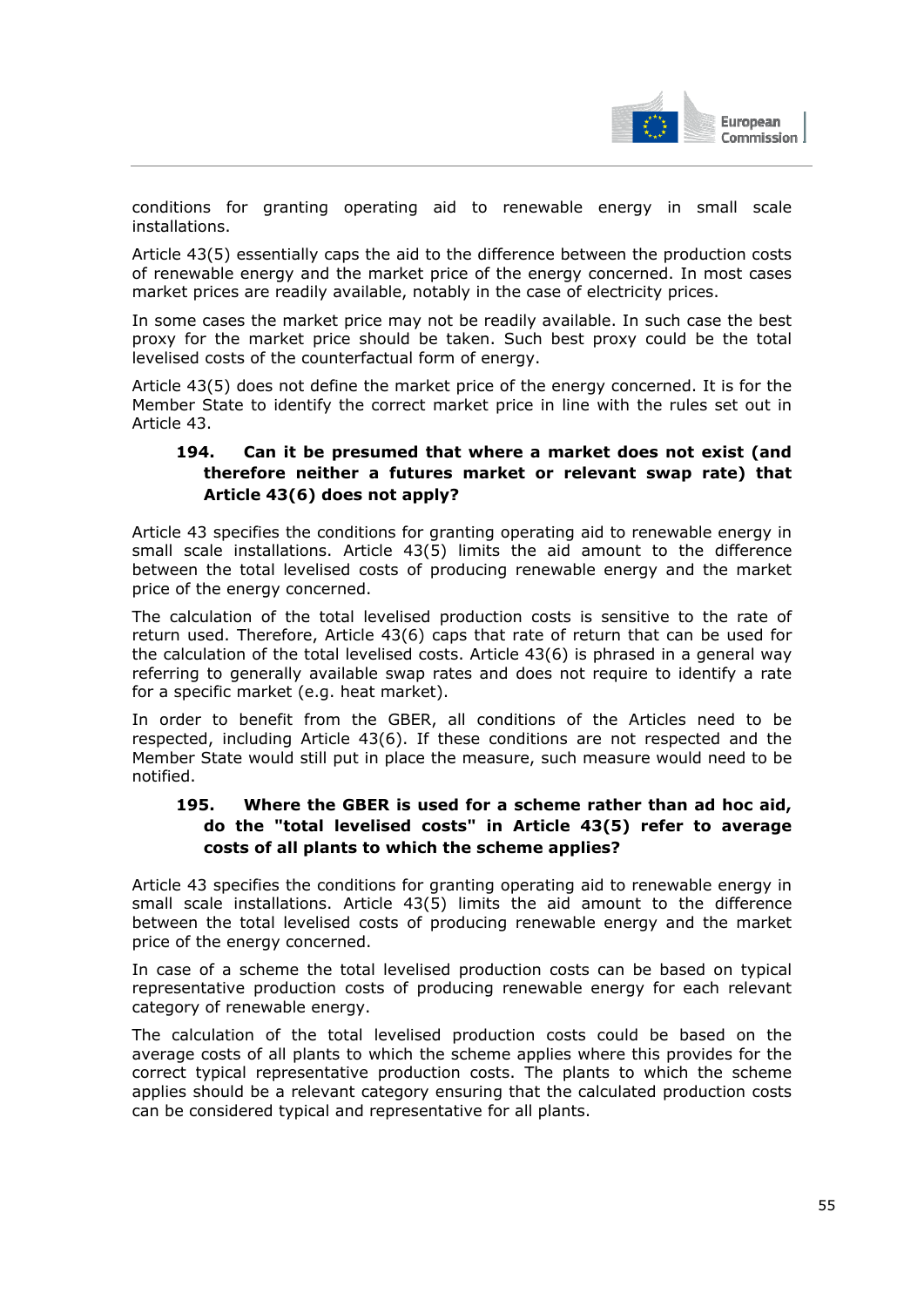conditions for granting operating aid to renewable energy in small scale installations.

Article 43(5) essentially caps the aid to the difference between the production costs of renewable energy and the market price of the energy concerned. In most cases market prices are readily available, notably in the case of electricity prices.

In some cases the market price may not be readily available. In such case the best proxy for the market price should be taken. Such best proxy could be the total levelised costs of the counterfactual form of energy.

Article 43(5) does not define the market price of the energy concerned. It is for the Member State to identify the correct market price in line with the rules set out in Article 43.

### 194. Can it be presumed that where a market does not exist (and therefore neither a futures market or relevant swap rate) that Article 43(6) does not apply?

Article 43 specifies the conditions for granting operating aid to renewable energy in small scale installations. Article 43(5) limits the aid amount to the difference between the total levelised costs of producing renewable energy and the market price of the energy concerned.

The calculation of the total levelised production costs is sensitive to the rate of return used. Therefore, Article 43(6) caps that rate of return that can be used for the calculation of the total levelised costs. Article 43(6) is phrased in a general way referring to generally available swap rates and does not require to identify a rate for a specific market (e.g. heat market).

In order to benefit from the GBER, all conditions of the Articles need to be respected, including Article 43(6). If these conditions are not respected and the Member State would still put in place the measure, such measure would need to be notified.

### 195. Where the GBER is used for a scheme rather than ad hoc aid, do the "total levelised costs" in Article 43(5) refer to average costs of all plants to which the scheme applies?

Article 43 specifies the conditions for granting operating aid to renewable energy in small scale installations. Article 43(5) limits the aid amount to the difference between the total levelised costs of producing renewable energy and the market price of the energy concerned.

In case of a scheme the total levelised production costs can be based on typical representative production costs of producing renewable energy for each relevant category of renewable energy.

The calculation of the total levelised production costs could be based on the average costs of all plants to which the scheme applies where this provides for the correct typical representative production costs. The plants to which the scheme applies should be a relevant category ensuring that the calculated production costs can be considered typical and representative for all plants.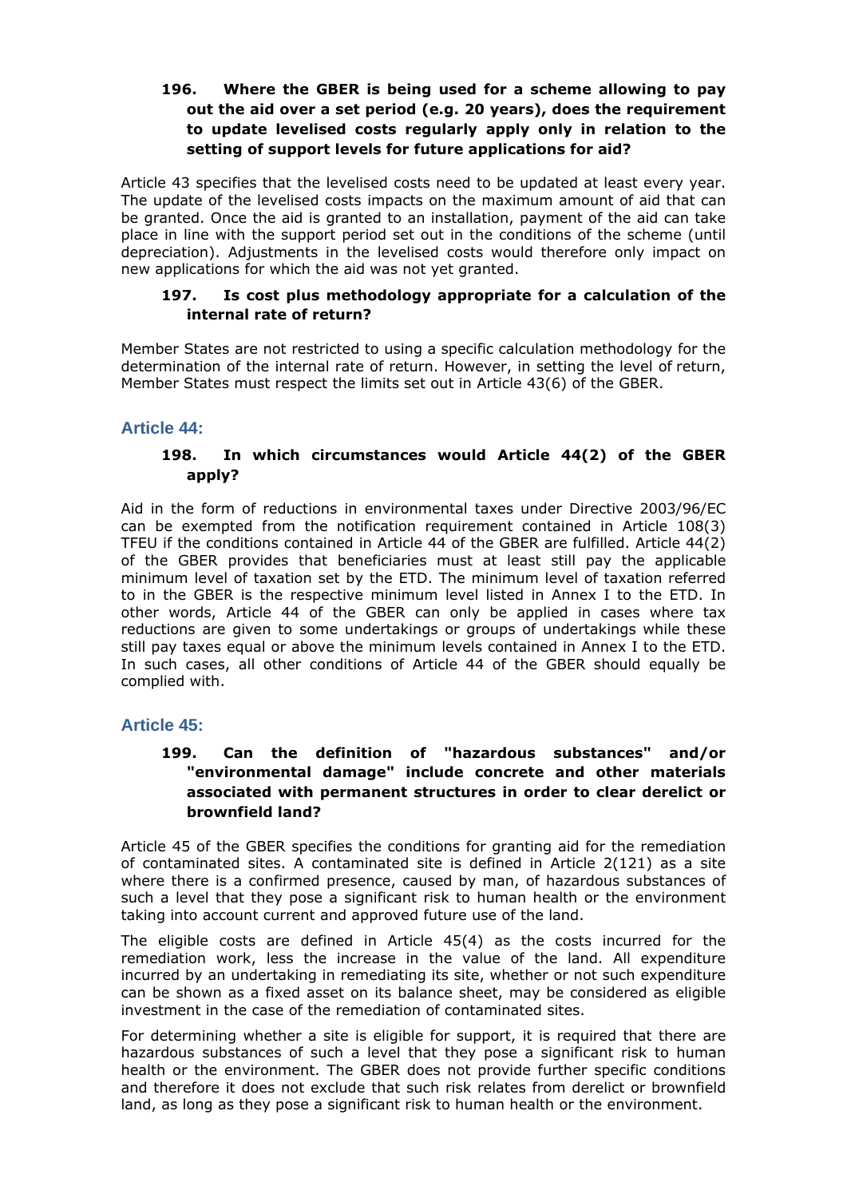**196. Where the GBER is being used for a scheme allowing to pay out the aid over a set period (e.g. 20 years), does the requirement to update levelised costs regularly apply only in relation to the setting of support levels for future applications for aid?**

Article 43 specifies that the levelised costs need to be updated at least every year. The update of the levelised costs impacts on the maximum amount of aid that can be granted. Once the aid is granted to an installation, payment of the aid can take place in line with the support period set out in the conditions of the scheme (until depreciation). Adjustments in the levelised costs would therefore only impact on new applications for which the aid was not yet granted.

**197. Is cost plus methodology appropriate for a calculation of the internal rate of return?**

Member States are not restricted to using a specific calculation methodology for the determination of the internal rate of return. However, in setting the level of return, Member States must respect the limits set out in Article 43(6) of the GBER.

## Article 44:

**198. In which circumstances would Article 44(2) of the GBER apply?**

Aid in the form of reductions in environmental taxes under Directive 2003/96/EC can be exempted from the notification requirement contained in Article 108(3) TFEU if the conditions contained in Article 44 of the GBER are fulfilled. Article 44(2) of the GBER provides that beneficiaries must at least still pay the applicable minimum level of taxation set by the ETD. The minimum level of taxation referred to in the GBER is the respective minimum level listed in Annex I to the ETD. In other words, Article 44 of the GBER can only be applied in cases where tax reductions are given to some undertakings or groups of undertakings while these still pay taxes equal or above the minimum levels contained in Annex I to the ETD. In such cases, all other conditions of Article 44 of the GBER should equally be complied with.

## Article 45:

**199. Can the definition of "hazardous substances" and/or "environmental damage" include concrete and other materials associated with permanent structures in order to clear derelict or brownfield land?**

Article 45 of the GBER specifies the conditions for granting aid for the remediation of contaminated sites. A contaminated site is defined in Article 2(121) as a site where there is a confirmed presence, caused by man, of hazardous substances of such a level that they pose a significant risk to human health or the environment taking into account current and approved future use of the land.

The eligible costs are defined in Article 45(4) as the costs incurred for the remediation work, less the increase in the value of the land. All expenditure incurred by an undertaking in remediating its site, whether or not such expenditure can be shown as a fixed asset on its balance sheet, may be considered as eligible investment in the case of the remediation of contaminated sites.

For determining whether a site is eligible for support, it is required that there are hazardous substances of such a level that they pose a significant risk to human health or the environment. The GBER does not provide further specific conditions and therefore it does not exclude that such risk relates from derelict or brownfield land, as long as they pose a significant risk to human health or the environment.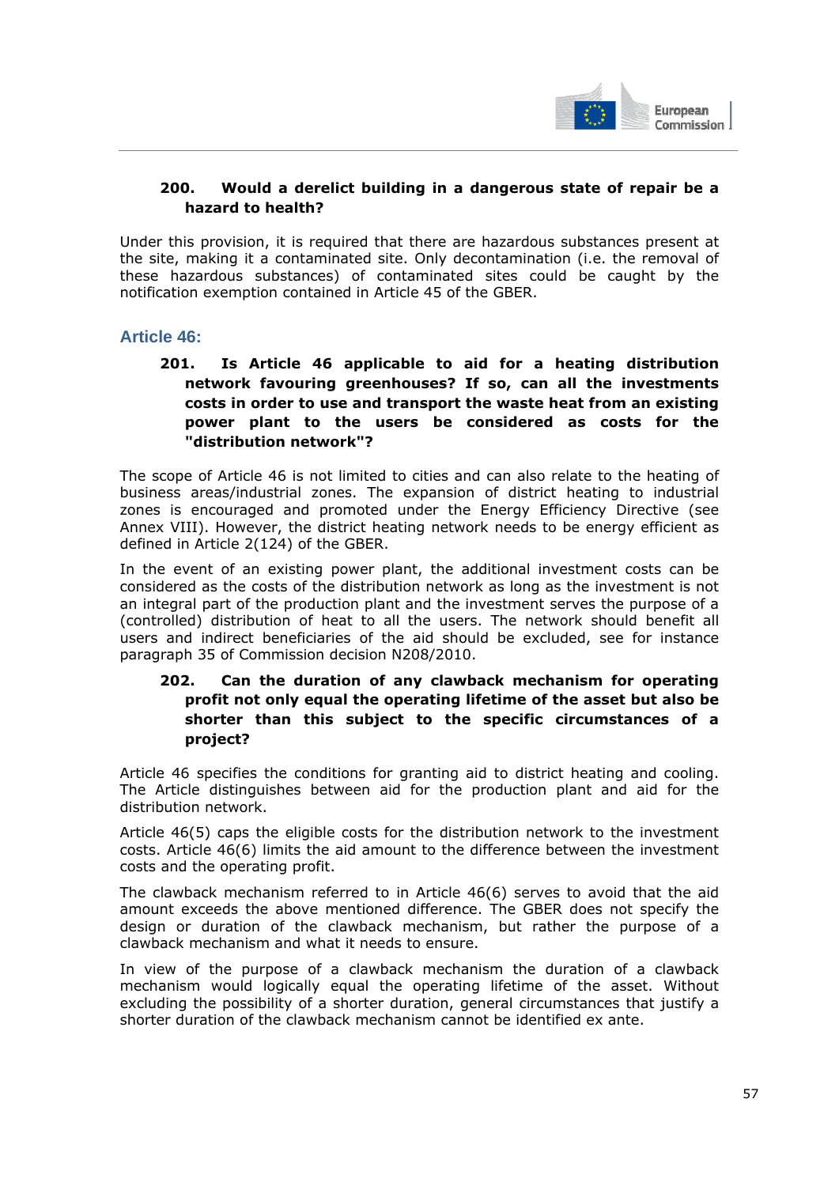**200. Would a derelict building in a dangerous state of repair be a hazard to health?**

Under this provision, it is required that there are hazardous substances present at the site, making it a contaminated site. Only decontamination (i.e. the removal of these hazardous substances) of contaminated sites could be caught by the notification exemption contained in Article 45 of the GBER.

## Article 46:

**201. Is Article 46 applicable to aid for a heating distribution network favouring greenhouses? If so, can all the investments costs in order to use and transport the waste heat from an existing power plant to the users be considered as costs for the "distribution network"?**

The scope of Article 46 is not limited to cities and can also relate to the heating of business areas/industrial zones. The expansion of district heating to industrial zones is encouraged and promoted under the Energy Efficiency Directive (see Annex VIII). However, the district heating network needs to be energy efficient as defined in Article 2(124) of the GBER.

In the event of an existing power plant, the additional investment costs can be considered as the costs of the distribution network as long as the investment is not an integral part of the production plant and the investment serves the purpose of a (controlled) distribution of heat to all the users. The network should benefit all users and indirect beneficiaries of the aid should be excluded, see for instance paragraph 35 of Commission decision N208/2010.

**202. Can the duration of any clawback mechanism for operating profit not only equal the operating lifetime of the asset but also be shorter than this subject to the specific circumstances of a project?**

Article 46 specifies the conditions for granting aid to district heating and cooling. The Article distinguishes between aid for the production plant and aid for the distribution network.

Article 46(5) caps the eligible costs for the distribution network to the investment costs. Article 46(6) limits the aid amount to the difference between the investment costs and the operating profit.

The clawback mechanism referred to in Article 46(6) serves to avoid that the aid amount exceeds the above mentioned difference. The GBER does not specify the design or duration of the clawback mechanism, but rather the purpose of a clawback mechanism and what it needs to ensure.

In view of the purpose of a clawback mechanism the duration of a clawback mechanism would logically equal the operating lifetime of the asset. Without excluding the possibility of a shorter duration, general circumstances that justify a shorter duration of the clawback mechanism cannot be identified ex ante.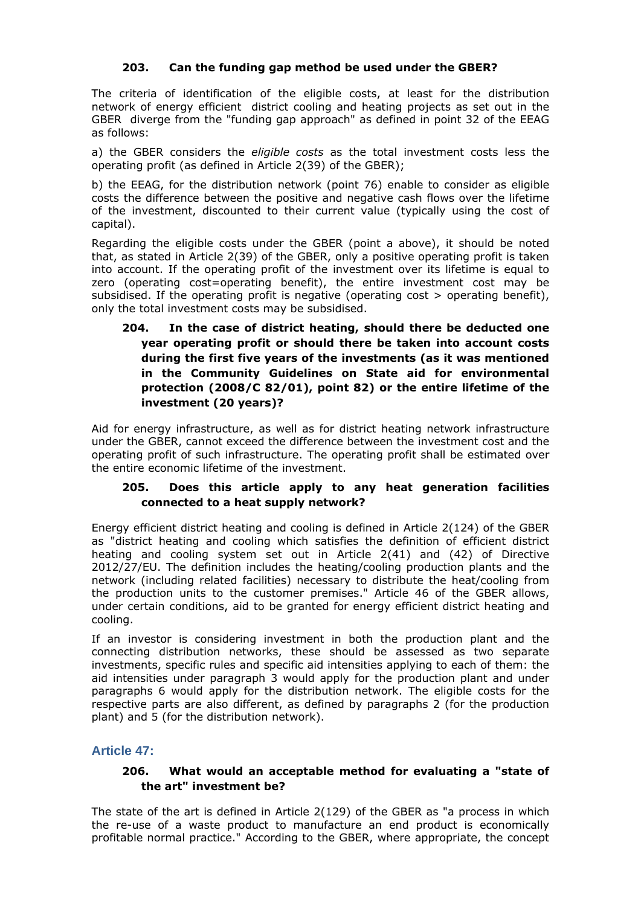### 203. Can the funding gap method be used under the GBER?

The criteria of identification of the eligible costs, at least for the distribution network of energy efficient district cooling and heating projects as set out in the GBER diverge from the "funding gap approach" as defined in point 32 of the EEAG as follows:

a) the GBER considers the *eligible costs* as the total investment costs less the operating profit (as defined in Article 2(39) of the GBER);

b) the EEAG, for the distribution network (point 76) enable to consider as eligible costs the difference between the positive and negative cash flows over the lifetime of the investment, discounted to their current value (typically using the cost of capital).

Regarding the eligible costs under the GBER (point a above), it should be noted that, as stated in Article 2(39) of the GBER, only a positive operating profit is taken into account. If the operating profit of the investment over its lifetime is equal to zero (operating cost=operating benefit), the entire investment cost may be subsidised. If the operating profit is negative (operating cost > operating benefit), only the total investment costs may be subsidised.

### 204. In the case of district heating, should there be deducted one year operating profit or should there be taken into account costs during the first five years of the investments (as it was mentioned in the Community Guidelines on State aid for environmental protection (2008/C 82/01), point 82) or the entire lifetime of the investment (20 years)?

Aid for energy infrastructure, as well as for district heating network infrastructure under the GBER, cannot exceed the difference between the investment cost and the operating profit of such infrastructure. The operating profit shall be estimated over the entire economic lifetime of the investment.

### 205. Does this article apply to any heat generation facilities connected to a heat supply network?

Energy efficient district heating and cooling is defined in Article 2(124) of the GBER as "district heating and cooling which satisfies the definition of efficient district heating and cooling system set out in Article 2(41) and (42) of Directive 2012/27/EU. The definition includes the heating/cooling production plants and the network (including related facilities) necessary to distribute the heat/cooling from the production units to the customer premises." Article 46 of the GBER allows, under certain conditions, aid to be granted for energy efficient district heating and cooling.

If an investor is considering investment in both the production plant and the connecting distribution networks, these should be assessed as two separate investments, specific rules and specific aid intensities applying to each of them: the aid intensities under paragraph 3 would apply for the production plant and under paragraphs 6 would apply for the distribution network. The eligible costs for the respective parts are also different, as defined by paragraphs 2 (for the production plant) and 5 (for the distribution network).

## Article 47:

### 206. What would an acceptable method for evaluating a "state of the art" investment be?

The state of the art is defined in Article 2(129) of the GBER as "a process in which the re-use of a waste product to manufacture an end product is economically profitable normal practice." According to the GBER, where appropriate, the concept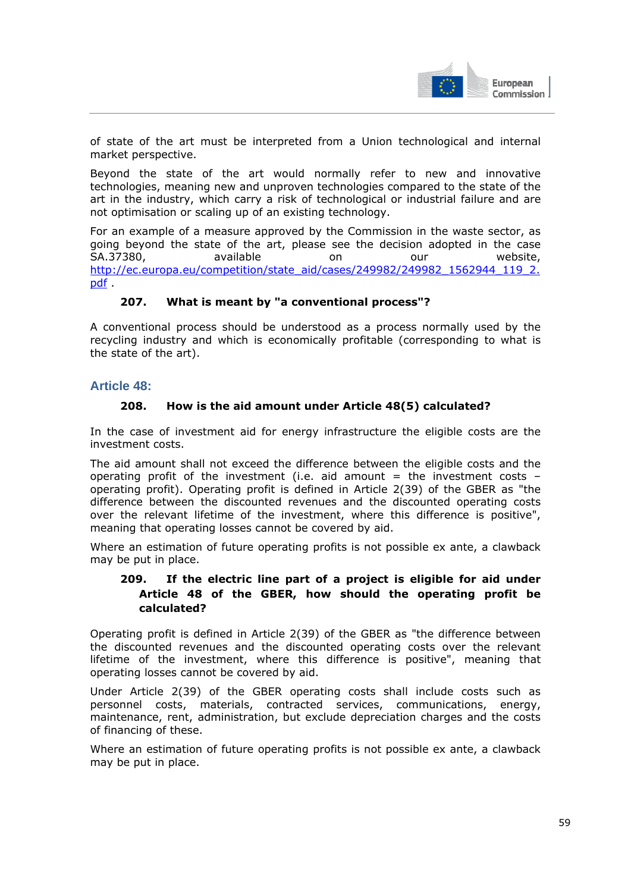of state of the art must be interpreted from a Union technological and internal market perspective.

Beyond the state of the art would normally refer to new and innovative technologies, meaning new and unproven technologies compared to the state of the art in the industry, which carry a risk of technological or industrial failure and are not optimisation or scaling up of an existing technology.

For an example of a measure approved by the Commission in the waste sector, as going beyond the state of the art, please see the decision adopted in the case SA.37380, available on our website, http://ec.europa.eu/competition/state_aid/cases/249982/249982_1562944_119_2.pdf .

**207. What is meant by "a conventional process"?**

A conventional process should be understood as a process normally used by the recycling industry and which is economically profitable (corresponding to what is the state of the art).

## Article 48:

**208. How is the aid amount under Article 48(5) calculated?**

In the case of investment aid for energy infrastructure the eligible costs are the investment costs.

The aid amount shall not exceed the difference between the eligible costs and the operating profit of the investment (i.e. aid amount = the investment costs – operating profit). Operating profit is defined in Article 2(39) of the GBER as "the difference between the discounted revenues and the discounted operating costs over the relevant lifetime of the investment, where this difference is positive", meaning that operating losses cannot be covered by aid.

Where an estimation of future operating profits is not possible ex ante, a clawback may be put in place.

**209. If the electric line part of a project is eligible for aid under Article 48 of the GBER, how should the operating profit be calculated?**

Operating profit is defined in Article 2(39) of the GBER as "the difference between the discounted revenues and the discounted operating costs over the relevant lifetime of the investment, where this difference is positive", meaning that operating losses cannot be covered by aid.

Under Article 2(39) of the GBER operating costs shall include costs such as personnel costs, materials, contracted services, communications, energy, maintenance, rent, administration, but exclude depreciation charges and the costs of financing of these.

Where an estimation of future operating profits is not possible ex ante, a clawback may be put in place.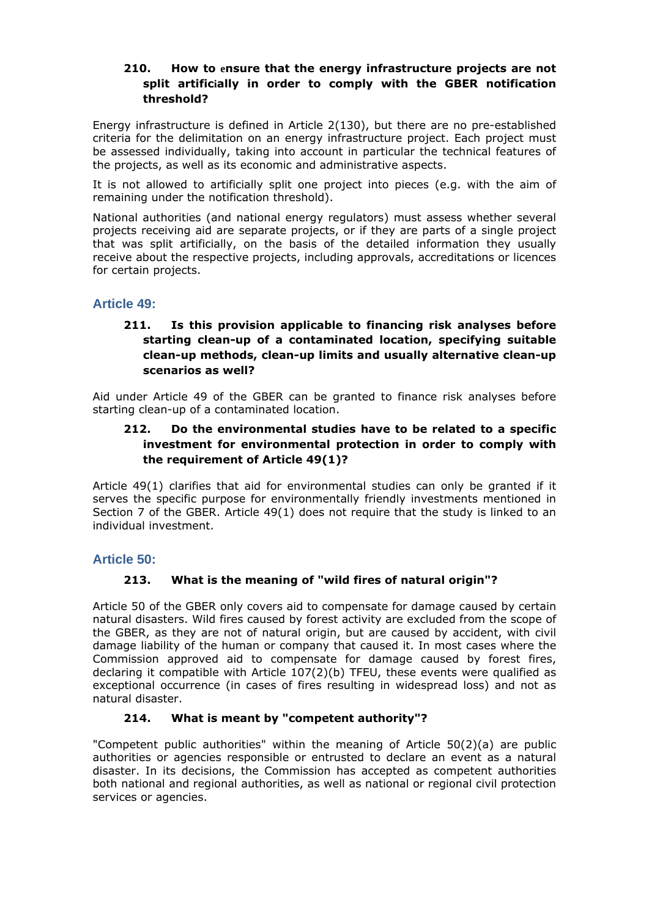### 210. How to ensure that the energy infrastructure projects are not split artificially in order to comply with the GBER notification threshold?

Energy infrastructure is defined in Article 2(130), but there are no pre-established criteria for the delimitation on an energy infrastructure project. Each project must be assessed individually, taking into account in particular the technical features of the projects, as well as its economic and administrative aspects.

It is not allowed to artificially split one project into pieces (e.g. with the aim of remaining under the notification threshold).

National authorities (and national energy regulators) must assess whether several projects receiving aid are separate projects, or if they are parts of a single project that was split artificially, on the basis of the detailed information they usually receive about the respective projects, including approvals, accreditations or licences for certain projects.

## Article 49:

### 211. Is this provision applicable to financing risk analyses before starting clean-up of a contaminated location, specifying suitable clean-up methods, clean-up limits and usually alternative clean-up scenarios as well?

Aid under Article 49 of the GBER can be granted to finance risk analyses before starting clean-up of a contaminated location.

### 212. Do the environmental studies have to be related to a specific investment for environmental protection in order to comply with the requirement of Article 49(1)?

Article 49(1) clarifies that aid for environmental studies can only be granted if it serves the specific purpose for environmentally friendly investments mentioned in Section 7 of the GBER. Article 49(1) does not require that the study is linked to an individual investment.

## Article 50:

### 213. What is the meaning of "wild fires of natural origin"?

Article 50 of the GBER only covers aid to compensate for damage caused by certain natural disasters. Wild fires caused by forest activity are excluded from the scope of the GBER, as they are not of natural origin, but are caused by accident, with civil damage liability of the human or company that caused it. In most cases where the Commission approved aid to compensate for damage caused by forest fires, declaring it compatible with Article 107(2)(b) TFEU, these events were qualified as exceptional occurrence (in cases of fires resulting in widespread loss) and not as natural disaster.

### 214. What is meant by "competent authority"?

"Competent public authorities" within the meaning of Article 50(2)(a) are public authorities or agencies responsible or entrusted to declare an event as a natural disaster. In its decisions, the Commission has accepted as competent authorities both national and regional authorities, as well as national or regional civil protection services or agencies.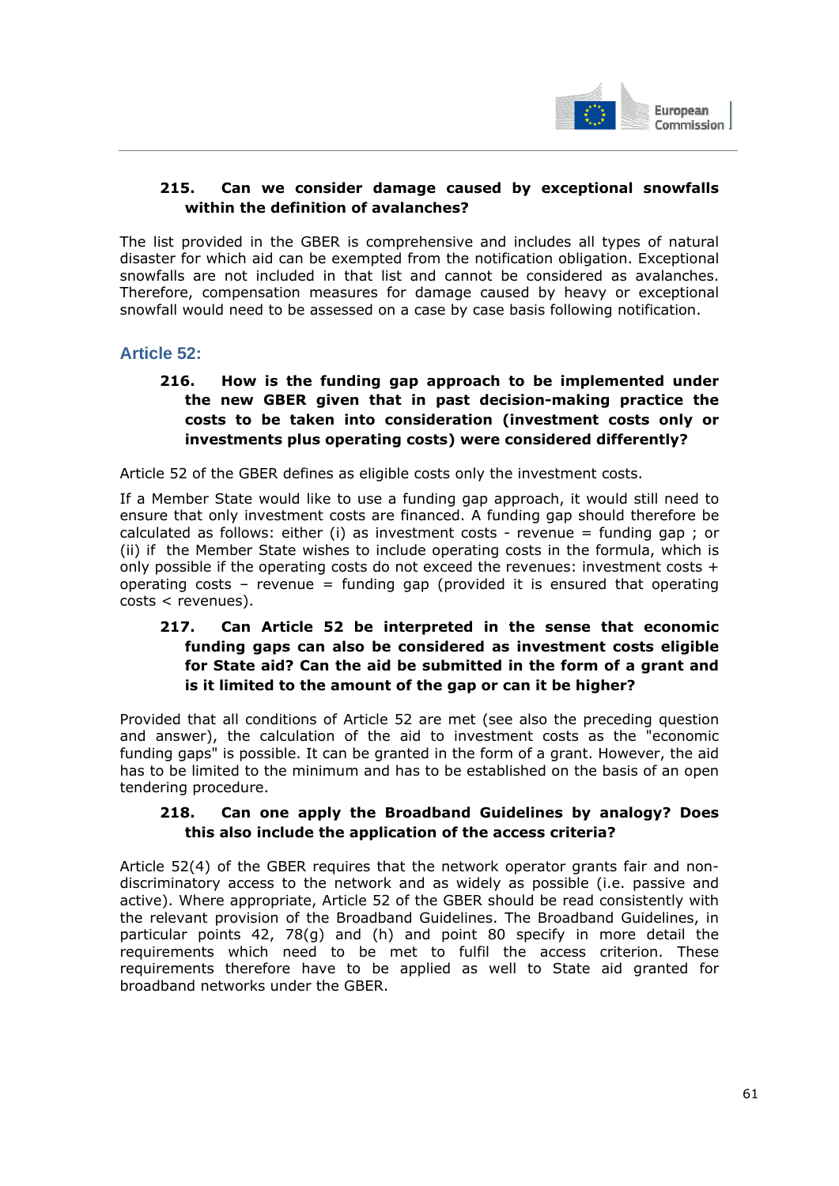**215. Can we consider damage caused by exceptional snowfalls within the definition of avalanches?**

The list provided in the GBER is comprehensive and includes all types of natural disaster for which aid can be exempted from the notification obligation. Exceptional snowfalls are not included in that list and cannot be considered as avalanches. Therefore, compensation measures for damage caused by heavy or exceptional snowfall would need to be assessed on a case by case basis following notification.

## Article 52:

**216. How is the funding gap approach to be implemented under the new GBER given that in past decision-making practice the costs to be taken into consideration (investment costs only or investments plus operating costs) were considered differently?**

Article 52 of the GBER defines as eligible costs only the investment costs.

If a Member State would like to use a funding gap approach, it would still need to ensure that only investment costs are financed. A funding gap should therefore be calculated as follows: either (i) as investment costs - revenue = funding gap ; or (ii) if the Member State wishes to include operating costs in the formula, which is only possible if the operating costs do not exceed the revenues: investment costs + operating costs – revenue = funding gap (provided it is ensured that operating costs < revenues).

**217. Can Article 52 be interpreted in the sense that economic funding gaps can also be considered as investment costs eligible for State aid? Can the aid be submitted in the form of a grant and is it limited to the amount of the gap or can it be higher?**

Provided that all conditions of Article 52 are met (see also the preceding question and answer), the calculation of the aid to investment costs as the "economic funding gaps" is possible. It can be granted in the form of a grant. However, the aid has to be limited to the minimum and has to be established on the basis of an open tendering procedure.

**218. Can one apply the Broadband Guidelines by analogy? Does this also include the application of the access criteria?**

Article 52(4) of the GBER requires that the network operator grants fair and non-discriminatory access to the network and as widely as possible (i.e. passive and active). Where appropriate, Article 52 of the GBER should be read consistently with the relevant provision of the Broadband Guidelines. The Broadband Guidelines, in particular points 42, 78(g) and (h) and point 80 specify in more detail the requirements which need to be met to fulfil the access criterion. These requirements therefore have to be applied as well to State aid granted for broadband networks under the GBER.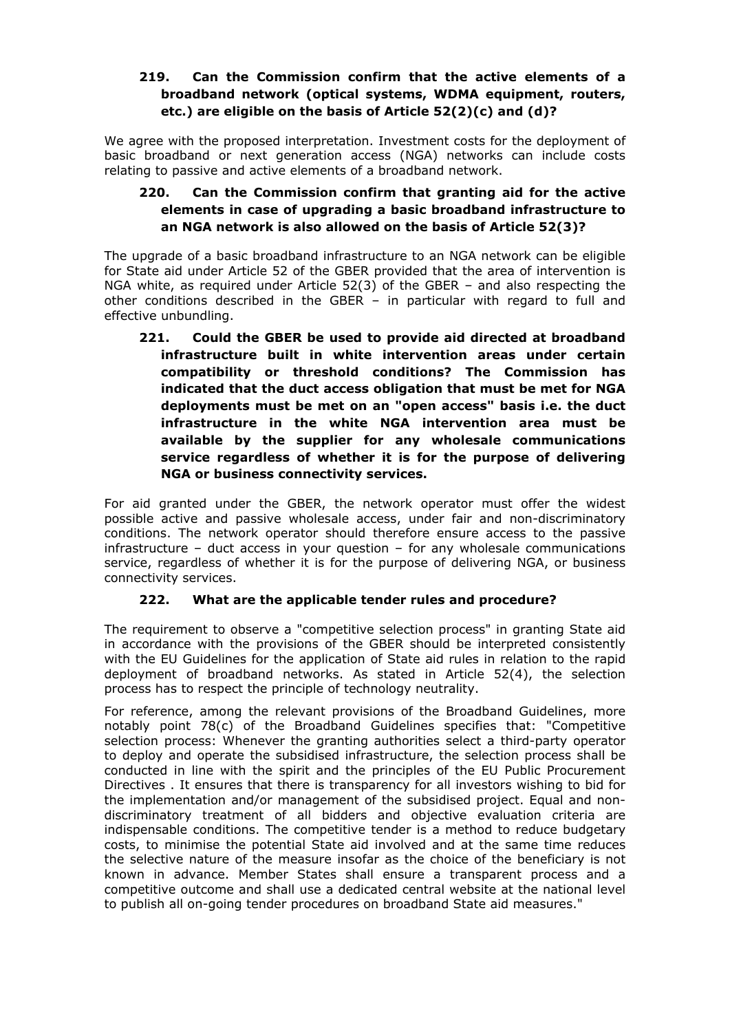### 219. Can the Commission confirm that the active elements of a broadband network (optical systems, WDMA equipment, routers, etc.) are eligible on the basis of Article 52(2)(c) and (d)?

We agree with the proposed interpretation. Investment costs for the deployment of basic broadband or next generation access (NGA) networks can include costs relating to passive and active elements of a broadband network.

### 220. Can the Commission confirm that granting aid for the active elements in case of upgrading a basic broadband infrastructure to an NGA network is also allowed on the basis of Article 52(3)?

The upgrade of a basic broadband infrastructure to an NGA network can be eligible for State aid under Article 52 of the GBER provided that the area of intervention is NGA white, as required under Article 52(3) of the GBER – and also respecting the other conditions described in the GBER – in particular with regard to full and effective unbundling.

### 221. Could the GBER be used to provide aid directed at broadband infrastructure built in white intervention areas under certain compatibility or threshold conditions? The Commission has indicated that the duct access obligation that must be met for NGA deployments must be met on an "open access" basis i.e. the duct infrastructure in the white NGA intervention area must be available by the supplier for any wholesale communications service regardless of whether it is for the purpose of delivering NGA or business connectivity services.

For aid granted under the GBER, the network operator must offer the widest possible active and passive wholesale access, under fair and non-discriminatory conditions. The network operator should therefore ensure access to the passive infrastructure – duct access in your question – for any wholesale communications service, regardless of whether it is for the purpose of delivering NGA, or business connectivity services.

### 222. What are the applicable tender rules and procedure?

The requirement to observe a "competitive selection process" in granting State aid in accordance with the provisions of the GBER should be interpreted consistently with the EU Guidelines for the application of State aid rules in relation to the rapid deployment of broadband networks. As stated in Article 52(4), the selection process has to respect the principle of technology neutrality.

For reference, among the relevant provisions of the Broadband Guidelines, more notably point 78(c) of the Broadband Guidelines specifies that: "Competitive selection process: Whenever the granting authorities select a third-party operator to deploy and operate the subsidised infrastructure, the selection process shall be conducted in line with the spirit and the principles of the EU Public Procurement Directives . It ensures that there is transparency for all investors wishing to bid for the implementation and/or management of the subsidised project. Equal and non-discriminatory treatment of all bidders and objective evaluation criteria are indispensable conditions. The competitive tender is a method to reduce budgetary costs, to minimise the potential State aid involved and at the same time reduces the selective nature of the measure insofar as the choice of the beneficiary is not known in advance. Member States shall ensure a transparent process and a competitive outcome and shall use a dedicated central website at the national level to publish all on-going tender procedures on broadband State aid measures."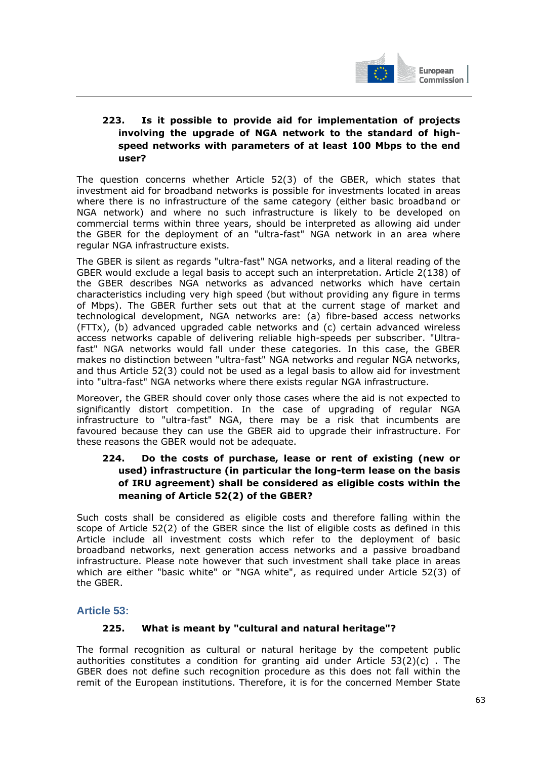### 223. Is it possible to provide aid for implementation of projects involving the upgrade of NGA network to the standard of high-speed networks with parameters of at least 100 Mbps to the end user?

The question concerns whether Article 52(3) of the GBER, which states that investment aid for broadband networks is possible for investments located in areas where there is no infrastructure of the same category (either basic broadband or NGA network) and where no such infrastructure is likely to be developed on commercial terms within three years, should be interpreted as allowing aid under the GBER for the deployment of an "ultra-fast" NGA network in an area where regular NGA infrastructure exists.

The GBER is silent as regards "ultra-fast" NGA networks, and a literal reading of the GBER would exclude a legal basis to accept such an interpretation. Article 2(138) of the GBER describes NGA networks as advanced networks which have certain characteristics including very high speed (but without providing any figure in terms of Mbps). The GBER further sets out that at the current stage of market and technological development, NGA networks are: (a) fibre-based access networks (FTTx), (b) advanced upgraded cable networks and (c) certain advanced wireless access networks capable of delivering reliable high-speeds per subscriber. "Ultra-fast" NGA networks would fall under these categories. In this case, the GBER makes no distinction between "ultra-fast" NGA networks and regular NGA networks, and thus Article 52(3) could not be used as a legal basis to allow aid for investment into "ultra-fast" NGA networks where there exists regular NGA infrastructure.

Moreover, the GBER should cover only those cases where the aid is not expected to significantly distort competition. In the case of upgrading of regular NGA infrastructure to "ultra-fast" NGA, there may be a risk that incumbents are favoured because they can use the GBER aid to upgrade their infrastructure. For these reasons the GBER would not be adequate.

### 224. Do the costs of purchase, lease or rent of existing (new or used) infrastructure (in particular the long-term lease on the basis of IRU agreement) shall be considered as eligible costs within the meaning of Article 52(2) of the GBER?

Such costs shall be considered as eligible costs and therefore falling within the scope of Article 52(2) of the GBER since the list of eligible costs as defined in this Article include all investment costs which refer to the deployment of basic broadband networks, next generation access networks and a passive broadband infrastructure. Please note however that such investment shall take place in areas which are either "basic white" or "NGA white", as required under Article 52(3) of the GBER.

## Article 53:

### 225. What is meant by "cultural and natural heritage"?

The formal recognition as cultural or natural heritage by the competent public authorities constitutes a condition for granting aid under Article 53(2)(c) . The GBER does not define such recognition procedure as this does not fall within the remit of the European institutions. Therefore, it is for the concerned Member State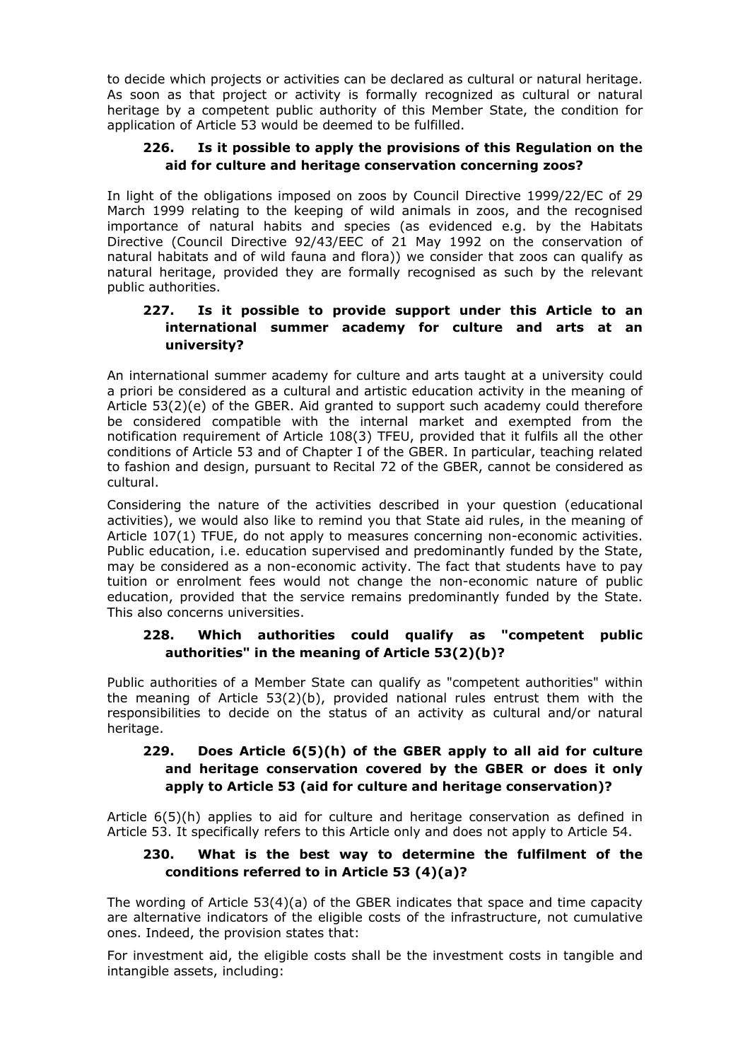to decide which projects or activities can be declared as cultural or natural heritage. As soon as that project or activity is formally recognized as cultural or natural heritage by a competent public authority of this Member State, the condition for application of Article 53 would be deemed to be fulfilled.

### 226. Is it possible to apply the provisions of this Regulation on the aid for culture and heritage conservation concerning zoos?

In light of the obligations imposed on zoos by Council Directive 1999/22/EC of 29 March 1999 relating to the keeping of wild animals in zoos, and the recognised importance of natural habits and species (as evidenced e.g. by the Habitats Directive (Council Directive 92/43/EEC of 21 May 1992 on the conservation of natural habitats and of wild fauna and flora)) we consider that zoos can qualify as natural heritage, provided they are formally recognised as such by the relevant public authorities.

### 227. Is it possible to provide support under this Article to an international summer academy for culture and arts at an university?

An international summer academy for culture and arts taught at a university could a priori be considered as a cultural and artistic education activity in the meaning of Article 53(2)(e) of the GBER. Aid granted to support such academy could therefore be considered compatible with the internal market and exempted from the notification requirement of Article 108(3) TFEU, provided that it fulfils all the other conditions of Article 53 and of Chapter I of the GBER. In particular, teaching related to fashion and design, pursuant to Recital 72 of the GBER, cannot be considered as cultural.

Considering the nature of the activities described in your question (educational activities), we would also like to remind you that State aid rules, in the meaning of Article 107(1) TFUE, do not apply to measures concerning non-economic activities. Public education, i.e. education supervised and predominantly funded by the State, may be considered as a non-economic activity. The fact that students have to pay tuition or enrolment fees would not change the non-economic nature of public education, provided that the service remains predominantly funded by the State. This also concerns universities.

### 228. Which authorities could qualify as "competent public authorities" in the meaning of Article 53(2)(b)?

Public authorities of a Member State can qualify as "competent authorities" within the meaning of Article 53(2)(b), provided national rules entrust them with the responsibilities to decide on the status of an activity as cultural and/or natural heritage.

### 229. Does Article 6(5)(h) of the GBER apply to all aid for culture and heritage conservation covered by the GBER or does it only apply to Article 53 (aid for culture and heritage conservation)?

Article 6(5)(h) applies to aid for culture and heritage conservation as defined in Article 53. It specifically refers to this Article only and does not apply to Article 54.

### 230. What is the best way to determine the fulfilment of the conditions referred to in Article 53 (4)(a)?

The wording of Article 53(4)(a) of the GBER indicates that space and time capacity are alternative indicators of the eligible costs of the infrastructure, not cumulative ones. Indeed, the provision states that:

For investment aid, the eligible costs shall be the investment costs in tangible and intangible assets, including: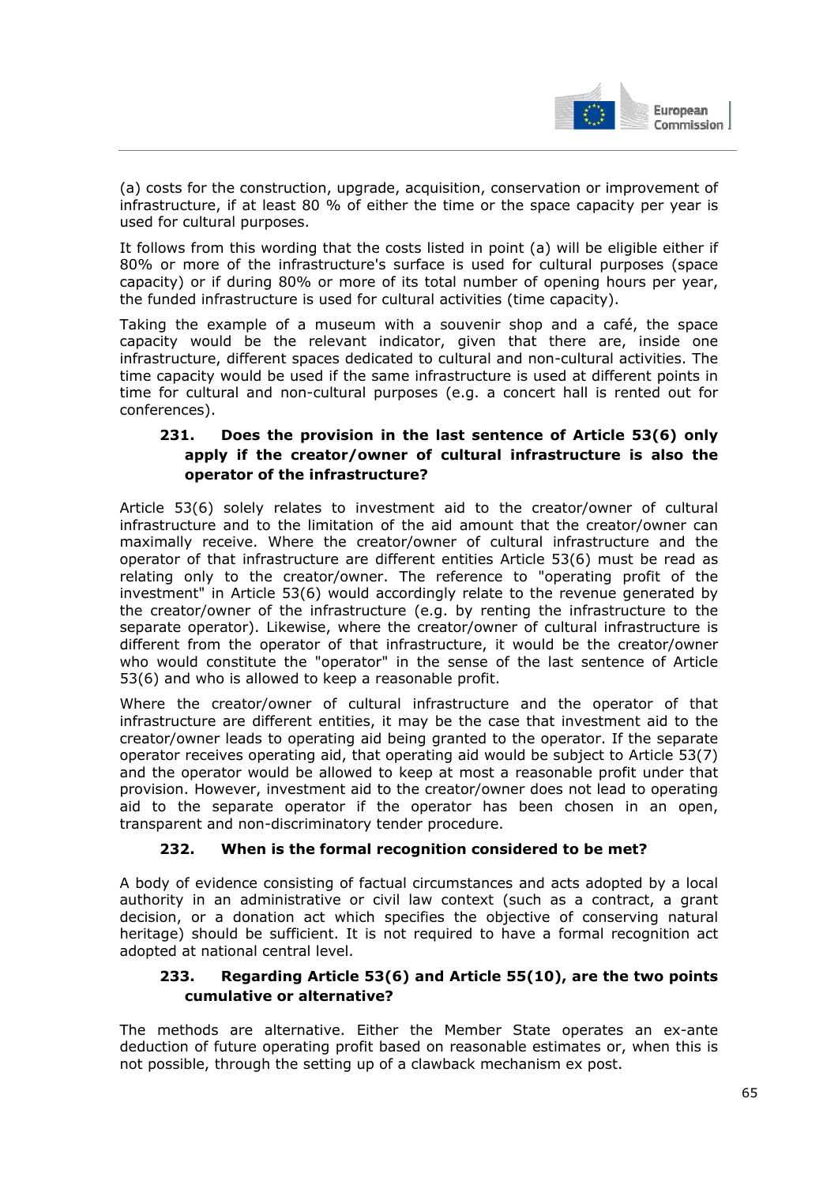(a) costs for the construction, upgrade, acquisition, conservation or improvement of infrastructure, if at least 80 % of either the time or the space capacity per year is used for cultural purposes.

It follows from this wording that the costs listed in point (a) will be eligible either if 80% or more of the infrastructure's surface is used for cultural purposes (space capacity) or if during 80% or more of its total number of opening hours per year, the funded infrastructure is used for cultural activities (time capacity).

Taking the example of a museum with a souvenir shop and a café, the space capacity would be the relevant indicator, given that there are, inside one infrastructure, different spaces dedicated to cultural and non-cultural activities. The time capacity would be used if the same infrastructure is used at different points in time for cultural and non-cultural purposes (e.g. a concert hall is rented out for conferences).

### 231. Does the provision in the last sentence of Article 53(6) only apply if the creator/owner of cultural infrastructure is also the operator of the infrastructure?

Article 53(6) solely relates to investment aid to the creator/owner of cultural infrastructure and to the limitation of the aid amount that the creator/owner can maximally receive. Where the creator/owner of cultural infrastructure and the operator of that infrastructure are different entities Article 53(6) must be read as relating only to the creator/owner. The reference to "operating profit of the investment" in Article 53(6) would accordingly relate to the revenue generated by the creator/owner of the infrastructure (e.g. by renting the infrastructure to the separate operator). Likewise, where the creator/owner of cultural infrastructure is different from the operator of that infrastructure, it would be the creator/owner who would constitute the "operator" in the sense of the last sentence of Article 53(6) and who is allowed to keep a reasonable profit.

Where the creator/owner of cultural infrastructure and the operator of that infrastructure are different entities, it may be the case that investment aid to the creator/owner leads to operating aid being granted to the operator. If the separate operator receives operating aid, that operating aid would be subject to Article 53(7) and the operator would be allowed to keep at most a reasonable profit under that provision. However, investment aid to the creator/owner does not lead to operating aid to the separate operator if the operator has been chosen in an open, transparent and non-discriminatory tender procedure.

### 232. When is the formal recognition considered to be met?

A body of evidence consisting of factual circumstances and acts adopted by a local authority in an administrative or civil law context (such as a contract, a grant decision, or a donation act which specifies the objective of conserving natural heritage) should be sufficient. It is not required to have a formal recognition act adopted at national central level.

### 233. Regarding Article 53(6) and Article 55(10), are the two points cumulative or alternative?

The methods are alternative. Either the Member State operates an ex-ante deduction of future operating profit based on reasonable estimates or, when this is not possible, through the setting up of a clawback mechanism ex post.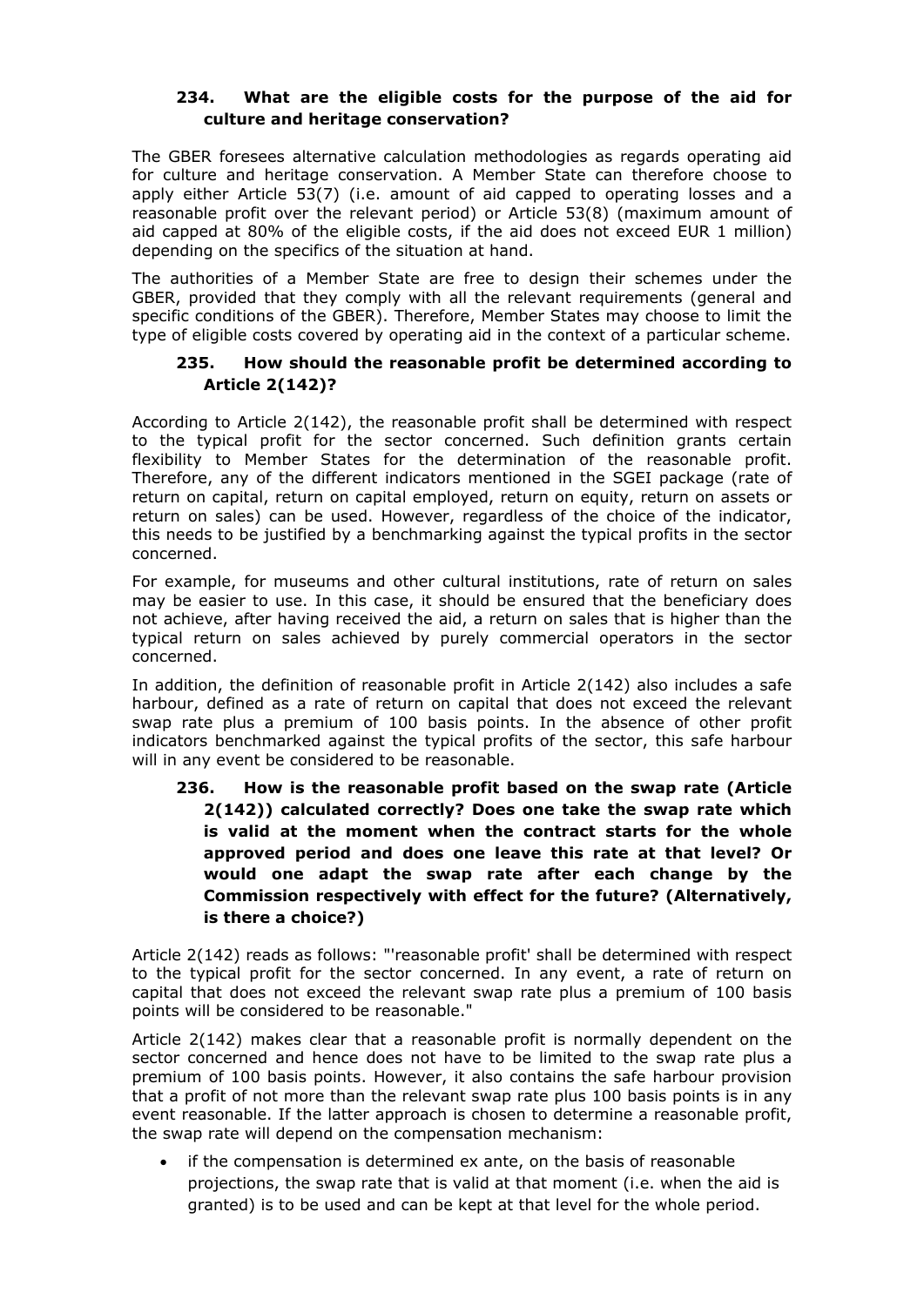### 234. What are the eligible costs for the purpose of the aid for culture and heritage conservation?

The GBER foresees alternative calculation methodologies as regards operating aid for culture and heritage conservation. A Member State can therefore choose to apply either Article 53(7) (i.e. amount of aid capped to operating losses and a reasonable profit over the relevant period) or Article 53(8) (maximum amount of aid capped at 80% of the eligible costs, if the aid does not exceed EUR 1 million) depending on the specifics of the situation at hand.

The authorities of a Member State are free to design their schemes under the GBER, provided that they comply with all the relevant requirements (general and specific conditions of the GBER). Therefore, Member States may choose to limit the type of eligible costs covered by operating aid in the context of a particular scheme.

### 235. How should the reasonable profit be determined according to Article 2(142)?

According to Article 2(142), the reasonable profit shall be determined with respect to the typical profit for the sector concerned. Such definition grants certain flexibility to Member States for the determination of the reasonable profit. Therefore, any of the different indicators mentioned in the SGEI package (rate of return on capital, return on capital employed, return on equity, return on assets or return on sales) can be used. However, regardless of the choice of the indicator, this needs to be justified by a benchmarking against the typical profits in the sector concerned.

For example, for museums and other cultural institutions, rate of return on sales may be easier to use. In this case, it should be ensured that the beneficiary does not achieve, after having received the aid, a return on sales that is higher than the typical return on sales achieved by purely commercial operators in the sector concerned.

In addition, the definition of reasonable profit in Article 2(142) also includes a safe harbour, defined as a rate of return on capital that does not exceed the relevant swap rate plus a premium of 100 basis points. In the absence of other profit indicators benchmarked against the typical profits of the sector, this safe harbour will in any event be considered to be reasonable.

### 236. How is the reasonable profit based on the swap rate (Article 2(142)) calculated correctly? Does one take the swap rate which is valid at the moment when the contract starts for the whole approved period and does one leave this rate at that level? Or would one adapt the swap rate after each change by the Commission respectively with effect for the future? (Alternatively, is there a choice?)

Article 2(142) reads as follows: "'reasonable profit' shall be determined with respect to the typical profit for the sector concerned. In any event, a rate of return on capital that does not exceed the relevant swap rate plus a premium of 100 basis points will be considered to be reasonable."

Article 2(142) makes clear that a reasonable profit is normally dependent on the sector concerned and hence does not have to be limited to the swap rate plus a premium of 100 basis points. However, it also contains the safe harbour provision that a profit of not more than the relevant swap rate plus 100 basis points is in any event reasonable. If the latter approach is chosen to determine a reasonable profit, the swap rate will depend on the compensation mechanism:

- if the compensation is determined ex ante, on the basis of reasonable projections, the swap rate that is valid at that moment (i.e. when the aid is granted) is to be used and can be kept at that level for the whole period.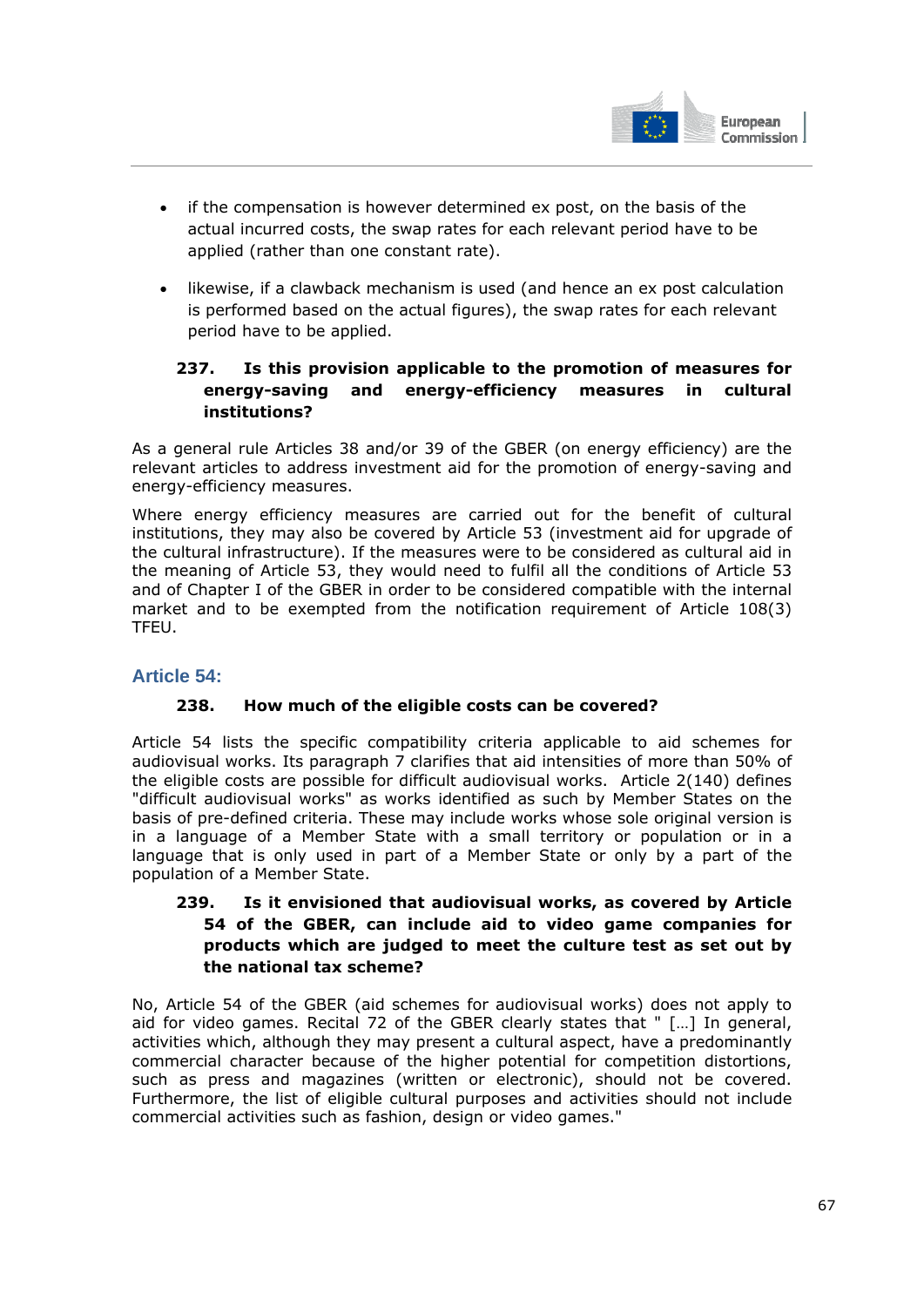- if the compensation is however determined ex post, on the basis of the actual incurred costs, the swap rates for each relevant period have to be applied (rather than one constant rate).
- likewise, if a clawback mechanism is used (and hence an ex post calculation is performed based on the actual figures), the swap rates for each relevant period have to be applied.

#### 237. Is this provision applicable to the promotion of measures for energy-saving and energy-efficiency measures in cultural institutions?

As a general rule Articles 38 and/or 39 of the GBER (on energy efficiency) are the relevant articles to address investment aid for the promotion of energy-saving and energy-efficiency measures.

Where energy efficiency measures are carried out for the benefit of cultural institutions, they may also be covered by Article 53 (investment aid for upgrade of the cultural infrastructure). If the measures were to be considered as cultural aid in the meaning of Article 53, they would need to fulfil all the conditions of Article 53 and of Chapter I of the GBER in order to be considered compatible with the internal market and to be exempted from the notification requirement of Article 108(3) TFEU.

### Article 54:

#### 238. How much of the eligible costs can be covered?

Article 54 lists the specific compatibility criteria applicable to aid schemes for audiovisual works. Its paragraph 7 clarifies that aid intensities of more than 50% of the eligible costs are possible for difficult audiovisual works. Article 2(140) defines "difficult audiovisual works" as works identified as such by Member States on the basis of pre-defined criteria. These may include works whose sole original version is in a language of a Member State with a small territory or population or in a language that is only used in part of a Member State or only by a part of the population of a Member State.

#### 239. Is it envisioned that audiovisual works, as covered by Article 54 of the GBER, can include aid to video game companies for products which are judged to meet the culture test as set out by the national tax scheme?

No, Article 54 of the GBER (aid schemes for audiovisual works) does not apply to aid for video games. Recital 72 of the GBER clearly states that " […] In general, activities which, although they may present a cultural aspect, have a predominantly commercial character because of the higher potential for competition distortions, such as press and magazines (written or electronic), should not be covered. Furthermore, the list of eligible cultural purposes and activities should not include commercial activities such as fashion, design or video games."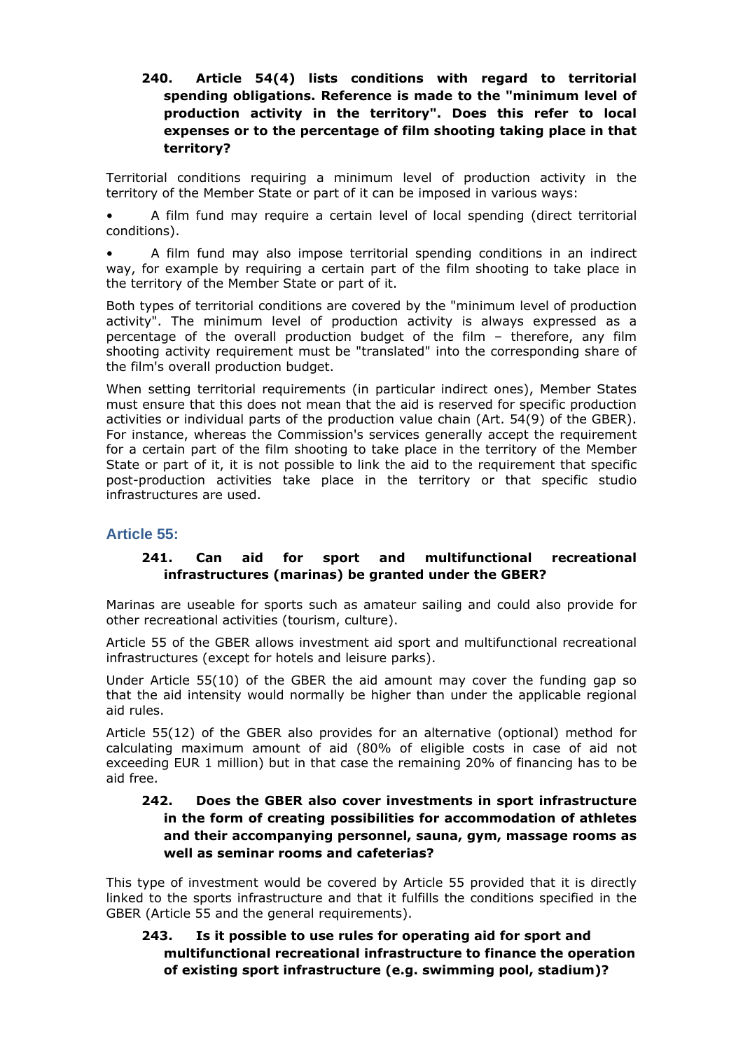**240. Article 54(4) lists conditions with regard to territorial spending obligations. Reference is made to the "minimum level of production activity in the territory". Does this refer to local expenses or to the percentage of film shooting taking place in that territory?**

Territorial conditions requiring a minimum level of production activity in the territory of the Member State or part of it can be imposed in various ways:

- A film fund may require a certain level of local spending (direct territorial conditions).
- A film fund may also impose territorial spending conditions in an indirect way, for example by requiring a certain part of the film shooting to take place in the territory of the Member State or part of it.

Both types of territorial conditions are covered by the "minimum level of production activity". The minimum level of production activity is always expressed as a percentage of the overall production budget of the film – therefore, any film shooting activity requirement must be "translated" into the corresponding share of the film's overall production budget.

When setting territorial requirements (in particular indirect ones), Member States must ensure that this does not mean that the aid is reserved for specific production activities or individual parts of the production value chain (Art. 54(9) of the GBER). For instance, whereas the Commission's services generally accept the requirement for a certain part of the film shooting to take place in the territory of the Member State or part of it, it is not possible to link the aid to the requirement that specific post-production activities take place in the territory or that specific studio infrastructures are used.

## Article 55:

**241. Can aid for sport and multifunctional recreational infrastructures (marinas) be granted under the GBER?**

Marinas are useable for sports such as amateur sailing and could also provide for other recreational activities (tourism, culture).

Article 55 of the GBER allows investment aid sport and multifunctional recreational infrastructures (except for hotels and leisure parks).

Under Article 55(10) of the GBER the aid amount may cover the funding gap so that the aid intensity would normally be higher than under the applicable regional aid rules.

Article 55(12) of the GBER also provides for an alternative (optional) method for calculating maximum amount of aid (80% of eligible costs in case of aid not exceeding EUR 1 million) but in that case the remaining 20% of financing has to be aid free.

**242. Does the GBER also cover investments in sport infrastructure in the form of creating possibilities for accommodation of athletes and their accompanying personnel, sauna, gym, massage rooms as well as seminar rooms and cafeterias?**

This type of investment would be covered by Article 55 provided that it is directly linked to the sports infrastructure and that it fulfills the conditions specified in the GBER (Article 55 and the general requirements).

**243. Is it possible to use rules for operating aid for sport and multifunctional recreational infrastructure to finance the operation of existing sport infrastructure (e.g. swimming pool, stadium)?**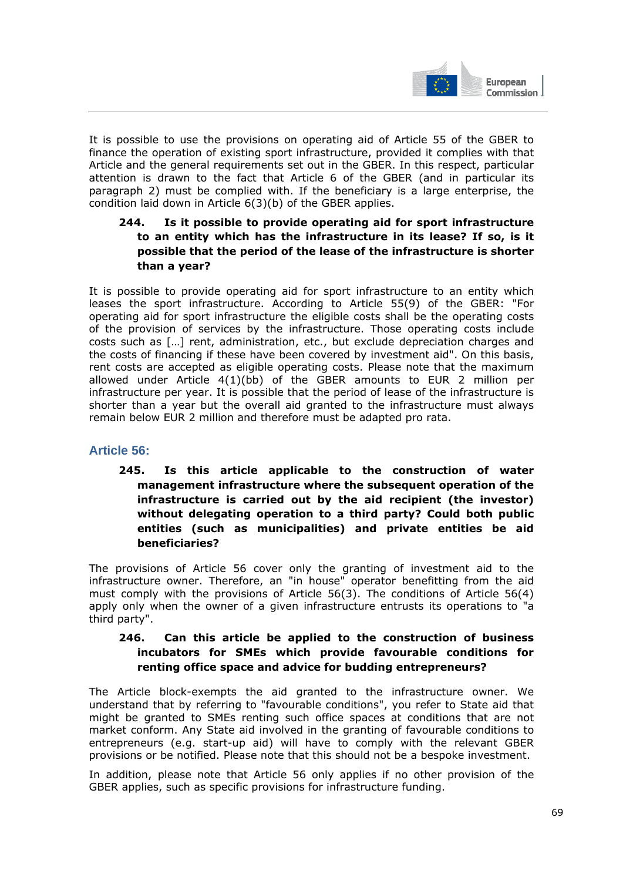It is possible to use the provisions on operating aid of Article 55 of the GBER to finance the operation of existing sport infrastructure, provided it complies with that Article and the general requirements set out in the GBER. In this respect, particular attention is drawn to the fact that Article 6 of the GBER (and in particular its paragraph 2) must be complied with. If the beneficiary is a large enterprise, the condition laid down in Article 6(3)(b) of the GBER applies.

**244. Is it possible to provide operating aid for sport infrastructure to an entity which has the infrastructure in its lease? If so, is it possible that the period of the lease of the infrastructure is shorter than a year?**

It is possible to provide operating aid for sport infrastructure to an entity which leases the sport infrastructure. According to Article 55(9) of the GBER: "For operating aid for sport infrastructure the eligible costs shall be the operating costs of the provision of services by the infrastructure. Those operating costs include costs such as […] rent, administration, etc., but exclude depreciation charges and the costs of financing if these have been covered by investment aid". On this basis, rent costs are accepted as eligible operating costs. Please note that the maximum allowed under Article 4(1)(bb) of the GBER amounts to EUR 2 million per infrastructure per year. It is possible that the period of lease of the infrastructure is shorter than a year but the overall aid granted to the infrastructure must always remain below EUR 2 million and therefore must be adapted pro rata.

## Article 56:

**245. Is this article applicable to the construction of water management infrastructure where the subsequent operation of the infrastructure is carried out by the aid recipient (the investor) without delegating operation to a third party? Could both public entities (such as municipalities) and private entities be aid beneficiaries?**

The provisions of Article 56 cover only the granting of investment aid to the infrastructure owner. Therefore, an "in house" operator benefitting from the aid must comply with the provisions of Article 56(3). The conditions of Article 56(4) apply only when the owner of a given infrastructure entrusts its operations to "a third party".

**246. Can this article be applied to the construction of business incubators for SMEs which provide favourable conditions for renting office space and advice for budding entrepreneurs?**

The Article block-exempts the aid granted to the infrastructure owner. We understand that by referring to "favourable conditions", you refer to State aid that might be granted to SMEs renting such office spaces at conditions that are not market conform. Any State aid involved in the granting of favourable conditions to entrepreneurs (e.g. start-up aid) will have to comply with the relevant GBER provisions or be notified. Please note that this should not be a bespoke investment.

In addition, please note that Article 56 only applies if no other provision of the GBER applies, such as specific provisions for infrastructure funding.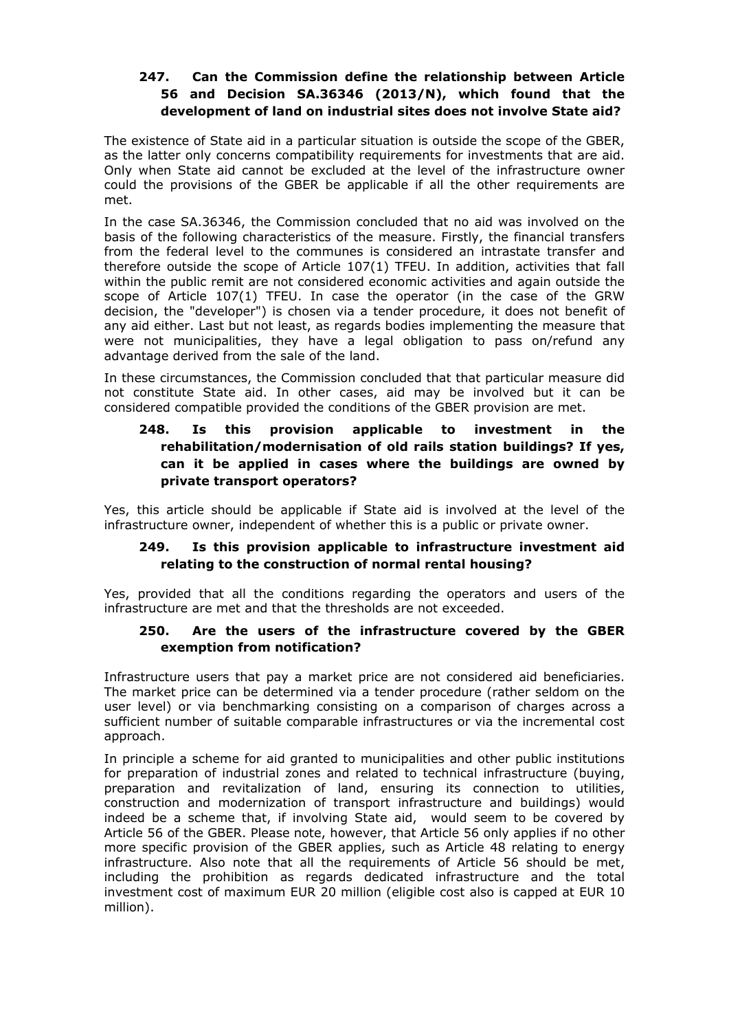### 247. Can the Commission define the relationship between Article 56 and Decision SA.36346 (2013/N), which found that the development of land on industrial sites does not involve State aid?

The existence of State aid in a particular situation is outside the scope of the GBER, as the latter only concerns compatibility requirements for investments that are aid. Only when State aid cannot be excluded at the level of the infrastructure owner could the provisions of the GBER be applicable if all the other requirements are met.

In the case SA.36346, the Commission concluded that no aid was involved on the basis of the following characteristics of the measure. Firstly, the financial transfers from the federal level to the communes is considered an intrastate transfer and therefore outside the scope of Article 107(1) TFEU. In addition, activities that fall within the public remit are not considered economic activities and again outside the scope of Article 107(1) TFEU. In case the operator (in the case of the GRW decision, the "developer") is chosen via a tender procedure, it does not benefit of any aid either. Last but not least, as regards bodies implementing the measure that were not municipalities, they have a legal obligation to pass on/refund any advantage derived from the sale of the land.

In these circumstances, the Commission concluded that that particular measure did not constitute State aid. In other cases, aid may be involved but it can be considered compatible provided the conditions of the GBER provision are met.

### 248. Is this provision applicable to investment in the rehabilitation/modernisation of old rails station buildings? If yes, can it be applied in cases where the buildings are owned by private transport operators?

Yes, this article should be applicable if State aid is involved at the level of the infrastructure owner, independent of whether this is a public or private owner.

### 249. Is this provision applicable to infrastructure investment aid relating to the construction of normal rental housing?

Yes, provided that all the conditions regarding the operators and users of the infrastructure are met and that the thresholds are not exceeded.

### 250. Are the users of the infrastructure covered by the GBER exemption from notification?

Infrastructure users that pay a market price are not considered aid beneficiaries. The market price can be determined via a tender procedure (rather seldom on the user level) or via benchmarking consisting on a comparison of charges across a sufficient number of suitable comparable infrastructures or via the incremental cost approach.

In principle a scheme for aid granted to municipalities and other public institutions for preparation of industrial zones and related to technical infrastructure (buying, preparation and revitalization of land, ensuring its connection to utilities, construction and modernization of transport infrastructure and buildings) would indeed be a scheme that, if involving State aid, would seem to be covered by Article 56 of the GBER. Please note, however, that Article 56 only applies if no other more specific provision of the GBER applies, such as Article 48 relating to energy infrastructure. Also note that all the requirements of Article 56 should be met, including the prohibition as regards dedicated infrastructure and the total investment cost of maximum EUR 20 million (eligible cost also is capped at EUR 10 million).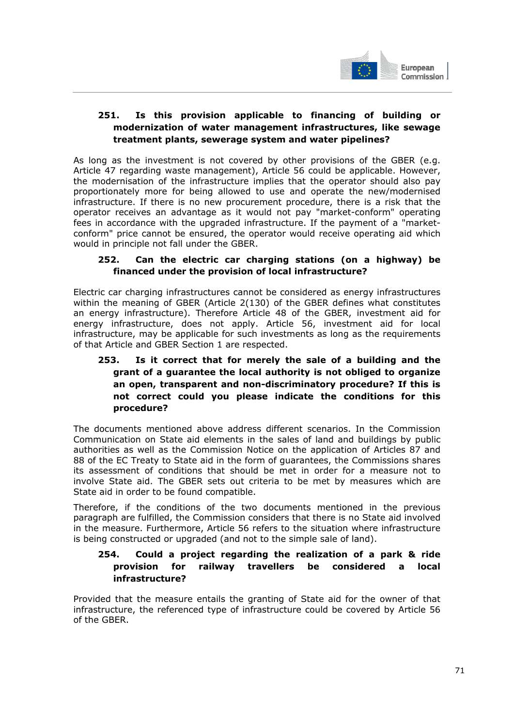### 251. Is this provision applicable to financing of building or modernization of water management infrastructures, like sewage treatment plants, sewerage system and water pipelines?

As long as the investment is not covered by other provisions of the GBER (e.g. Article 47 regarding waste management), Article 56 could be applicable. However, the modernisation of the infrastructure implies that the operator should also pay proportionately more for being allowed to use and operate the new/modernised infrastructure. If there is no new procurement procedure, there is a risk that the operator receives an advantage as it would not pay "market-conform" operating fees in accordance with the upgraded infrastructure. If the payment of a "market-conform" price cannot be ensured, the operator would receive operating aid which would in principle not fall under the GBER.

### 252. Can the electric car charging stations (on a highway) be financed under the provision of local infrastructure?

Electric car charging infrastructures cannot be considered as energy infrastructures within the meaning of GBER (Article 2(130) of the GBER defines what constitutes an energy infrastructure). Therefore Article 48 of the GBER, investment aid for energy infrastructure, does not apply. Article 56, investment aid for local infrastructure, may be applicable for such investments as long as the requirements of that Article and GBER Section 1 are respected.

### 253. Is it correct that for merely the sale of a building and the grant of a guarantee the local authority is not obliged to organize an open, transparent and non-discriminatory procedure? If this is not correct could you please indicate the conditions for this procedure?

The documents mentioned above address different scenarios. In the Commission Communication on State aid elements in the sales of land and buildings by public authorities as well as the Commission Notice on the application of Articles 87 and 88 of the EC Treaty to State aid in the form of guarantees, the Commissions shares its assessment of conditions that should be met in order for a measure not to involve State aid. The GBER sets out criteria to be met by measures which are State aid in order to be found compatible.

Therefore, if the conditions of the two documents mentioned in the previous paragraph are fulfilled, the Commission considers that there is no State aid involved in the measure. Furthermore, Article 56 refers to the situation where infrastructure is being constructed or upgraded (and not to the simple sale of land).

### 254. Could a project regarding the realization of a park & ride provision for railway travellers be considered a local infrastructure?

Provided that the measure entails the granting of State aid for the owner of that infrastructure, the referenced type of infrastructure could be covered by Article 56 of the GBER.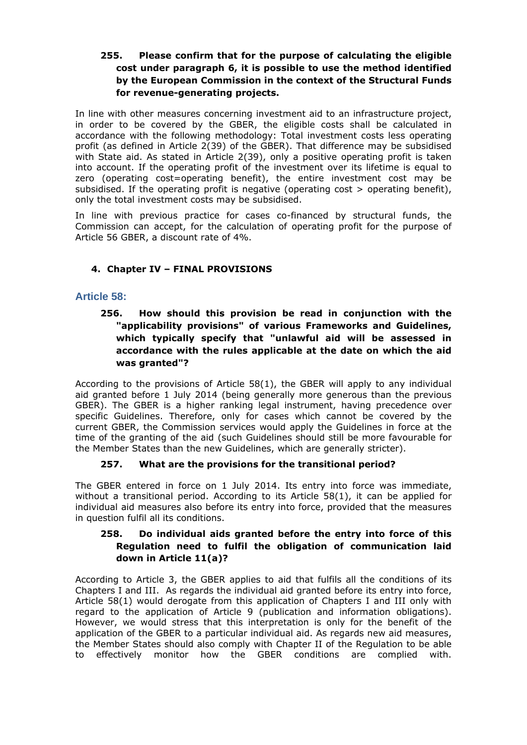**255. Please confirm that for the purpose of calculating the eligible cost under paragraph 6, it is possible to use the method identified by the European Commission in the context of the Structural Funds for revenue-generating projects.**

In line with other measures concerning investment aid to an infrastructure project, in order to be covered by the GBER, the eligible costs shall be calculated in accordance with the following methodology: Total investment costs less operating profit (as defined in Article 2(39) of the GBER). That difference may be subsidised with State aid. As stated in Article 2(39), only a positive operating profit is taken into account. If the operating profit of the investment over its lifetime is equal to zero (operating cost=operating benefit), the entire investment cost may be subsidised. If the operating profit is negative (operating cost > operating benefit), only the total investment costs may be subsidised.

In line with previous practice for cases co-financed by structural funds, the Commission can accept, for the calculation of operating profit for the purpose of Article 56 GBER, a discount rate of 4%.

## 4. Chapter IV – FINAL PROVISIONS

### Article 58:

**256. How should this provision be read in conjunction with the "applicability provisions" of various Frameworks and Guidelines, which typically specify that "unlawful aid will be assessed in accordance with the rules applicable at the date on which the aid was granted"?**

According to the provisions of Article 58(1), the GBER will apply to any individual aid granted before 1 July 2014 (being generally more generous than the previous GBER). The GBER is a higher ranking legal instrument, having precedence over specific Guidelines. Therefore, only for cases which cannot be covered by the current GBER, the Commission services would apply the Guidelines in force at the time of the granting of the aid (such Guidelines should still be more favourable for the Member States than the new Guidelines, which are generally stricter).

**257. What are the provisions for the transitional period?**

The GBER entered in force on 1 July 2014. Its entry into force was immediate, without a transitional period. According to its Article 58(1), it can be applied for individual aid measures also before its entry into force, provided that the measures in question fulfil all its conditions.

**258. Do individual aids granted before the entry into force of this Regulation need to fulfil the obligation of communication laid down in Article 11(a)?**

According to Article 3, the GBER applies to aid that fulfils all the conditions of its Chapters I and III. As regards the individual aid granted before its entry into force, Article 58(1) would derogate from this application of Chapters I and III only with regard to the application of Article 9 (publication and information obligations). However, we would stress that this interpretation is only for the benefit of the application of the GBER to a particular individual aid. As regards new aid measures, the Member States should also comply with Chapter II of the Regulation to be able to effectively monitor how the GBER conditions are complied with.